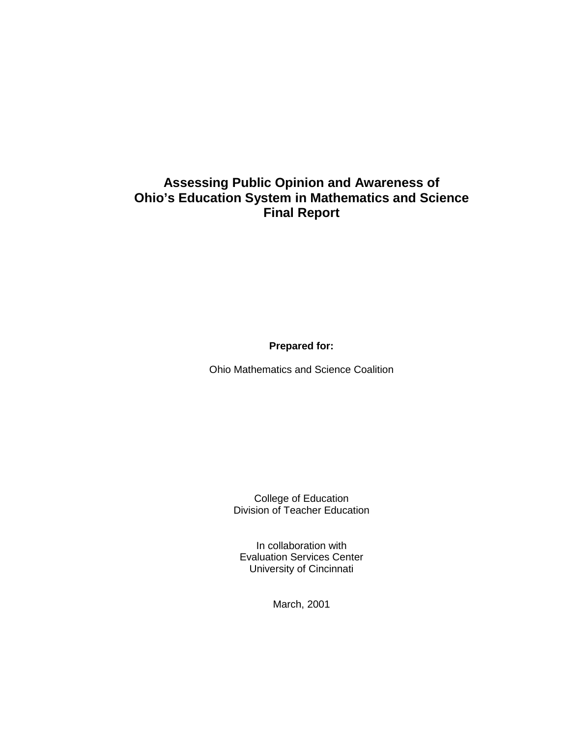# Assessing Public Opinion and Awareness of Ohio's Education System in Mathematics and Science Final Report

**Prepared for:**

Ohio Mathematics and Science Coalition

College of Education
Division of Teacher Education

In collaboration with
Evaluation Services Center
University of Cincinnati

March, 2001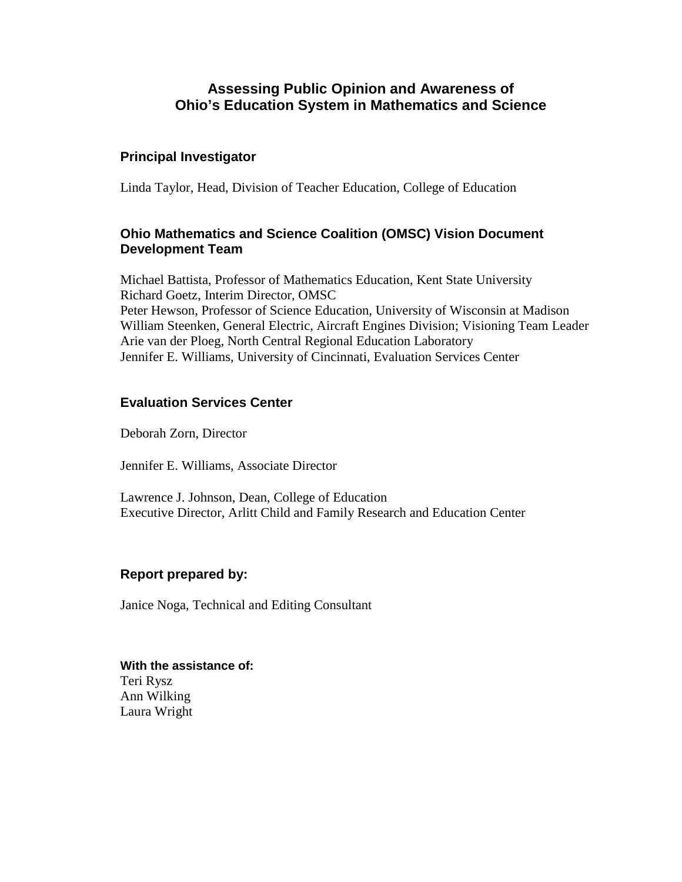# Assessing Public Opinion and Awareness of Ohio's Education System in Mathematics and Science

## Principal Investigator

Linda Taylor, Head, Division of Teacher Education, College of Education

## Ohio Mathematics and Science Coalition (OMSC) Vision Document Development Team

Michael Battista, Professor of Mathematics Education, Kent State University
Richard Goetz, Interim Director, OMSC
Peter Hewson, Professor of Science Education, University of Wisconsin at Madison
William Steenken, General Electric, Aircraft Engines Division; Visioning Team Leader
Arie van der Ploeg, North Central Regional Education Laboratory
Jennifer E. Williams, University of Cincinnati, Evaluation Services Center

## Evaluation Services Center

Deborah Zorn, Director

Jennifer E. Williams, Associate Director

Lawrence J. Johnson, Dean, College of Education
Executive Director, Arlitt Child and Family Research and Education Center

## Report prepared by:

Janice Noga, Technical and Editing Consultant

**With the assistance of:**
Teri Rysz
Ann Wilking
Laura Wright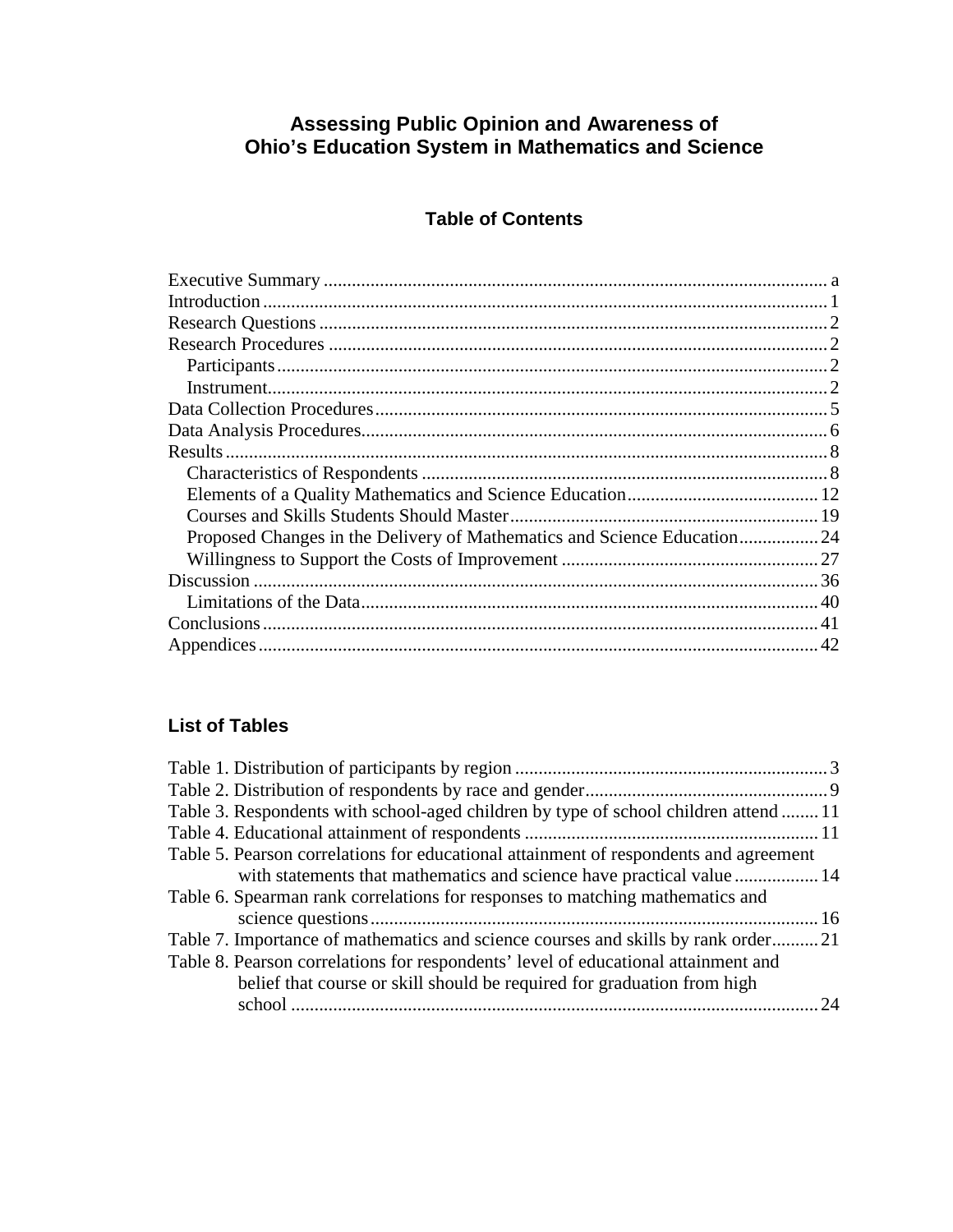# Assessing Public Opinion and Awareness of Ohio's Education System in Mathematics and Science

## Table of Contents

Executive Summary ..... a
Introduction ..... 1
Research Questions ..... 2
Research Procedures ..... 2
  Participants ..... 2
  Instrument ..... 2
Data Collection Procedures ..... 5
Data Analysis Procedures ..... 6
Results ..... 8
  Characteristics of Respondents ..... 8
  Elements of a Quality Mathematics and Science Education ..... 12
  Courses and Skills Students Should Master ..... 19
  Proposed Changes in the Delivery of Mathematics and Science Education ..... 24
  Willingness to Support the Costs of Improvement ..... 27
Discussion ..... 36
  Limitations of the Data ..... 40
Conclusions ..... 41
Appendices ..... 42

### List of Tables

Table 1. Distribution of participants by region ..... 3
Table 2. Distribution of respondents by race and gender ..... 9
Table 3. Respondents with school-aged children by type of school children attend ..... 11
Table 4. Educational attainment of respondents ..... 11
Table 5. Pearson correlations for educational attainment of respondents and agreement with statements that mathematics and science have practical value ..... 14
Table 6. Spearman rank correlations for responses to matching mathematics and science questions ..... 16
Table 7. Importance of mathematics and science courses and skills by rank order ..... 21
Table 8. Pearson correlations for respondents' level of educational attainment and belief that course or skill should be required for graduation from high school ..... 24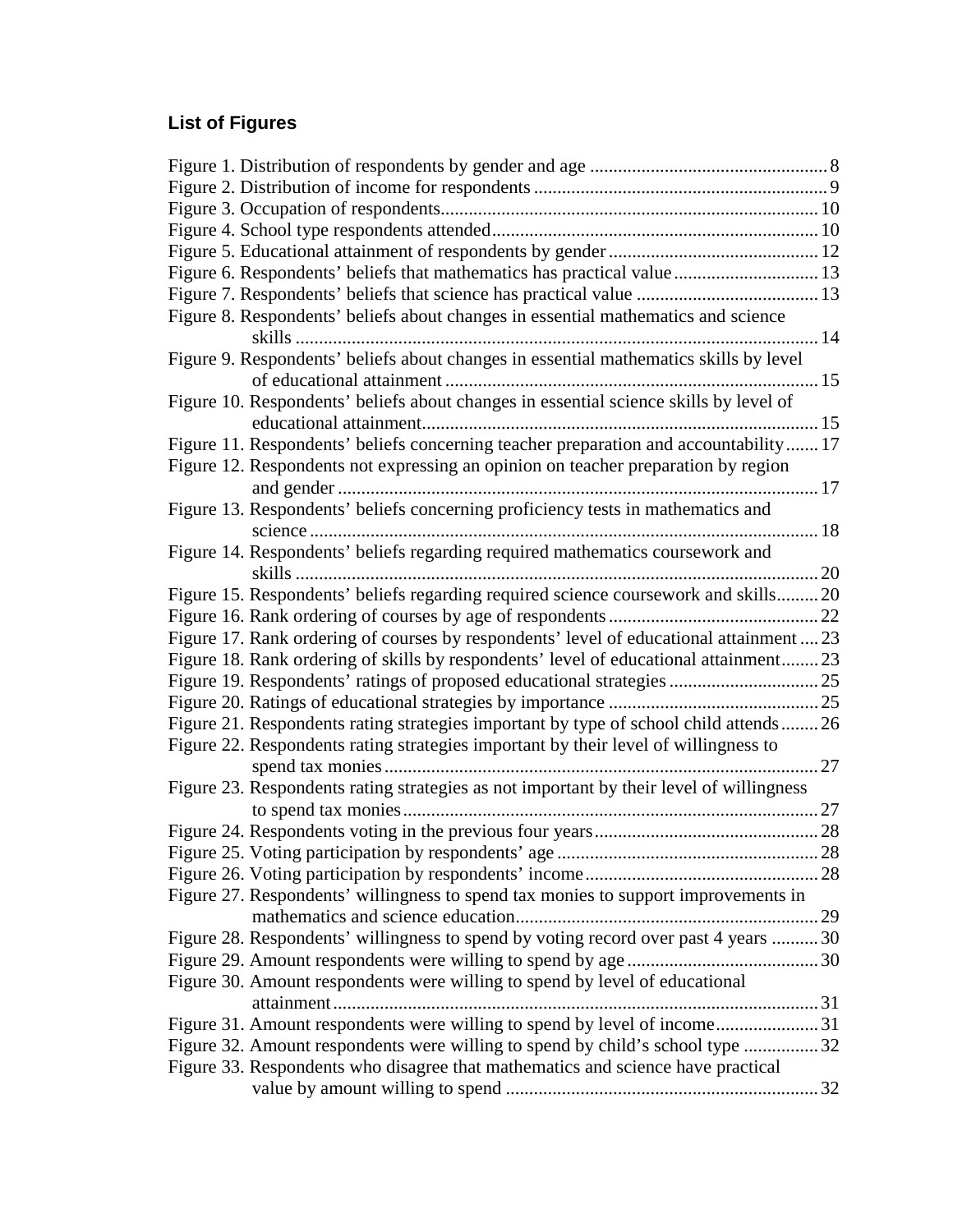## List of Figures

Figure 1. Distribution of respondents by gender and age .................................................. 8
Figure 2. Distribution of income for respondents .............................................................. 9
Figure 3. Occupation of respondents................................................................................ 10
Figure 4. School type respondents attended..................................................................... 10
Figure 5. Educational attainment of respondents by gender ............................................ 12
Figure 6. Respondents' beliefs that mathematics has practical value .............................. 13
Figure 7. Respondents' beliefs that science has practical value ....................................... 13
Figure 8. Respondents' beliefs about changes in essential mathematics and science skills ................................................................................................................ 14
Figure 9. Respondents' beliefs about changes in essential mathematics skills by level of educational attainment ............................................................................... 15
Figure 10. Respondents' beliefs about changes in essential science skills by level of educational attainment.................................................................................... 15
Figure 11. Respondents' beliefs concerning teacher preparation and accountability....... 17
Figure 12. Respondents not expressing an opinion on teacher preparation by region and gender ...................................................................................................... 17
Figure 13. Respondents' beliefs concerning proficiency tests in mathematics and science ............................................................................................................ 18
Figure 14. Respondents' beliefs regarding required mathematics coursework and skills ............................................................................................................... 20
Figure 15. Respondents' beliefs regarding required science coursework and skills......... 20
Figure 16. Rank ordering of courses by age of respondents ............................................ 22
Figure 17. Rank ordering of courses by respondents' level of educational attainment .... 23
Figure 18. Rank ordering of skills by respondents' level of educational attainment........ 23
Figure 19. Respondents' ratings of proposed educational strategies ................................ 25
Figure 20. Ratings of educational strategies by importance ............................................ 25
Figure 21. Respondents rating strategies important by type of school child attends........ 26
Figure 22. Respondents rating strategies important by their level of willingness to spend tax monies............................................................................................ 27
Figure 23. Respondents rating strategies as not important by their level of willingness to spend tax monies......................................................................................... 27
Figure 24. Respondents voting in the previous four years ............................................... 28
Figure 25. Voting participation by respondents' age ....................................................... 28
Figure 26. Voting participation by respondents' income ................................................. 28
Figure 27. Respondents' willingness to spend tax monies to support improvements in mathematics and science education................................................................ 29
Figure 28. Respondents' willingness to spend by voting record over past 4 years .......... 30
Figure 29. Amount respondents were willing to spend by age ........................................ 30
Figure 30. Amount respondents were willing to spend by level of educational attainment....................................................................................................... 31
Figure 31. Amount respondents were willing to spend by level of income...................... 31
Figure 32. Amount respondents were willing to spend by child's school type ................ 32
Figure 33. Respondents who disagree that mathematics and science have practical value by amount willing to spend .................................................................. 32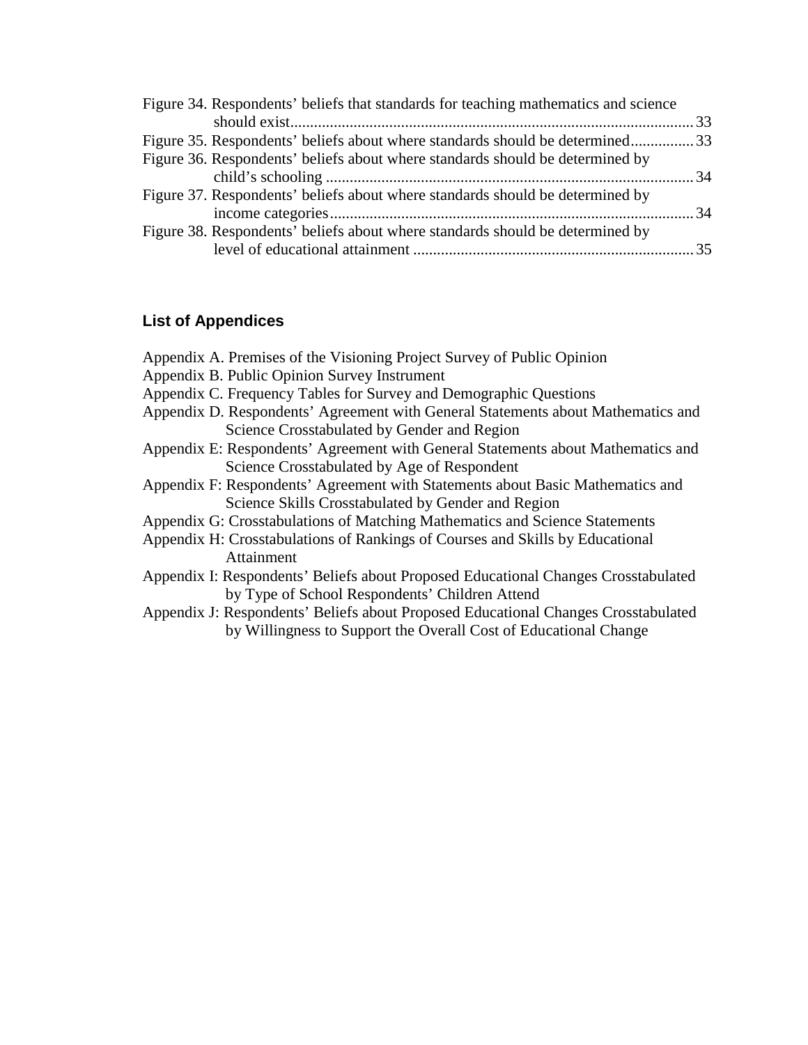Figure 34. Respondents' beliefs that standards for teaching mathematics and science should exist....................................................................................................... 33
Figure 35. Respondents' beliefs about where standards should be determined................ 33
Figure 36. Respondents' beliefs about where standards should be determined by child's schooling ............................................................................................. 34
Figure 37. Respondents' beliefs about where standards should be determined by income categories........................................................................................... 34
Figure 38. Respondents' beliefs about where standards should be determined by level of educational attainment ....................................................................... 35

## List of Appendices

Appendix A. Premises of the Visioning Project Survey of Public Opinion
Appendix B. Public Opinion Survey Instrument
Appendix C. Frequency Tables for Survey and Demographic Questions
Appendix D. Respondents' Agreement with General Statements about Mathematics and Science Crosstabulated by Gender and Region
Appendix E: Respondents' Agreement with General Statements about Mathematics and Science Crosstabulated by Age of Respondent
Appendix F: Respondents' Agreement with Statements about Basic Mathematics and Science Skills Crosstabulated by Gender and Region
Appendix G: Crosstabulations of Matching Mathematics and Science Statements
Appendix H: Crosstabulations of Rankings of Courses and Skills by Educational Attainment
Appendix I: Respondents' Beliefs about Proposed Educational Changes Crosstabulated by Type of School Respondents' Children Attend
Appendix J: Respondents' Beliefs about Proposed Educational Changes Crosstabulated by Willingness to Support the Overall Cost of Educational Change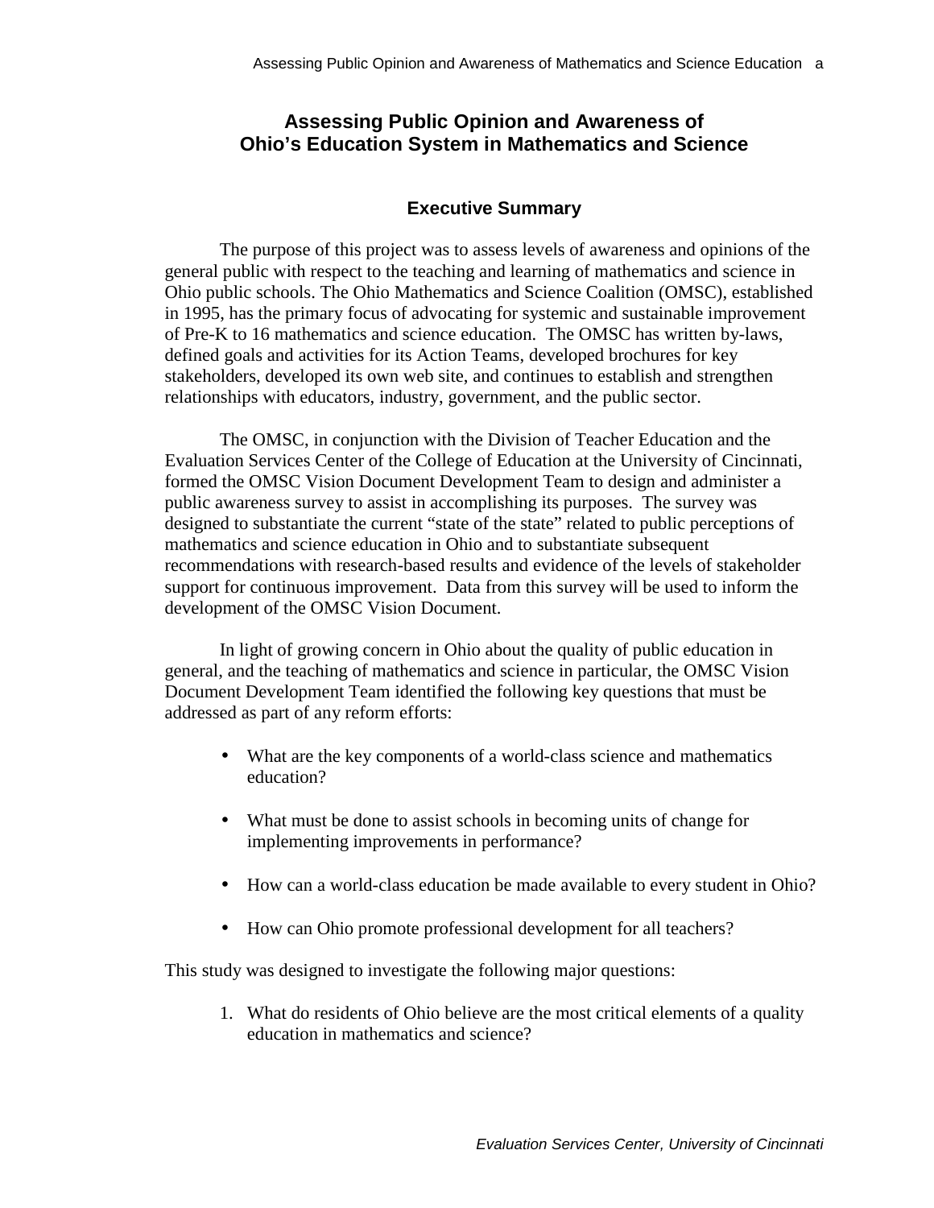# Assessing Public Opinion and Awareness of Ohio's Education System in Mathematics and Science

## Executive Summary

The purpose of this project was to assess levels of awareness and opinions of the general public with respect to the teaching and learning of mathematics and science in Ohio public schools. The Ohio Mathematics and Science Coalition (OMSC), established in 1995, has the primary focus of advocating for systemic and sustainable improvement of Pre-K to 16 mathematics and science education. The OMSC has written by-laws, defined goals and activities for its Action Teams, developed brochures for key stakeholders, developed its own web site, and continues to establish and strengthen relationships with educators, industry, government, and the public sector.

The OMSC, in conjunction with the Division of Teacher Education and the Evaluation Services Center of the College of Education at the University of Cincinnati, formed the OMSC Vision Document Development Team to design and administer a public awareness survey to assist in accomplishing its purposes. The survey was designed to substantiate the current "state of the state" related to public perceptions of mathematics and science education in Ohio and to substantiate subsequent recommendations with research-based results and evidence of the levels of stakeholder support for continuous improvement. Data from this survey will be used to inform the development of the OMSC Vision Document.

In light of growing concern in Ohio about the quality of public education in general, and the teaching of mathematics and science in particular, the OMSC Vision Document Development Team identified the following key questions that must be addressed as part of any reform efforts:

- What are the key components of a world-class science and mathematics education?
- What must be done to assist schools in becoming units of change for implementing improvements in performance?
- How can a world-class education be made available to every student in Ohio?
- How can Ohio promote professional development for all teachers?

This study was designed to investigate the following major questions:

1. What do residents of Ohio believe are the most critical elements of a quality education in mathematics and science?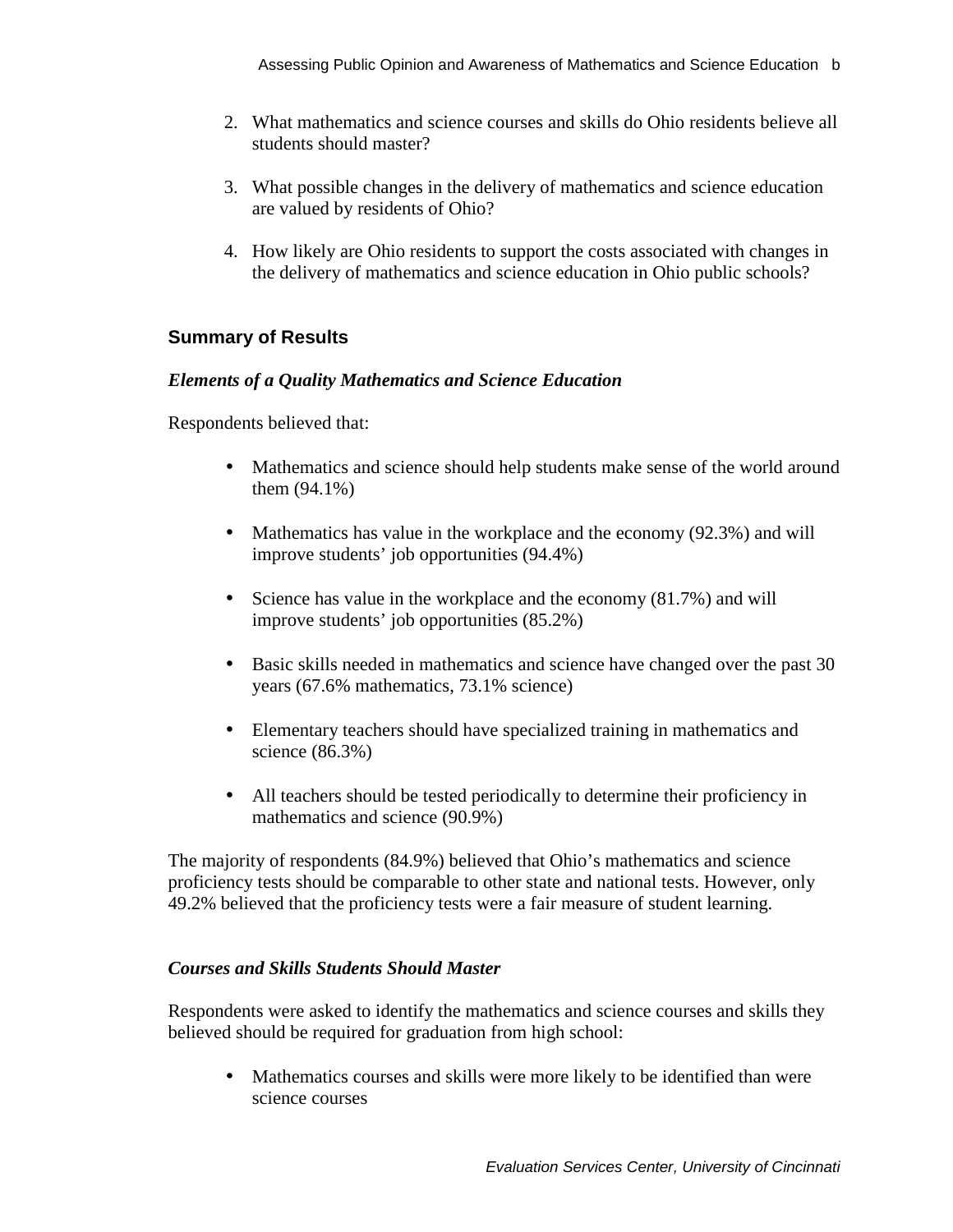2. What mathematics and science courses and skills do Ohio residents believe all students should master?

3. What possible changes in the delivery of mathematics and science education are valued by residents of Ohio?

4. How likely are Ohio residents to support the costs associated with changes in the delivery of mathematics and science education in Ohio public schools?

## Summary of Results

### *Elements of a Quality Mathematics and Science Education*

Respondents believed that:

- Mathematics and science should help students make sense of the world around them (94.1%)
- Mathematics has value in the workplace and the economy (92.3%) and will improve students' job opportunities (94.4%)
- Science has value in the workplace and the economy (81.7%) and will improve students' job opportunities (85.2%)
- Basic skills needed in mathematics and science have changed over the past 30 years (67.6% mathematics, 73.1% science)
- Elementary teachers should have specialized training in mathematics and science (86.3%)
- All teachers should be tested periodically to determine their proficiency in mathematics and science (90.9%)

The majority of respondents (84.9%) believed that Ohio's mathematics and science proficiency tests should be comparable to other state and national tests. However, only 49.2% believed that the proficiency tests were a fair measure of student learning.

### *Courses and Skills Students Should Master*

Respondents were asked to identify the mathematics and science courses and skills they believed should be required for graduation from high school:

- Mathematics courses and skills were more likely to be identified than were science courses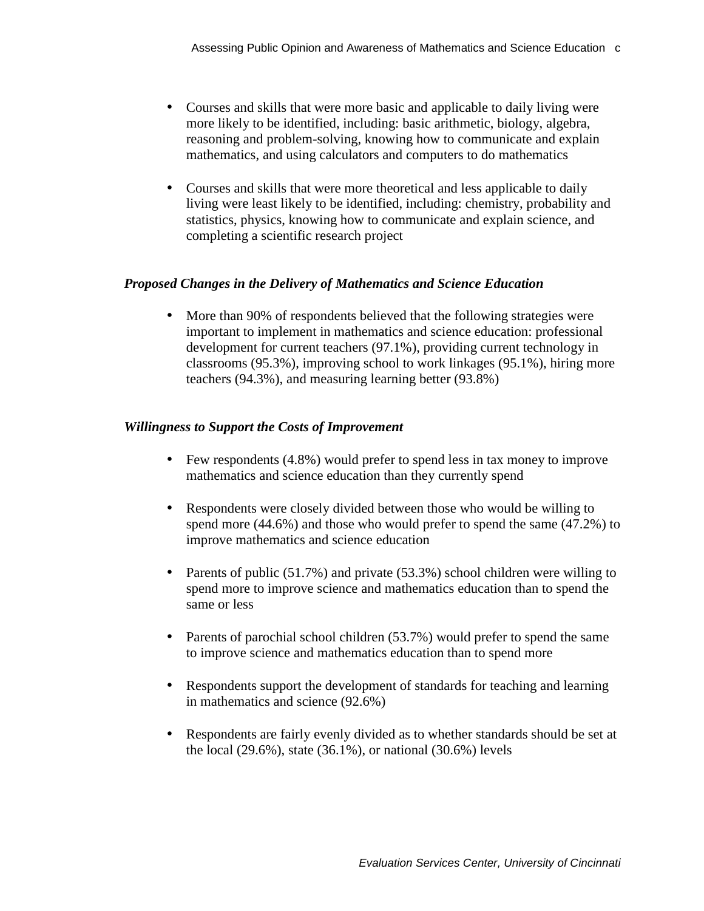- Courses and skills that were more basic and applicable to daily living were more likely to be identified, including: basic arithmetic, biology, algebra, reasoning and problem-solving, knowing how to communicate and explain mathematics, and using calculators and computers to do mathematics

- Courses and skills that were more theoretical and less applicable to daily living were least likely to be identified, including: chemistry, probability and statistics, physics, knowing how to communicate and explain science, and completing a scientific research project

***Proposed Changes in the Delivery of Mathematics and Science Education***

- More than 90% of respondents believed that the following strategies were important to implement in mathematics and science education: professional development for current teachers (97.1%), providing current technology in classrooms (95.3%), improving school to work linkages (95.1%), hiring more teachers (94.3%), and measuring learning better (93.8%)

***Willingness to Support the Costs of Improvement***

- Few respondents (4.8%) would prefer to spend less in tax money to improve mathematics and science education than they currently spend

- Respondents were closely divided between those who would be willing to spend more (44.6%) and those who would prefer to spend the same (47.2%) to improve mathematics and science education

- Parents of public (51.7%) and private (53.3%) school children were willing to spend more to improve science and mathematics education than to spend the same or less

- Parents of parochial school children (53.7%) would prefer to spend the same to improve science and mathematics education than to spend more

- Respondents support the development of standards for teaching and learning in mathematics and science (92.6%)

- Respondents are fairly evenly divided as to whether standards should be set at the local (29.6%), state (36.1%), or national (30.6%) levels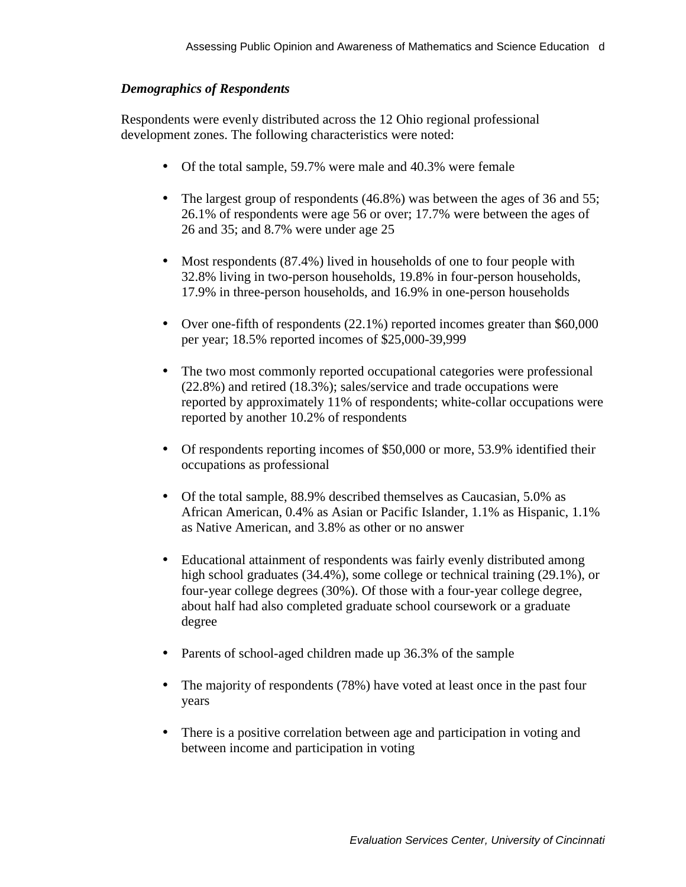### *Demographics of Respondents*

Respondents were evenly distributed across the 12 Ohio regional professional development zones. The following characteristics were noted:

- Of the total sample, 59.7% were male and 40.3% were female
- The largest group of respondents (46.8%) was between the ages of 36 and 55; 26.1% of respondents were age 56 or over; 17.7% were between the ages of 26 and 35; and 8.7% were under age 25
- Most respondents (87.4%) lived in households of one to four people with 32.8% living in two-person households, 19.8% in four-person households, 17.9% in three-person households, and 16.9% in one-person households
- Over one-fifth of respondents (22.1%) reported incomes greater than $60,000 per year; 18.5% reported incomes of $25,000-39,999
- The two most commonly reported occupational categories were professional (22.8%) and retired (18.3%); sales/service and trade occupations were reported by approximately 11% of respondents; white-collar occupations were reported by another 10.2% of respondents
- Of respondents reporting incomes of $50,000 or more, 53.9% identified their occupations as professional
- Of the total sample, 88.9% described themselves as Caucasian, 5.0% as African American, 0.4% as Asian or Pacific Islander, 1.1% as Hispanic, 1.1% as Native American, and 3.8% as other or no answer
- Educational attainment of respondents was fairly evenly distributed among high school graduates (34.4%), some college or technical training (29.1%), or four-year college degrees (30%). Of those with a four-year college degree, about half had also completed graduate school coursework or a graduate degree
- Parents of school-aged children made up 36.3% of the sample
- The majority of respondents (78%) have voted at least once in the past four years
- There is a positive correlation between age and participation in voting and between income and participation in voting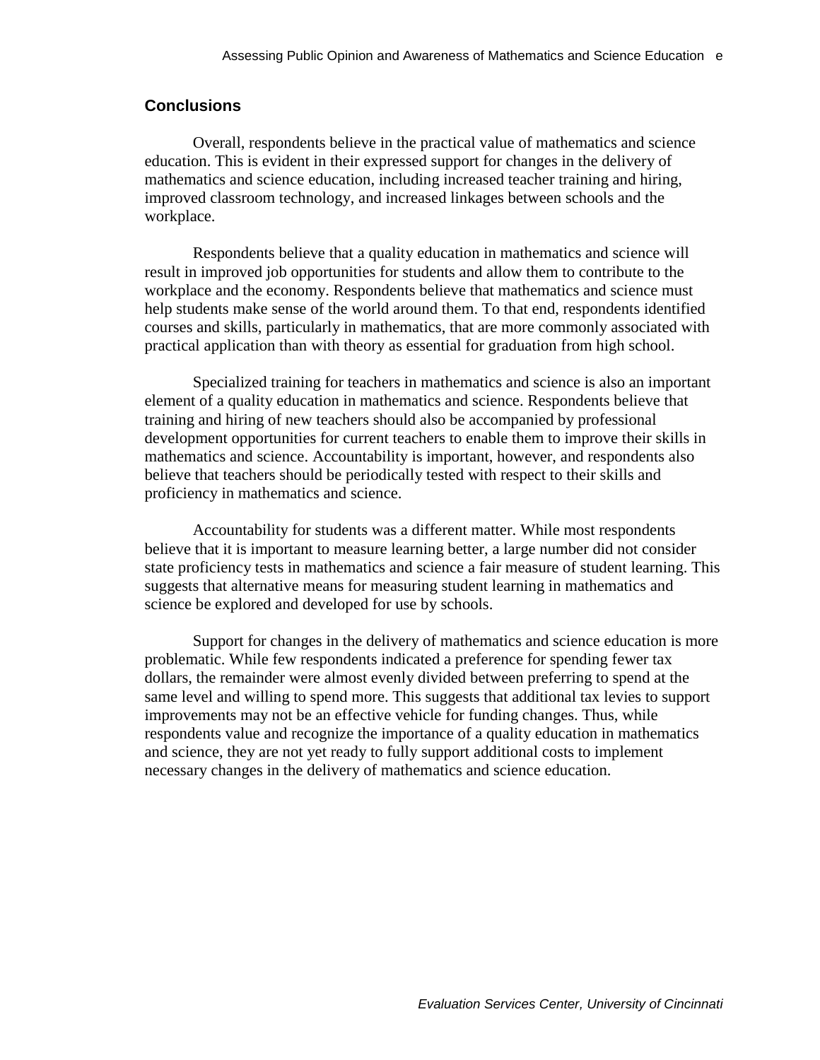## Conclusions

Overall, respondents believe in the practical value of mathematics and science education. This is evident in their expressed support for changes in the delivery of mathematics and science education, including increased teacher training and hiring, improved classroom technology, and increased linkages between schools and the workplace.

Respondents believe that a quality education in mathematics and science will result in improved job opportunities for students and allow them to contribute to the workplace and the economy. Respondents believe that mathematics and science must help students make sense of the world around them. To that end, respondents identified courses and skills, particularly in mathematics, that are more commonly associated with practical application than with theory as essential for graduation from high school.

Specialized training for teachers in mathematics and science is also an important element of a quality education in mathematics and science. Respondents believe that training and hiring of new teachers should also be accompanied by professional development opportunities for current teachers to enable them to improve their skills in mathematics and science. Accountability is important, however, and respondents also believe that teachers should be periodically tested with respect to their skills and proficiency in mathematics and science.

Accountability for students was a different matter. While most respondents believe that it is important to measure learning better, a large number did not consider state proficiency tests in mathematics and science a fair measure of student learning. This suggests that alternative means for measuring student learning in mathematics and science be explored and developed for use by schools.

Support for changes in the delivery of mathematics and science education is more problematic. While few respondents indicated a preference for spending fewer tax dollars, the remainder were almost evenly divided between preferring to spend at the same level and willing to spend more. This suggests that additional tax levies to support improvements may not be an effective vehicle for funding changes. Thus, while respondents value and recognize the importance of a quality education in mathematics and science, they are not yet ready to fully support additional costs to implement necessary changes in the delivery of mathematics and science education.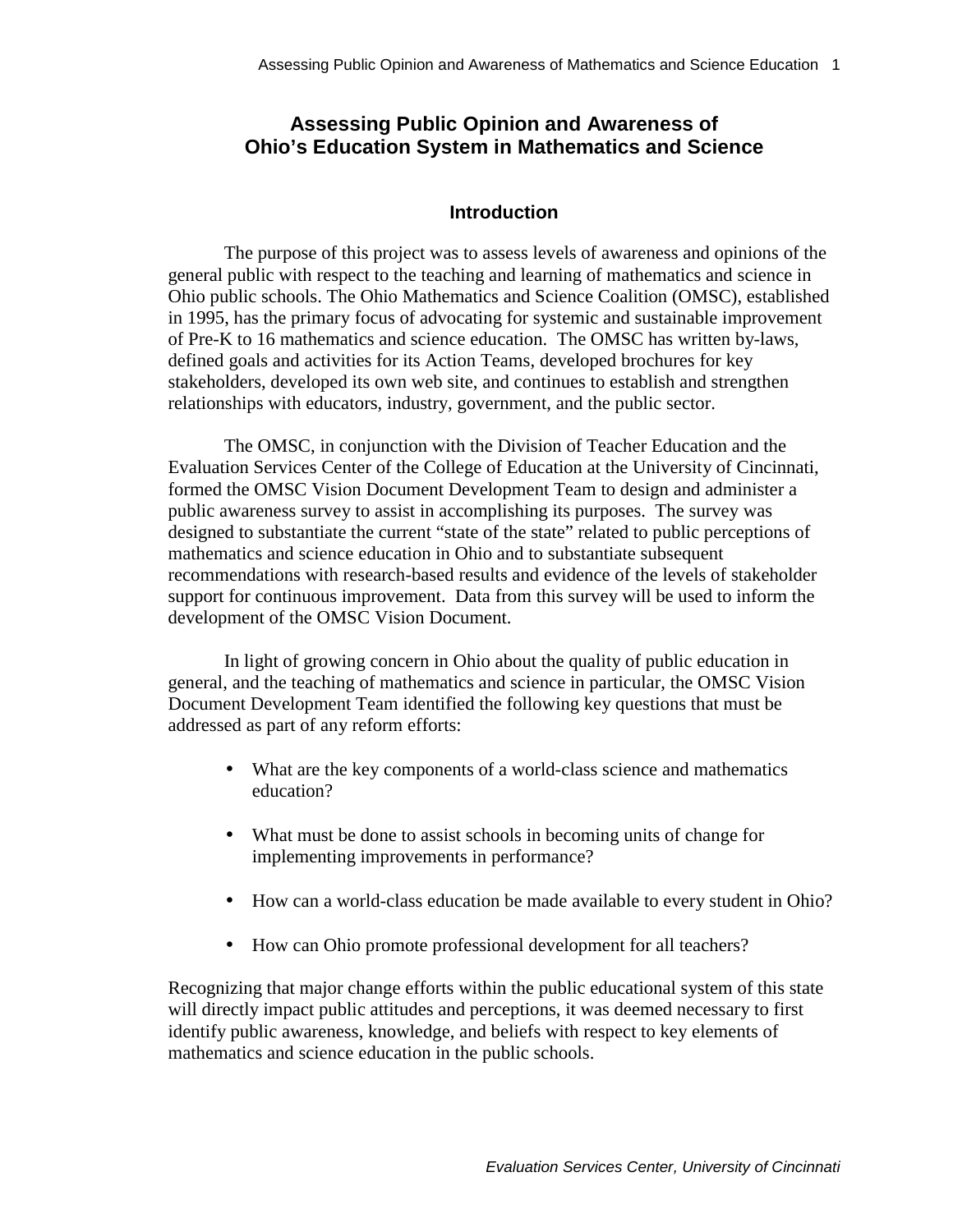# Assessing Public Opinion and Awareness of Ohio's Education System in Mathematics and Science

## Introduction

The purpose of this project was to assess levels of awareness and opinions of the general public with respect to the teaching and learning of mathematics and science in Ohio public schools. The Ohio Mathematics and Science Coalition (OMSC), established in 1995, has the primary focus of advocating for systemic and sustainable improvement of Pre-K to 16 mathematics and science education. The OMSC has written by-laws, defined goals and activities for its Action Teams, developed brochures for key stakeholders, developed its own web site, and continues to establish and strengthen relationships with educators, industry, government, and the public sector.

The OMSC, in conjunction with the Division of Teacher Education and the Evaluation Services Center of the College of Education at the University of Cincinnati, formed the OMSC Vision Document Development Team to design and administer a public awareness survey to assist in accomplishing its purposes. The survey was designed to substantiate the current "state of the state" related to public perceptions of mathematics and science education in Ohio and to substantiate subsequent recommendations with research-based results and evidence of the levels of stakeholder support for continuous improvement. Data from this survey will be used to inform the development of the OMSC Vision Document.

In light of growing concern in Ohio about the quality of public education in general, and the teaching of mathematics and science in particular, the OMSC Vision Document Development Team identified the following key questions that must be addressed as part of any reform efforts:

- What are the key components of a world-class science and mathematics education?
- What must be done to assist schools in becoming units of change for implementing improvements in performance?
- How can a world-class education be made available to every student in Ohio?
- How can Ohio promote professional development for all teachers?

Recognizing that major change efforts within the public educational system of this state will directly impact public attitudes and perceptions, it was deemed necessary to first identify public awareness, knowledge, and beliefs with respect to key elements of mathematics and science education in the public schools.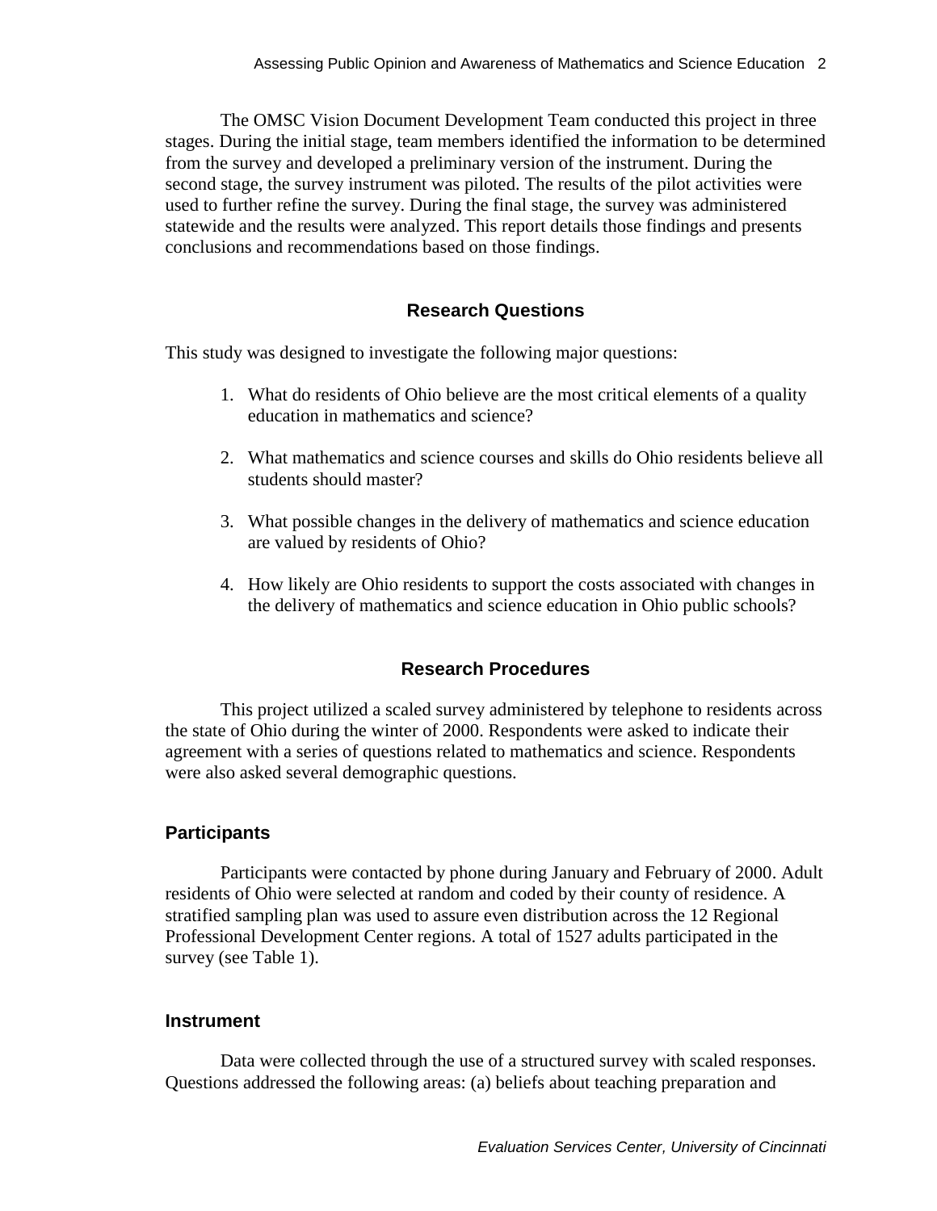The OMSC Vision Document Development Team conducted this project in three stages. During the initial stage, team members identified the information to be determined from the survey and developed a preliminary version of the instrument. During the second stage, the survey instrument was piloted. The results of the pilot activities were used to further refine the survey. During the final stage, the survey was administered statewide and the results were analyzed. This report details those findings and presents conclusions and recommendations based on those findings.

## Research Questions

This study was designed to investigate the following major questions:

1. What do residents of Ohio believe are the most critical elements of a quality education in mathematics and science?
2. What mathematics and science courses and skills do Ohio residents believe all students should master?
3. What possible changes in the delivery of mathematics and science education are valued by residents of Ohio?
4. How likely are Ohio residents to support the costs associated with changes in the delivery of mathematics and science education in Ohio public schools?

## Research Procedures

This project utilized a scaled survey administered by telephone to residents across the state of Ohio during the winter of 2000. Respondents were asked to indicate their agreement with a series of questions related to mathematics and science. Respondents were also asked several demographic questions.

### Participants

Participants were contacted by phone during January and February of 2000. Adult residents of Ohio were selected at random and coded by their county of residence. A stratified sampling plan was used to assure even distribution across the 12 Regional Professional Development Center regions. A total of 1527 adults participated in the survey (see Table 1).

### Instrument

Data were collected through the use of a structured survey with scaled responses. Questions addressed the following areas: (a) beliefs about teaching preparation and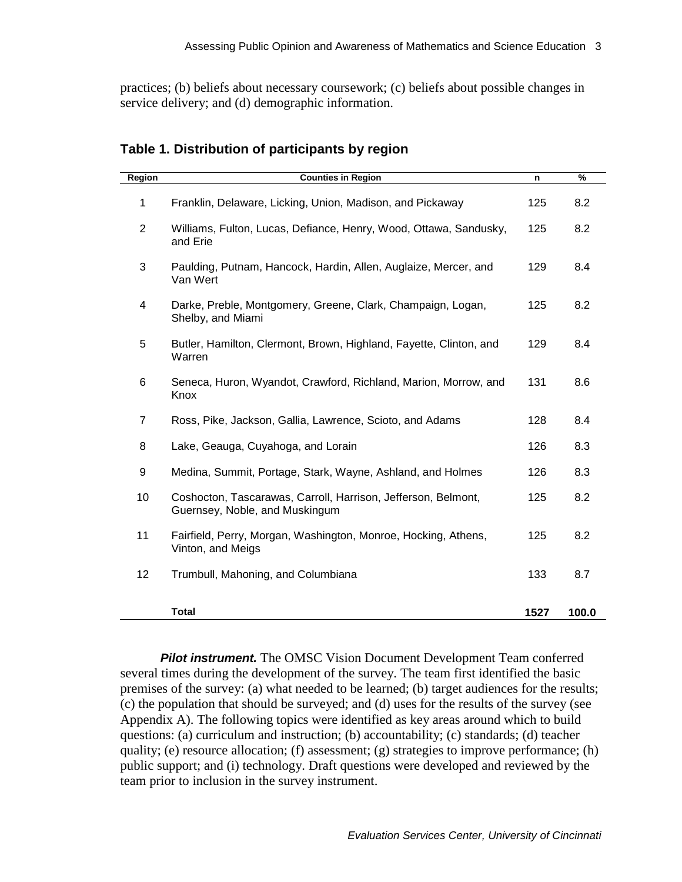practices; (b) beliefs about necessary coursework; (c) beliefs about possible changes in service delivery; and (d) demographic information.

**Table 1. Distribution of participants by region**

| Region | Counties in Region | n | % |
|---|---|---|---|
| 1 | Franklin, Delaware, Licking, Union, Madison, and Pickaway | 125 | 8.2 |
| 2 | Williams, Fulton, Lucas, Defiance, Henry, Wood, Ottawa, Sandusky, and Erie | 125 | 8.2 |
| 3 | Paulding, Putnam, Hancock, Hardin, Allen, Auglaize, Mercer, and Van Wert | 129 | 8.4 |
| 4 | Darke, Preble, Montgomery, Greene, Clark, Champaign, Logan, Shelby, and Miami | 125 | 8.2 |
| 5 | Butler, Hamilton, Clermont, Brown, Highland, Fayette, Clinton, and Warren | 129 | 8.4 |
| 6 | Seneca, Huron, Wyandot, Crawford, Richland, Marion, Morrow, and Knox | 131 | 8.6 |
| 7 | Ross, Pike, Jackson, Gallia, Lawrence, Scioto, and Adams | 128 | 8.4 |
| 8 | Lake, Geauga, Cuyahoga, and Lorain | 126 | 8.3 |
| 9 | Medina, Summit, Portage, Stark, Wayne, Ashland, and Holmes | 126 | 8.3 |
| 10 | Coshocton, Tascarawas, Carroll, Harrison, Jefferson, Belmont, Guernsey, Noble, and Muskingum | 125 | 8.2 |
| 11 | Fairfield, Perry, Morgan, Washington, Monroe, Hocking, Athens, Vinton, and Meigs | 125 | 8.2 |
| 12 | Trumbull, Mahoning, and Columbiana | 133 | 8.7 |
| | **Total** | **1527** | **100.0** |

***Pilot instrument.*** The OMSC Vision Document Development Team conferred several times during the development of the survey. The team first identified the basic premises of the survey: (a) what needed to be learned; (b) target audiences for the results; (c) the population that should be surveyed; and (d) uses for the results of the survey (see Appendix A). The following topics were identified as key areas around which to build questions: (a) curriculum and instruction; (b) accountability; (c) standards; (d) teacher quality; (e) resource allocation; (f) assessment; (g) strategies to improve performance; (h) public support; and (i) technology. Draft questions were developed and reviewed by the team prior to inclusion in the survey instrument.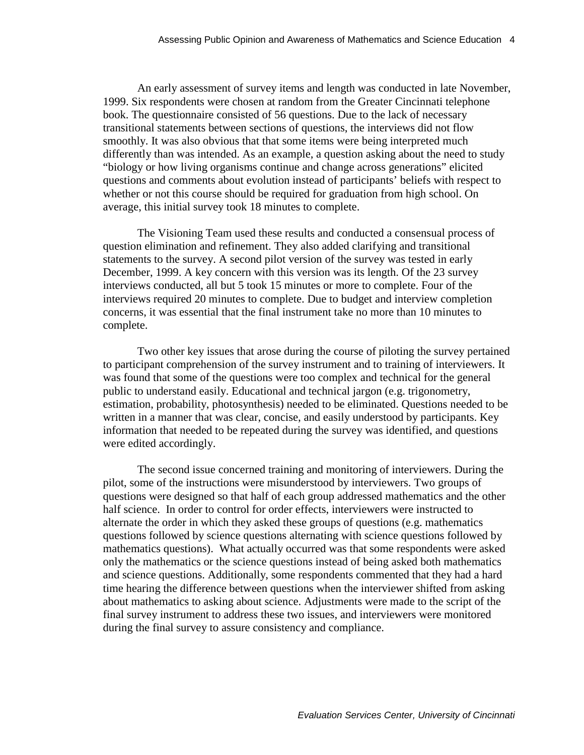An early assessment of survey items and length was conducted in late November, 1999. Six respondents were chosen at random from the Greater Cincinnati telephone book. The questionnaire consisted of 56 questions. Due to the lack of necessary transitional statements between sections of questions, the interviews did not flow smoothly. It was also obvious that that some items were being interpreted much differently than was intended. As an example, a question asking about the need to study "biology or how living organisms continue and change across generations" elicited questions and comments about evolution instead of participants' beliefs with respect to whether or not this course should be required for graduation from high school. On average, this initial survey took 18 minutes to complete.

The Visioning Team used these results and conducted a consensual process of question elimination and refinement. They also added clarifying and transitional statements to the survey. A second pilot version of the survey was tested in early December, 1999. A key concern with this version was its length. Of the 23 survey interviews conducted, all but 5 took 15 minutes or more to complete. Four of the interviews required 20 minutes to complete. Due to budget and interview completion concerns, it was essential that the final instrument take no more than 10 minutes to complete.

Two other key issues that arose during the course of piloting the survey pertained to participant comprehension of the survey instrument and to training of interviewers. It was found that some of the questions were too complex and technical for the general public to understand easily. Educational and technical jargon (e.g. trigonometry, estimation, probability, photosynthesis) needed to be eliminated. Questions needed to be written in a manner that was clear, concise, and easily understood by participants. Key information that needed to be repeated during the survey was identified, and questions were edited accordingly.

The second issue concerned training and monitoring of interviewers. During the pilot, some of the instructions were misunderstood by interviewers. Two groups of questions were designed so that half of each group addressed mathematics and the other half science. In order to control for order effects, interviewers were instructed to alternate the order in which they asked these groups of questions (e.g. mathematics questions followed by science questions alternating with science questions followed by mathematics questions). What actually occurred was that some respondents were asked only the mathematics or the science questions instead of being asked both mathematics and science questions. Additionally, some respondents commented that they had a hard time hearing the difference between questions when the interviewer shifted from asking about mathematics to asking about science. Adjustments were made to the script of the final survey instrument to address these two issues, and interviewers were monitored during the final survey to assure consistency and compliance.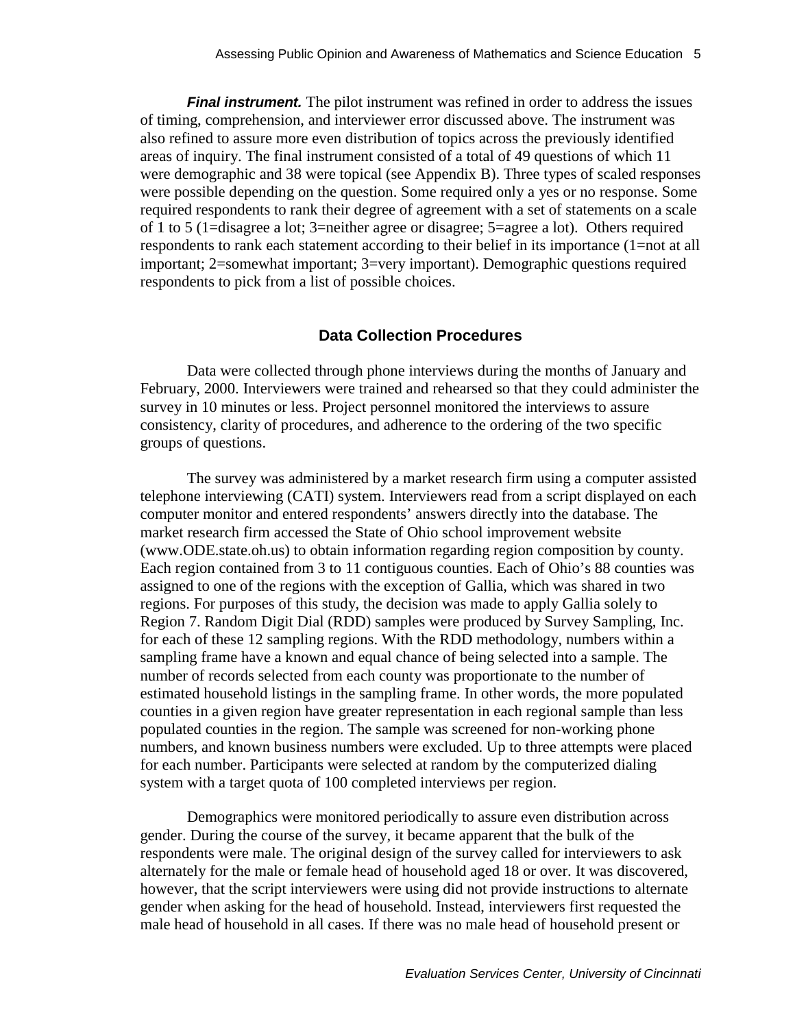***Final instrument.*** The pilot instrument was refined in order to address the issues of timing, comprehension, and interviewer error discussed above. The instrument was also refined to assure more even distribution of topics across the previously identified areas of inquiry. The final instrument consisted of a total of 49 questions of which 11 were demographic and 38 were topical (see Appendix B). Three types of scaled responses were possible depending on the question. Some required only a yes or no response. Some required respondents to rank their degree of agreement with a set of statements on a scale of 1 to 5 (1=disagree a lot; 3=neither agree or disagree; 5=agree a lot). Others required respondents to rank each statement according to their belief in its importance (1=not at all important; 2=somewhat important; 3=very important). Demographic questions required respondents to pick from a list of possible choices.

## Data Collection Procedures

Data were collected through phone interviews during the months of January and February, 2000. Interviewers were trained and rehearsed so that they could administer the survey in 10 minutes or less. Project personnel monitored the interviews to assure consistency, clarity of procedures, and adherence to the ordering of the two specific groups of questions.

The survey was administered by a market research firm using a computer assisted telephone interviewing (CATI) system. Interviewers read from a script displayed on each computer monitor and entered respondents' answers directly into the database. The market research firm accessed the State of Ohio school improvement website (www.ODE.state.oh.us) to obtain information regarding region composition by county. Each region contained from 3 to 11 contiguous counties. Each of Ohio's 88 counties was assigned to one of the regions with the exception of Gallia, which was shared in two regions. For purposes of this study, the decision was made to apply Gallia solely to Region 7. Random Digit Dial (RDD) samples were produced by Survey Sampling, Inc. for each of these 12 sampling regions. With the RDD methodology, numbers within a sampling frame have a known and equal chance of being selected into a sample. The number of records selected from each county was proportionate to the number of estimated household listings in the sampling frame. In other words, the more populated counties in a given region have greater representation in each regional sample than less populated counties in the region. The sample was screened for non-working phone numbers, and known business numbers were excluded. Up to three attempts were placed for each number. Participants were selected at random by the computerized dialing system with a target quota of 100 completed interviews per region.

Demographics were monitored periodically to assure even distribution across gender. During the course of the survey, it became apparent that the bulk of the respondents were male. The original design of the survey called for interviewers to ask alternately for the male or female head of household aged 18 or over. It was discovered, however, that the script interviewers were using did not provide instructions to alternate gender when asking for the head of household. Instead, interviewers first requested the male head of household in all cases. If there was no male head of household present or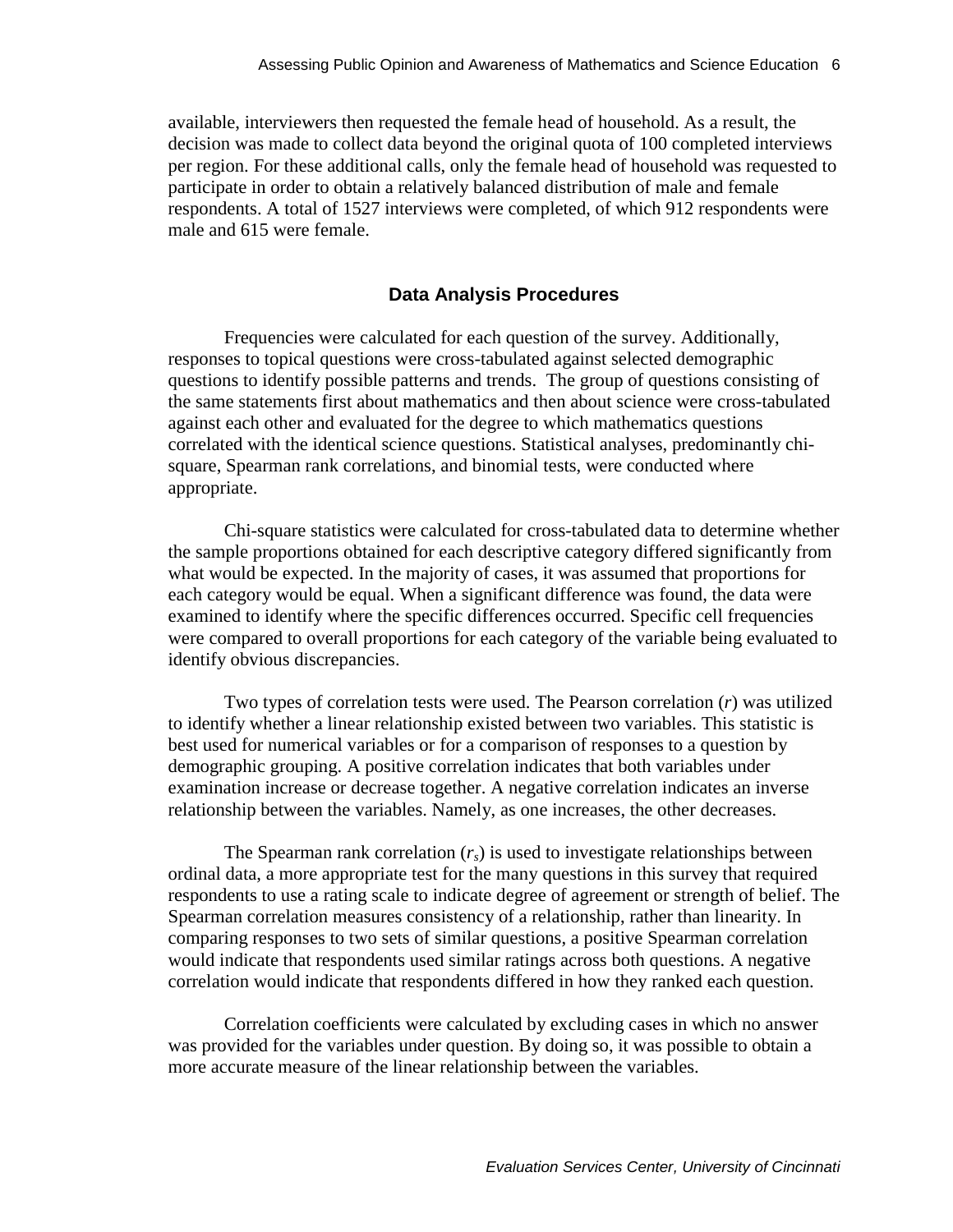available, interviewers then requested the female head of household. As a result, the decision was made to collect data beyond the original quota of 100 completed interviews per region. For these additional calls, only the female head of household was requested to participate in order to obtain a relatively balanced distribution of male and female respondents. A total of 1527 interviews were completed, of which 912 respondents were male and 615 were female.

## Data Analysis Procedures

Frequencies were calculated for each question of the survey. Additionally, responses to topical questions were cross-tabulated against selected demographic questions to identify possible patterns and trends. The group of questions consisting of the same statements first about mathematics and then about science were cross-tabulated against each other and evaluated for the degree to which mathematics questions correlated with the identical science questions. Statistical analyses, predominantly chi-square, Spearman rank correlations, and binomial tests, were conducted where appropriate.

Chi-square statistics were calculated for cross-tabulated data to determine whether the sample proportions obtained for each descriptive category differed significantly from what would be expected. In the majority of cases, it was assumed that proportions for each category would be equal. When a significant difference was found, the data were examined to identify where the specific differences occurred. Specific cell frequencies were compared to overall proportions for each category of the variable being evaluated to identify obvious discrepancies.

Two types of correlation tests were used. The Pearson correlation ($r$) was utilized to identify whether a linear relationship existed between two variables. This statistic is best used for numerical variables or for a comparison of responses to a question by demographic grouping. A positive correlation indicates that both variables under examination increase or decrease together. A negative correlation indicates an inverse relationship between the variables. Namely, as one increases, the other decreases.

The Spearman rank correlation ($r_s$) is used to investigate relationships between ordinal data, a more appropriate test for the many questions in this survey that required respondents to use a rating scale to indicate degree of agreement or strength of belief. The Spearman correlation measures consistency of a relationship, rather than linearity. In comparing responses to two sets of similar questions, a positive Spearman correlation would indicate that respondents used similar ratings across both questions. A negative correlation would indicate that respondents differed in how they ranked each question.

Correlation coefficients were calculated by excluding cases in which no answer was provided for the variables under question. By doing so, it was possible to obtain a more accurate measure of the linear relationship between the variables.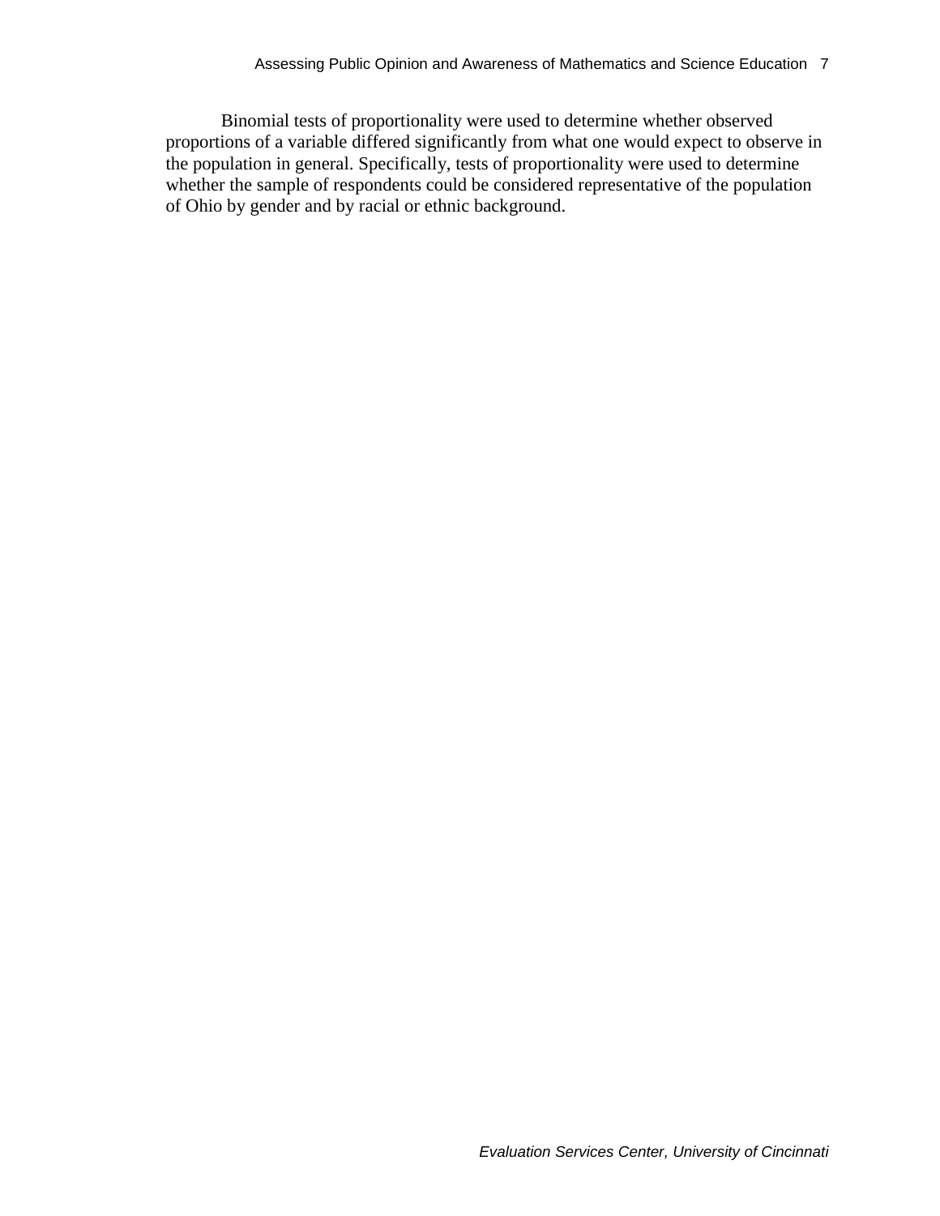Binomial tests of proportionality were used to determine whether observed proportions of a variable differed significantly from what one would expect to observe in the population in general. Specifically, tests of proportionality were used to determine whether the sample of respondents could be considered representative of the population of Ohio by gender and by racial or ethnic background.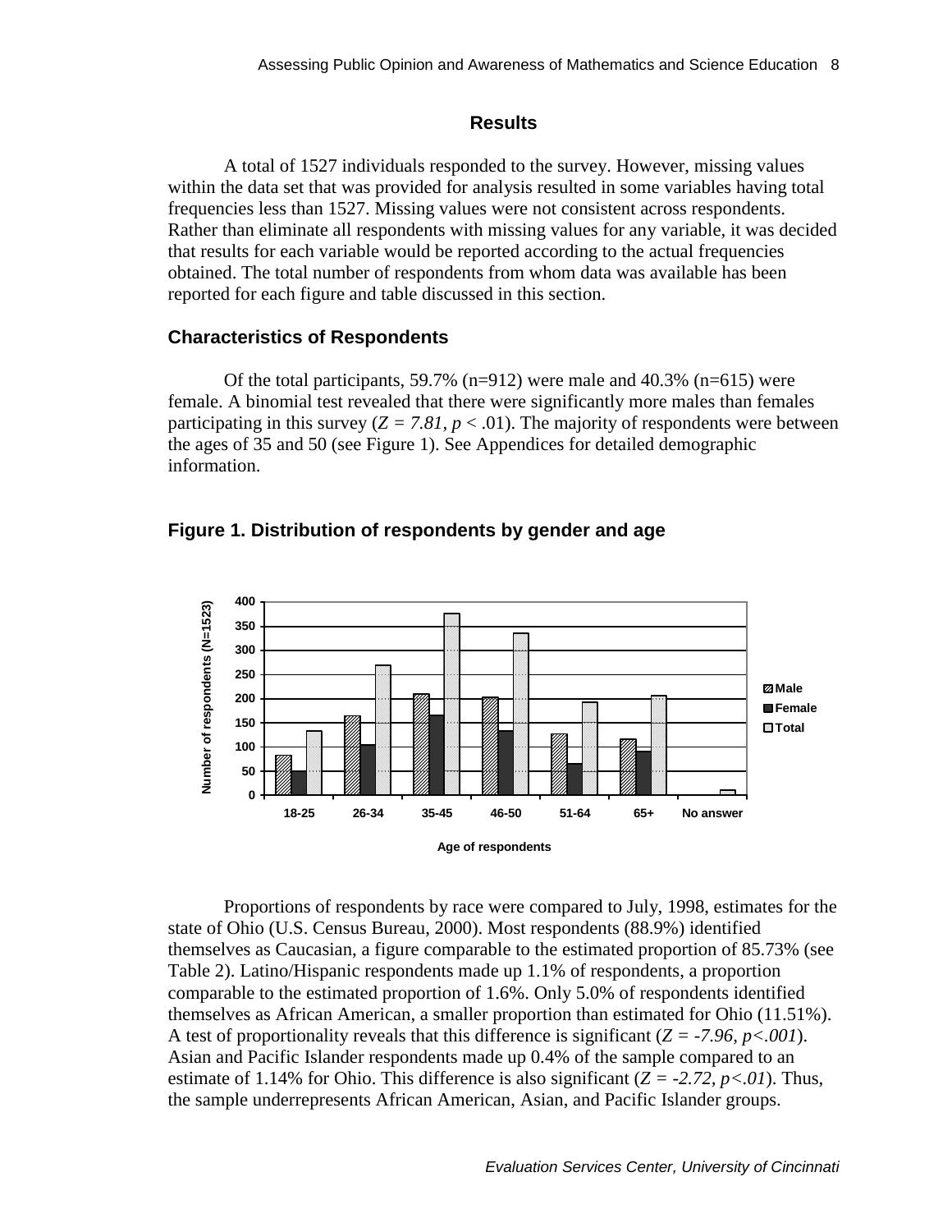## Results

A total of 1527 individuals responded to the survey. However, missing values within the data set that was provided for analysis resulted in some variables having total frequencies less than 1527. Missing values were not consistent across respondents. Rather than eliminate all respondents with missing values for any variable, it was decided that results for each variable would be reported according to the actual frequencies obtained. The total number of respondents from whom data was available has been reported for each figure and table discussed in this section.

### Characteristics of Respondents

Of the total participants, 59.7% (n=912) were male and 40.3% (n=615) were female. A binomial test revealed that there were significantly more males than females participating in this survey ($Z = 7.81, p < .01$). The majority of respondents were between the ages of 35 and 50 (see Figure 1). See Appendices for detailed demographic information.

**Figure 1. Distribution of respondents by gender and age**

Proportions of respondents by race were compared to July, 1998, estimates for the state of Ohio (U.S. Census Bureau, 2000). Most respondents (88.9%) identified themselves as Caucasian, a figure comparable to the estimated proportion of 85.73% (see Table 2). Latino/Hispanic respondents made up 1.1% of respondents, a proportion comparable to the estimated proportion of 1.6%. Only 5.0% of respondents identified themselves as African American, a smaller proportion than estimated for Ohio (11.51%). A test of proportionality reveals that this difference is significant ($Z = -7.96, p<.001$). Asian and Pacific Islander respondents made up 0.4% of the sample compared to an estimate of 1.14% for Ohio. This difference is also significant ($Z = -2.72, p<.01$). Thus, the sample underrepresents African American, Asian, and Pacific Islander groups.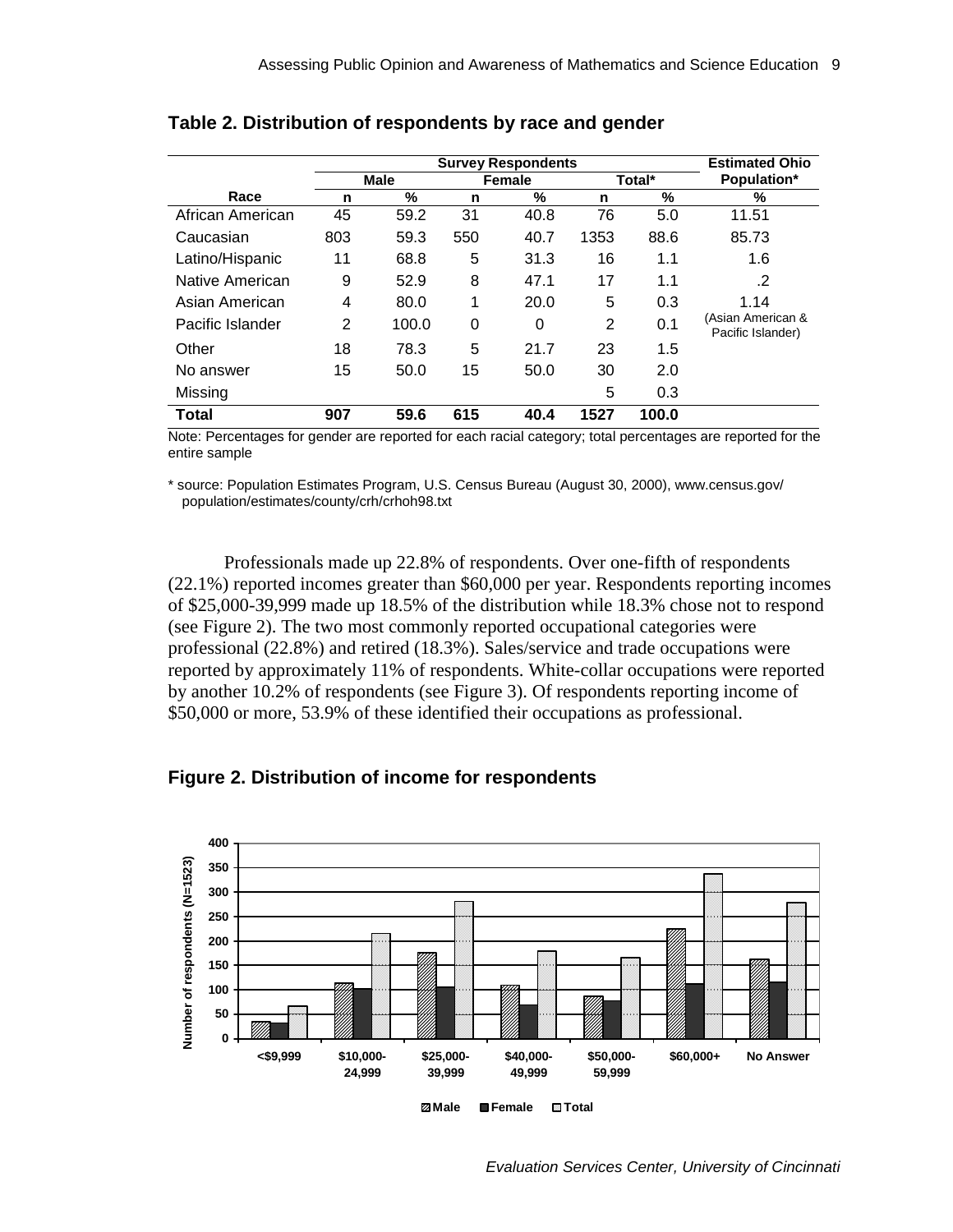**Table 2. Distribution of respondents by race and gender**

| | Survey Respondents | | | | | | Estimated Ohio Population* |
|---|---|---|---|---|---|---|---|
| | Male | | Female | | Total* | | |
| Race | n | % | n | % | n | % | % |
| African American | 45 | 59.2 | 31 | 40.8 | 76 | 5.0 | 11.51 |
| Caucasian | 803 | 59.3 | 550 | 40.7 | 1353 | 88.6 | 85.73 |
| Latino/Hispanic | 11 | 68.8 | 5 | 31.3 | 16 | 1.1 | 1.6 |
| Native American | 9 | 52.9 | 8 | 47.1 | 17 | 1.1 | .2 |
| Asian American | 4 | 80.0 | 1 | 20.0 | 5 | 0.3 | 1.14 (Asian American & Pacific Islander) |
| Pacific Islander | 2 | 100.0 | 0 | 0 | 2 | 0.1 | |
| Other | 18 | 78.3 | 5 | 21.7 | 23 | 1.5 | |
| No answer | 15 | 50.0 | 15 | 50.0 | 30 | 2.0 | |
| Missing | | | | | 5 | 0.3 | |
| **Total** | **907** | **59.6** | **615** | **40.4** | **1527** | **100.0** | |

Note: Percentages for gender are reported for each racial category; total percentages are reported for the entire sample

* source: Population Estimates Program, U.S. Census Bureau (August 30, 2000), www.census.gov/population/estimates/county/crh/crhoh98.txt

Professionals made up 22.8% of respondents. Over one-fifth of respondents (22.1%) reported incomes greater than $60,000 per year. Respondents reporting incomes of $25,000-39,999 made up 18.5% of the distribution while 18.3% chose not to respond (see Figure 2). The two most commonly reported occupational categories were professional (22.8%) and retired (18.3%). Sales/service and trade occupations were reported by approximately 11% of respondents. White-collar occupations were reported by another 10.2% of respondents (see Figure 3). Of respondents reporting income of $50,000 or more, 53.9% of these identified their occupations as professional.

**Figure 2. Distribution of income for respondents**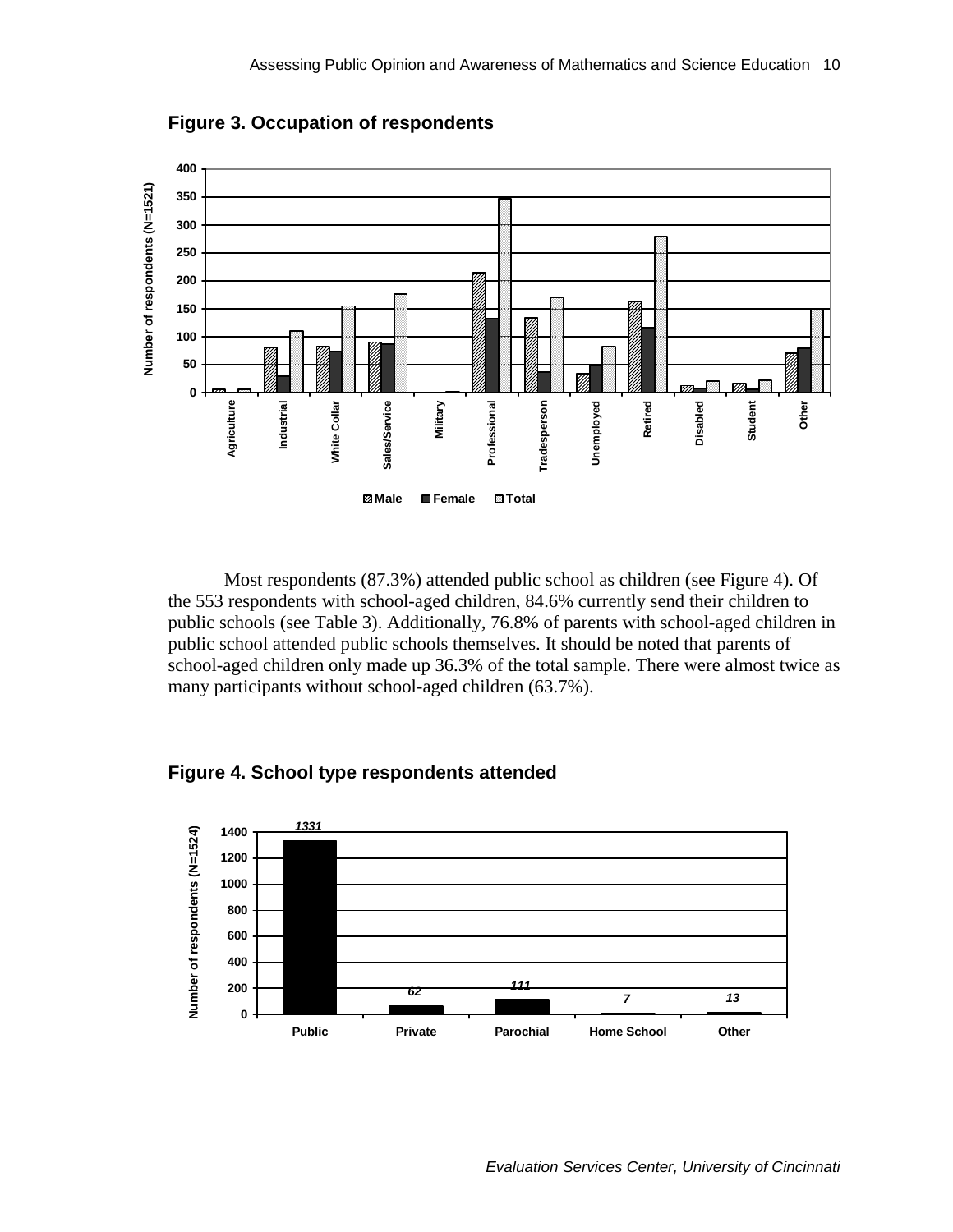**Figure 3. Occupation of respondents**

**Figure 4. School type respondents attended**

Most respondents (87.3%) attended public school as children (see Figure 4). Of the 553 respondents with school-aged children, 84.6% currently send their children to public schools (see Table 3). Additionally, 76.8% of parents with school-aged children in public school attended public schools themselves. It should be noted that parents of school-aged children only made up 36.3% of the total sample. There were almost twice as many participants without school-aged children (63.7%).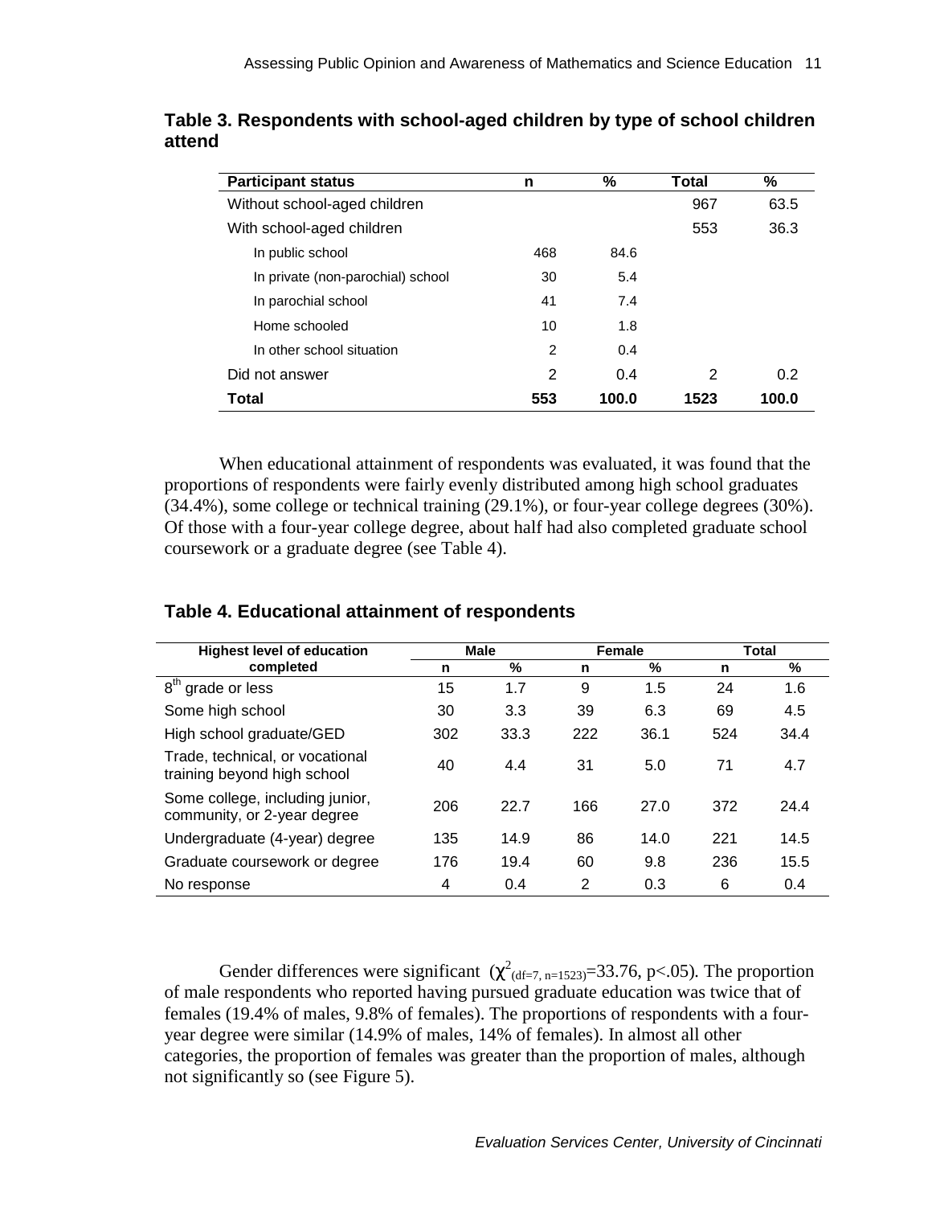**Table 3. Respondents with school-aged children by type of school children attend**

| Participant status | n | % | Total | % |
|---|---|---|---|---|
| Without school-aged children | | | 967 | 63.5 |
| With school-aged children | | | 553 | 36.3 |
| In public school | 468 | 84.6 | | |
| In private (non-parochial) school | 30 | 5.4 | | |
| In parochial school | 41 | 7.4 | | |
| Home schooled | 10 | 1.8 | | |
| In other school situation | 2 | 0.4 | | |
| Did not answer | 2 | 0.4 | 2 | 0.2 |
| **Total** | **553** | **100.0** | **1523** | **100.0** |

When educational attainment of respondents was evaluated, it was found that the proportions of respondents were fairly evenly distributed among high school graduates (34.4%), some college or technical training (29.1%), or four-year college degrees (30%). Of those with a four-year college degree, about half had also completed graduate school coursework or a graduate degree (see Table 4).

**Table 4. Educational attainment of respondents**

| Highest level of education completed | Male | | Female | | Total | |
|---|---|---|---|---|---|---|
| | n | % | n | % | n | % |
| 8th grade or less | 15 | 1.7 | 9 | 1.5 | 24 | 1.6 |
| Some high school | 30 | 3.3 | 39 | 6.3 | 69 | 4.5 |
| High school graduate/GED | 302 | 33.3 | 222 | 36.1 | 524 | 34.4 |
| Trade, technical, or vocational training beyond high school | 40 | 4.4 | 31 | 5.0 | 71 | 4.7 |
| Some college, including junior, community, or 2-year degree | 206 | 22.7 | 166 | 27.0 | 372 | 24.4 |
| Undergraduate (4-year) degree | 135 | 14.9 | 86 | 14.0 | 221 | 14.5 |
| Graduate coursework or degree | 176 | 19.4 | 60 | 9.8 | 236 | 15.5 |
| No response | 4 | 0.4 | 2 | 0.3 | 6 | 0.4 |

Gender differences were significant ($\chi^2_{(df=7,\ n=1523)}=33.76$, $p<.05$). The proportion of male respondents who reported having pursued graduate education was twice that of females (19.4% of males, 9.8% of females). The proportions of respondents with a four-year degree were similar (14.9% of males, 14% of females). In almost all other categories, the proportion of females was greater than the proportion of males, although not significantly so (see Figure 5).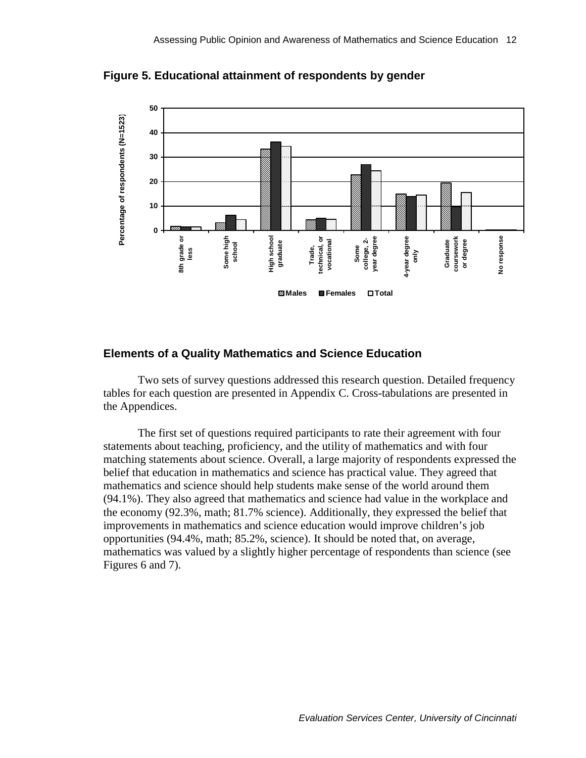**Figure 5. Educational attainment of respondents by gender**

## Elements of a Quality Mathematics and Science Education

Two sets of survey questions addressed this research question. Detailed frequency tables for each question are presented in Appendix C. Cross-tabulations are presented in the Appendices.

The first set of questions required participants to rate their agreement with four statements about teaching, proficiency, and the utility of mathematics and with four matching statements about science. Overall, a large majority of respondents expressed the belief that education in mathematics and science has practical value. They agreed that mathematics and science should help students make sense of the world around them (94.1%). They also agreed that mathematics and science had value in the workplace and the economy (92.3%, math; 81.7% science). Additionally, they expressed the belief that improvements in mathematics and science education would improve children's job opportunities (94.4%, math; 85.2%, science). It should be noted that, on average, mathematics was valued by a slightly higher percentage of respondents than science (see Figures 6 and 7).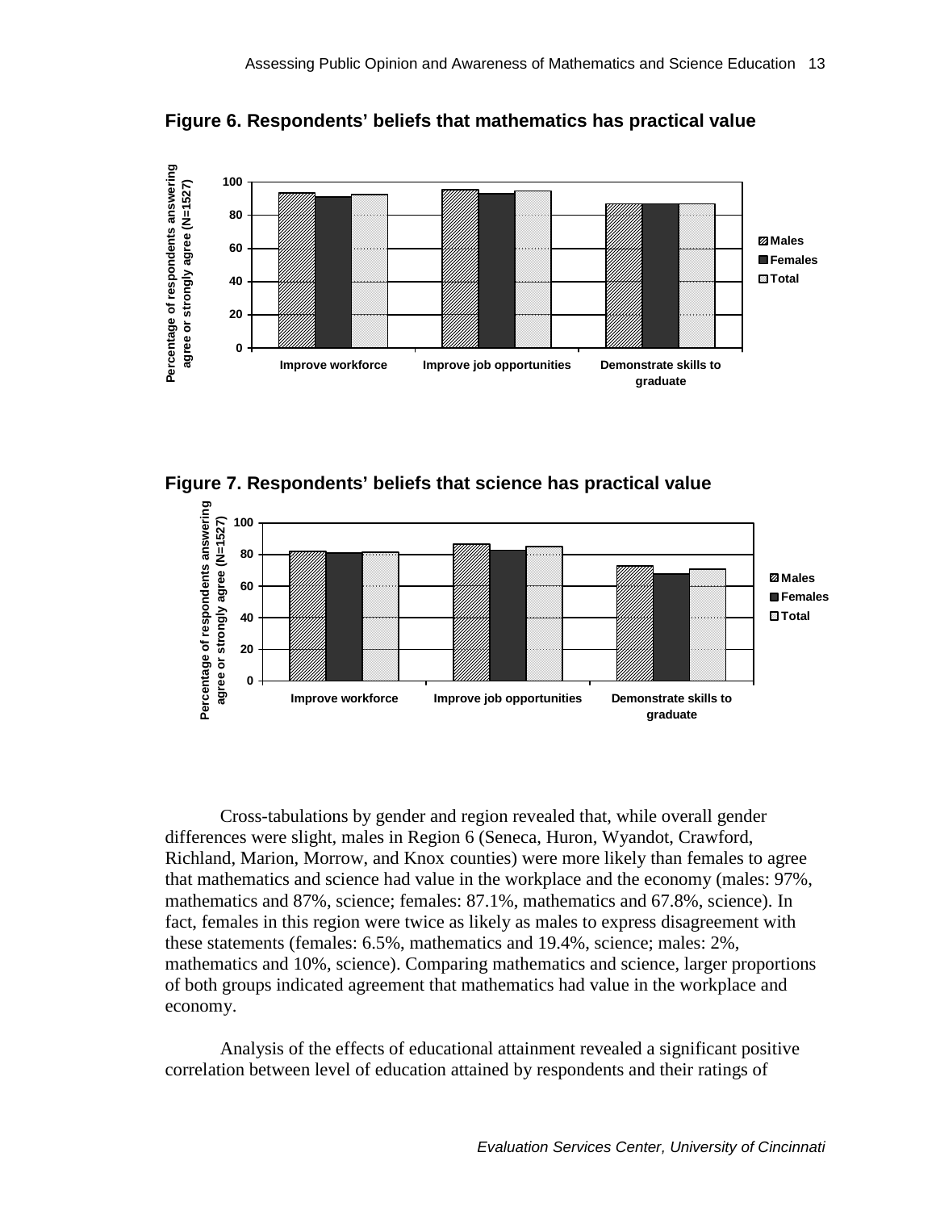**Figure 6. Respondents' beliefs that mathematics has practical value**

**Figure 7. Respondents' beliefs that science has practical value**

Cross-tabulations by gender and region revealed that, while overall gender differences were slight, males in Region 6 (Seneca, Huron, Wyandot, Crawford, Richland, Marion, Morrow, and Knox counties) were more likely than females to agree that mathematics and science had value in the workplace and the economy (males: 97%, mathematics and 87%, science; females: 87.1%, mathematics and 67.8%, science). In fact, females in this region were twice as likely as males to express disagreement with these statements (females: 6.5%, mathematics and 19.4%, science; males: 2%, mathematics and 10%, science). Comparing mathematics and science, larger proportions of both groups indicated agreement that mathematics had value in the workplace and economy.

Analysis of the effects of educational attainment revealed a significant positive correlation between level of education attained by respondents and their ratings of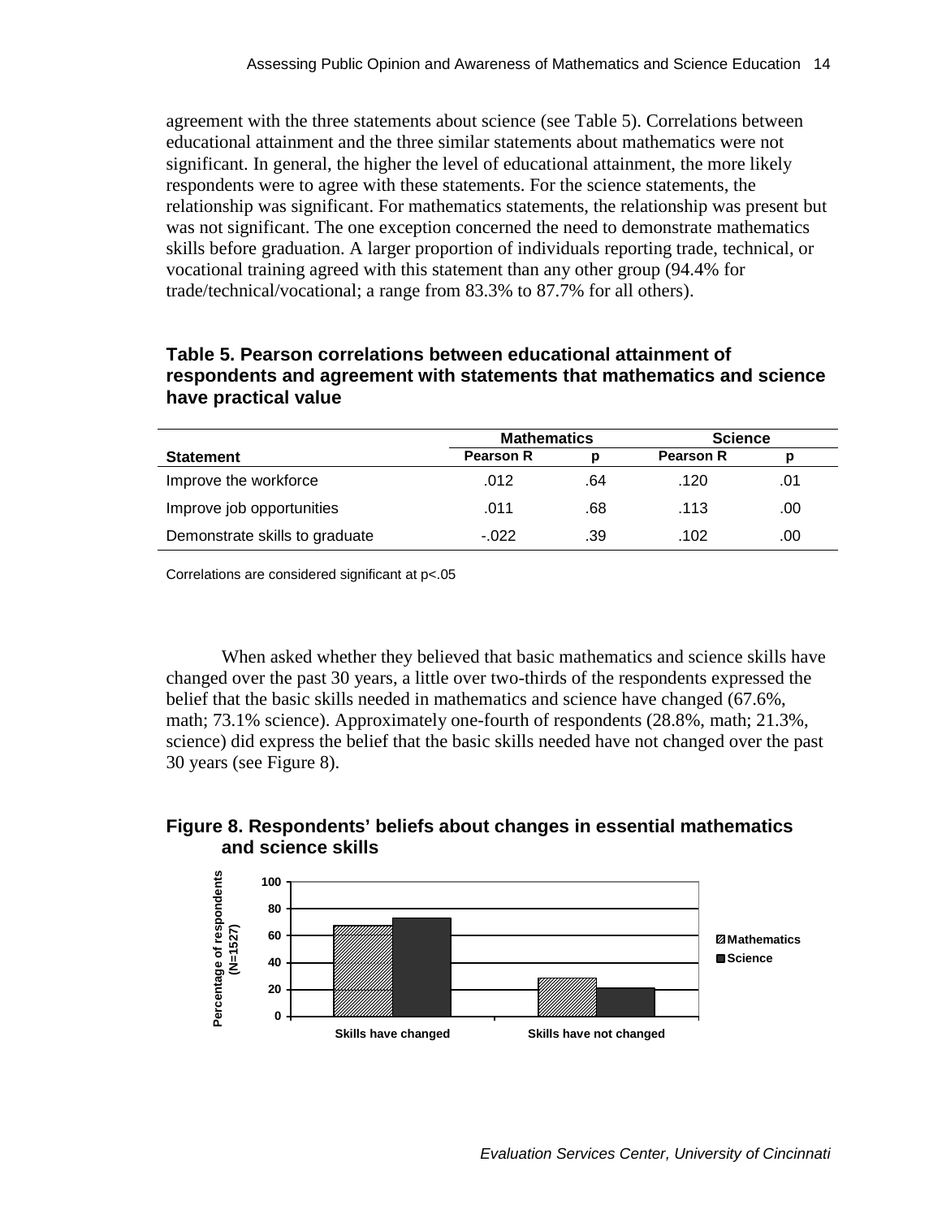agreement with the three statements about science (see Table 5). Correlations between educational attainment and the three similar statements about mathematics were not significant. In general, the higher the level of educational attainment, the more likely respondents were to agree with these statements. For the science statements, the relationship was significant. For mathematics statements, the relationship was present but was not significant. The one exception concerned the need to demonstrate mathematics skills before graduation. A larger proportion of individuals reporting trade, technical, or vocational training agreed with this statement than any other group (94.4% for trade/technical/vocational; a range from 83.3% to 87.7% for all others).

**Table 5. Pearson correlations between educational attainment of respondents and agreement with statements that mathematics and science have practical value**

| | Mathematics | | Science | |
|---|---|---|---|---|
| **Statement** | **Pearson R** | **p** | **Pearson R** | **p** |
| Improve the workforce | .012 | .64 | .120 | .01 |
| Improve job opportunities | .011 | .68 | .113 | .00 |
| Demonstrate skills to graduate | -.022 | .39 | .102 | .00 |

Correlations are considered significant at p<.05

When asked whether they believed that basic mathematics and science skills have changed over the past 30 years, a little over two-thirds of the respondents expressed the belief that the basic skills needed in mathematics and science have changed (67.6%, math; 73.1% science). Approximately one-fourth of respondents (28.8%, math; 21.3%, science) did express the belief that the basic skills needed have not changed over the past 30 years (see Figure 8).

**Figure 8. Respondents' beliefs about changes in essential mathematics and science skills**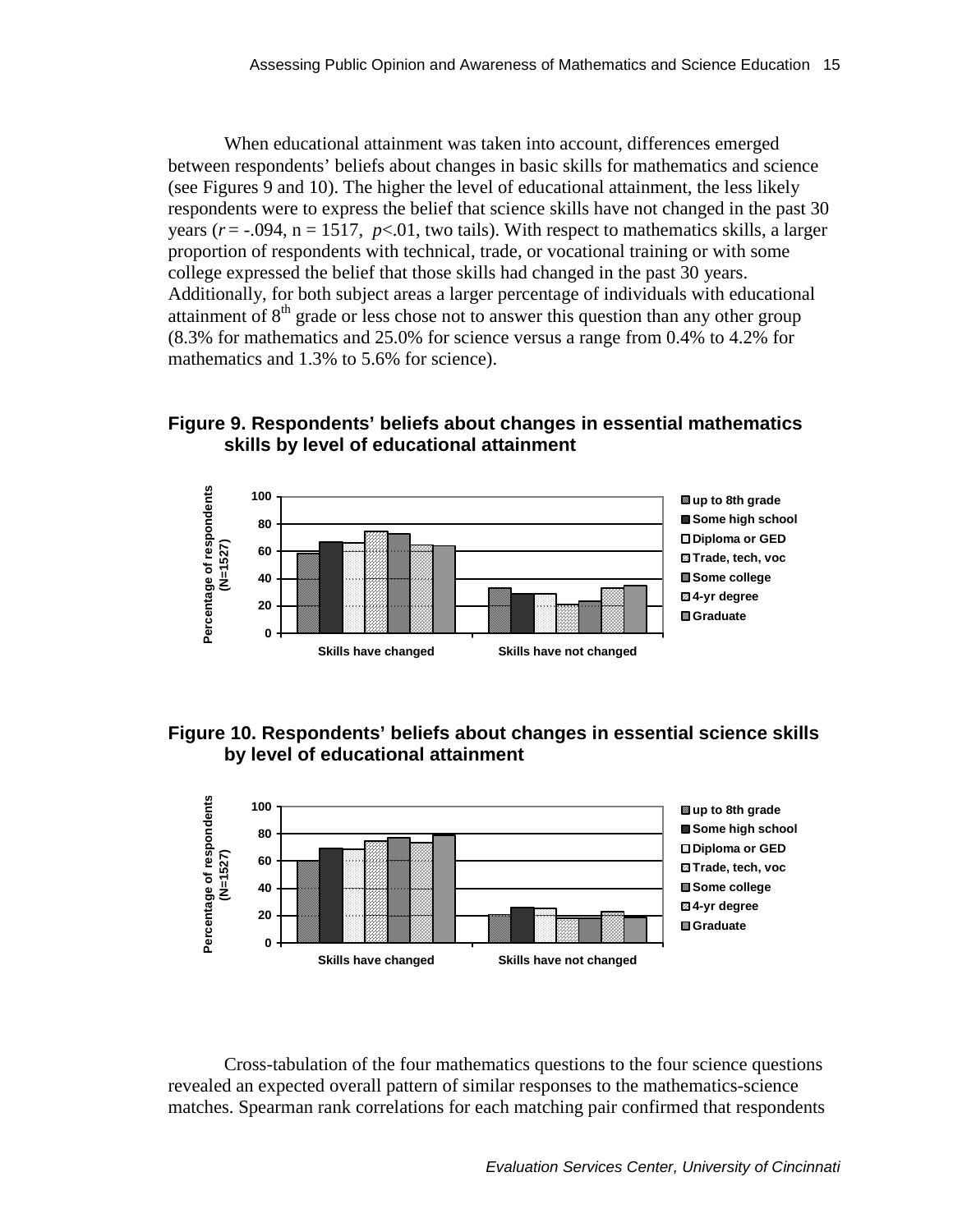When educational attainment was taken into account, differences emerged between respondents' beliefs about changes in basic skills for mathematics and science (see Figures 9 and 10). The higher the level of educational attainment, the less likely respondents were to express the belief that science skills have not changed in the past 30 years ($r = -.094$, n = 1517, $p<.01$, two tails). With respect to mathematics skills, a larger proportion of respondents with technical, trade, or vocational training or with some college expressed the belief that those skills had changed in the past 30 years. Additionally, for both subject areas a larger percentage of individuals with educational attainment of 8th grade or less chose not to answer this question than any other group (8.3% for mathematics and 25.0% for science versus a range from 0.4% to 4.2% for mathematics and 1.3% to 5.6% for science).

**Figure 9. Respondents' beliefs about changes in essential mathematics skills by level of educational attainment**

**Figure 10. Respondents' beliefs about changes in essential science skills by level of educational attainment**

Cross-tabulation of the four mathematics questions to the four science questions revealed an expected overall pattern of similar responses to the mathematics-science matches. Spearman rank correlations for each matching pair confirmed that respondents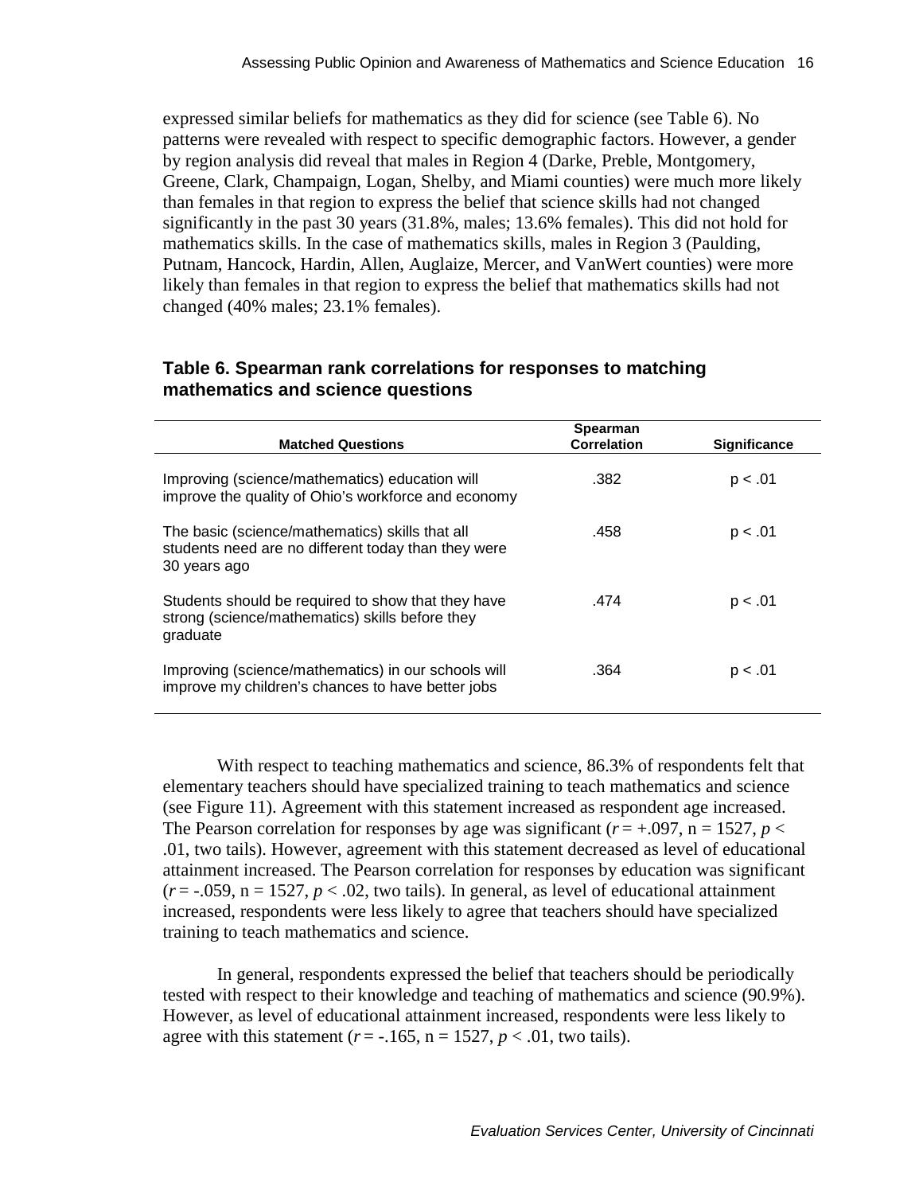expressed similar beliefs for mathematics as they did for science (see Table 6). No patterns were revealed with respect to specific demographic factors. However, a gender by region analysis did reveal that males in Region 4 (Darke, Preble, Montgomery, Greene, Clark, Champaign, Logan, Shelby, and Miami counties) were much more likely than females in that region to express the belief that science skills had not changed significantly in the past 30 years (31.8%, males; 13.6% females). This did not hold for mathematics skills. In the case of mathematics skills, males in Region 3 (Paulding, Putnam, Hancock, Hardin, Allen, Auglaize, Mercer, and VanWert counties) were more likely than females in that region to express the belief that mathematics skills had not changed (40% males; 23.1% females).

**Table 6. Spearman rank correlations for responses to matching mathematics and science questions**

| Matched Questions | Spearman Correlation | Significance |
|---|---|---|
| Improving (science/mathematics) education will improve the quality of Ohio's workforce and economy | .382 | $p < .01$ |
| The basic (science/mathematics) skills that all students need are no different today than they were 30 years ago | .458 | $p < .01$ |
| Students should be required to show that they have strong (science/mathematics) skills before they graduate | .474 | $p < .01$ |
| Improving (science/mathematics) in our schools will improve my children's chances to have better jobs | .364 | $p < .01$ |

With respect to teaching mathematics and science, 86.3% of respondents felt that elementary teachers should have specialized training to teach mathematics and science (see Figure 11). Agreement with this statement increased as respondent age increased. The Pearson correlation for responses by age was significant ($r = +.097$, $n = 1527$, $p < .01$, two tails). However, agreement with this statement decreased as level of educational attainment increased. The Pearson correlation for responses by education was significant ($r = -.059$, $n = 1527$, $p < .02$, two tails). In general, as level of educational attainment increased, respondents were less likely to agree that teachers should have specialized training to teach mathematics and science.

In general, respondents expressed the belief that teachers should be periodically tested with respect to their knowledge and teaching of mathematics and science (90.9%). However, as level of educational attainment increased, respondents were less likely to agree with this statement ($r = -.165$, $n = 1527$, $p < .01$, two tails).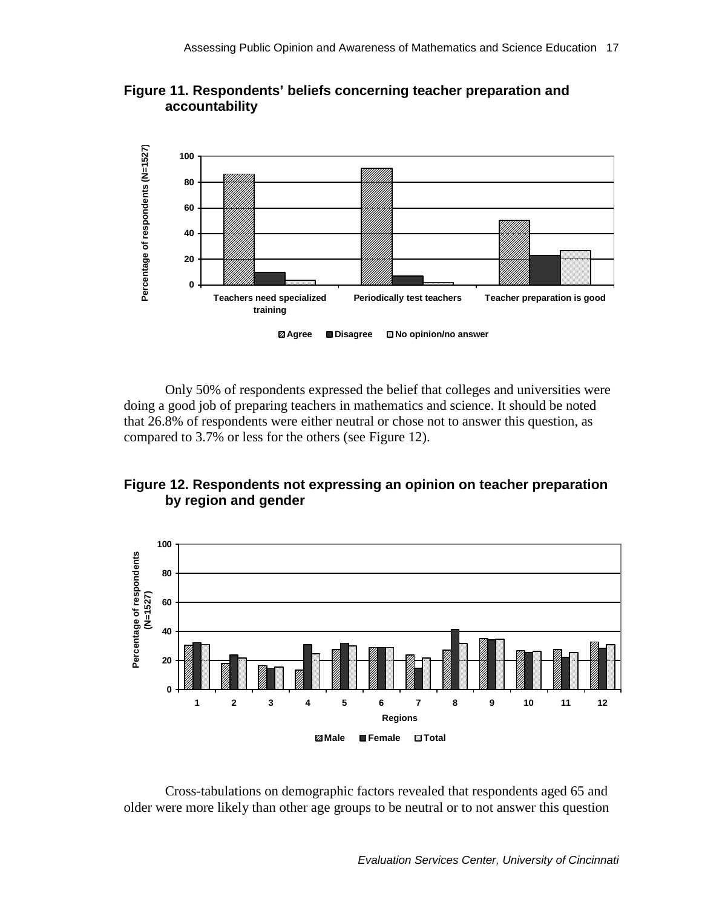**Figure 11. Respondents' beliefs concerning teacher preparation and accountability**

Only 50% of respondents expressed the belief that colleges and universities were doing a good job of preparing teachers in mathematics and science. It should be noted that 26.8% of respondents were either neutral or chose not to answer this question, as compared to 3.7% or less for the others (see Figure 12).

**Figure 12. Respondents not expressing an opinion on teacher preparation by region and gender**

Cross-tabulations on demographic factors revealed that respondents aged 65 and older were more likely than other age groups to be neutral or to not answer this question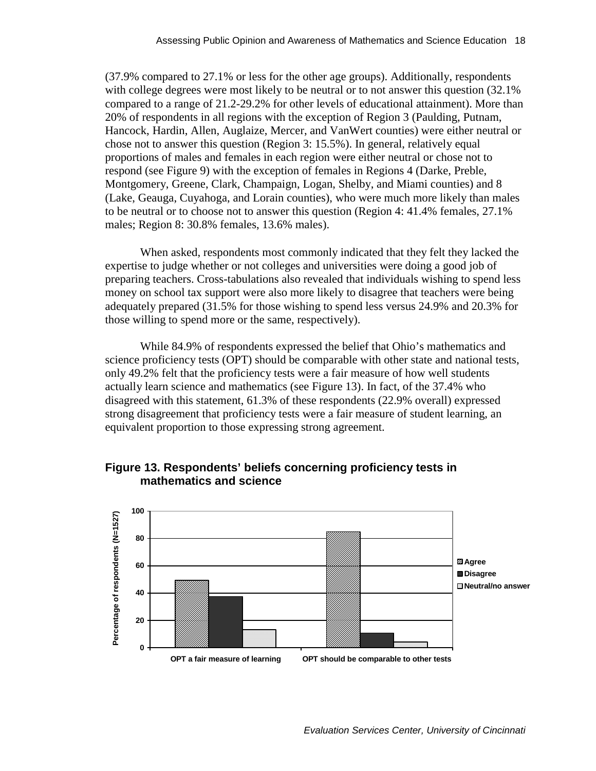(37.9% compared to 27.1% or less for the other age groups). Additionally, respondents with college degrees were most likely to be neutral or to not answer this question (32.1% compared to a range of 21.2-29.2% for other levels of educational attainment). More than 20% of respondents in all regions with the exception of Region 3 (Paulding, Putnam, Hancock, Hardin, Allen, Auglaize, Mercer, and VanWert counties) were either neutral or chose not to answer this question (Region 3: 15.5%). In general, relatively equal proportions of males and females in each region were either neutral or chose not to respond (see Figure 9) with the exception of females in Regions 4 (Darke, Preble, Montgomery, Greene, Clark, Champaign, Logan, Shelby, and Miami counties) and 8 (Lake, Geauga, Cuyahoga, and Lorain counties), who were much more likely than males to be neutral or to choose not to answer this question (Region 4: 41.4% females, 27.1% males; Region 8: 30.8% females, 13.6% males).

When asked, respondents most commonly indicated that they felt they lacked the expertise to judge whether or not colleges and universities were doing a good job of preparing teachers. Cross-tabulations also revealed that individuals wishing to spend less money on school tax support were also more likely to disagree that teachers were being adequately prepared (31.5% for those wishing to spend less versus 24.9% and 20.3% for those willing to spend more or the same, respectively).

While 84.9% of respondents expressed the belief that Ohio's mathematics and science proficiency tests (OPT) should be comparable with other state and national tests, only 49.2% felt that the proficiency tests were a fair measure of how well students actually learn science and mathematics (see Figure 13). In fact, of the 37.4% who disagreed with this statement, 61.3% of these respondents (22.9% overall) expressed strong disagreement that proficiency tests were a fair measure of student learning, an equivalent proportion to those expressing strong agreement.

**Figure 13. Respondents' beliefs concerning proficiency tests in mathematics and science**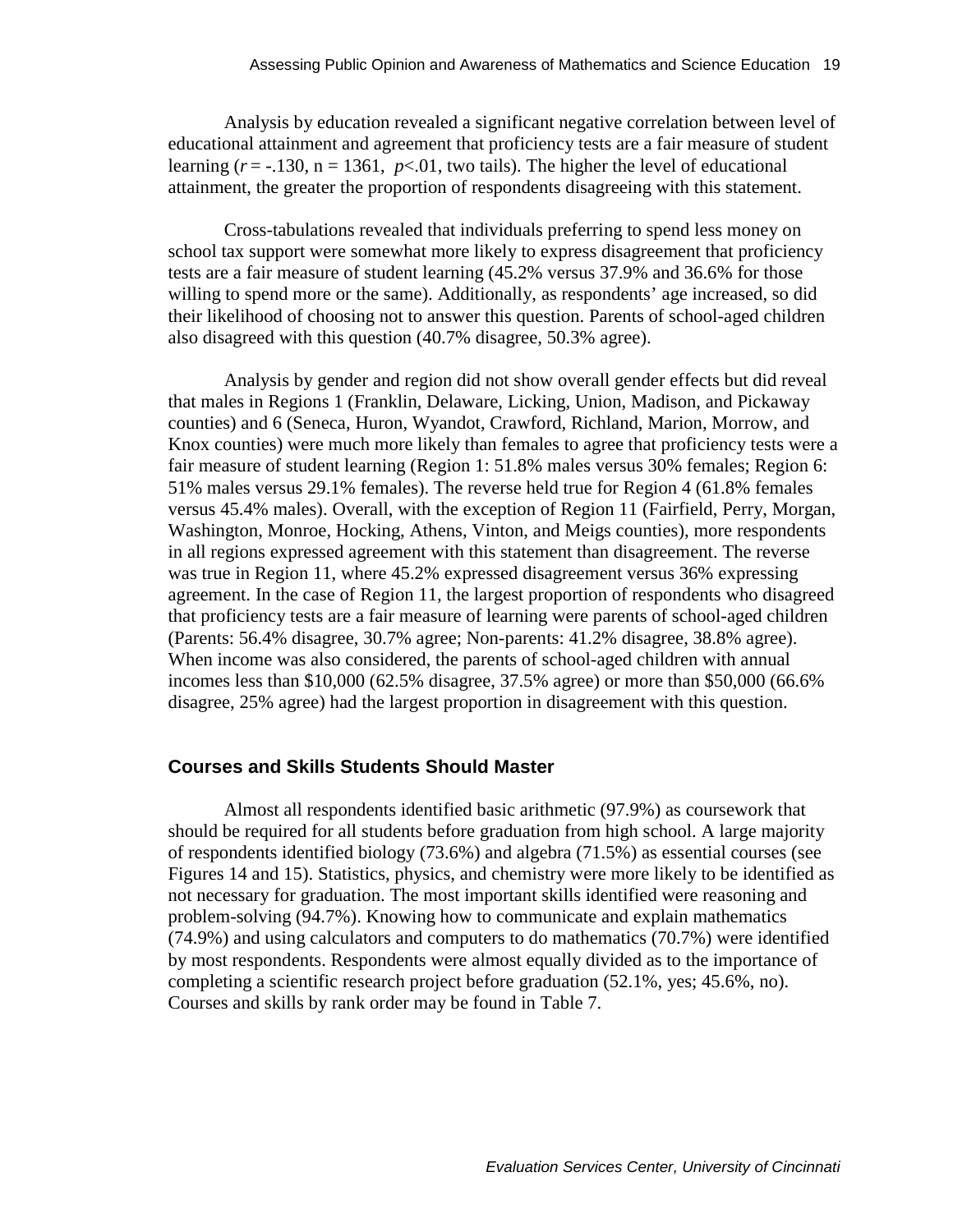Analysis by education revealed a significant negative correlation between level of educational attainment and agreement that proficiency tests are a fair measure of student learning ($r = -.130$, $n = 1361$, $p < .01$, two tails). The higher the level of educational attainment, the greater the proportion of respondents disagreeing with this statement.

Cross-tabulations revealed that individuals preferring to spend less money on school tax support were somewhat more likely to express disagreement that proficiency tests are a fair measure of student learning (45.2% versus 37.9% and 36.6% for those willing to spend more or the same). Additionally, as respondents' age increased, so did their likelihood of choosing not to answer this question. Parents of school-aged children also disagreed with this question (40.7% disagree, 50.3% agree).

Analysis by gender and region did not show overall gender effects but did reveal that males in Regions 1 (Franklin, Delaware, Licking, Union, Madison, and Pickaway counties) and 6 (Seneca, Huron, Wyandot, Crawford, Richland, Marion, Morrow, and Knox counties) were much more likely than females to agree that proficiency tests were a fair measure of student learning (Region 1: 51.8% males versus 30% females; Region 6: 51% males versus 29.1% females). The reverse held true for Region 4 (61.8% females versus 45.4% males). Overall, with the exception of Region 11 (Fairfield, Perry, Morgan, Washington, Monroe, Hocking, Athens, Vinton, and Meigs counties), more respondents in all regions expressed agreement with this statement than disagreement. The reverse was true in Region 11, where 45.2% expressed disagreement versus 36% expressing agreement. In the case of Region 11, the largest proportion of respondents who disagreed that proficiency tests are a fair measure of learning were parents of school-aged children (Parents: 56.4% disagree, 30.7% agree; Non-parents: 41.2% disagree, 38.8% agree). When income was also considered, the parents of school-aged children with annual incomes less than $10,000 (62.5% disagree, 37.5% agree) or more than $50,000 (66.6% disagree, 25% agree) had the largest proportion in disagreement with this question.

## Courses and Skills Students Should Master

Almost all respondents identified basic arithmetic (97.9%) as coursework that should be required for all students before graduation from high school. A large majority of respondents identified biology (73.6%) and algebra (71.5%) as essential courses (see Figures 14 and 15). Statistics, physics, and chemistry were more likely to be identified as not necessary for graduation. The most important skills identified were reasoning and problem-solving (94.7%). Knowing how to communicate and explain mathematics (74.9%) and using calculators and computers to do mathematics (70.7%) were identified by most respondents. Respondents were almost equally divided as to the importance of completing a scientific research project before graduation (52.1%, yes; 45.6%, no). Courses and skills by rank order may be found in Table 7.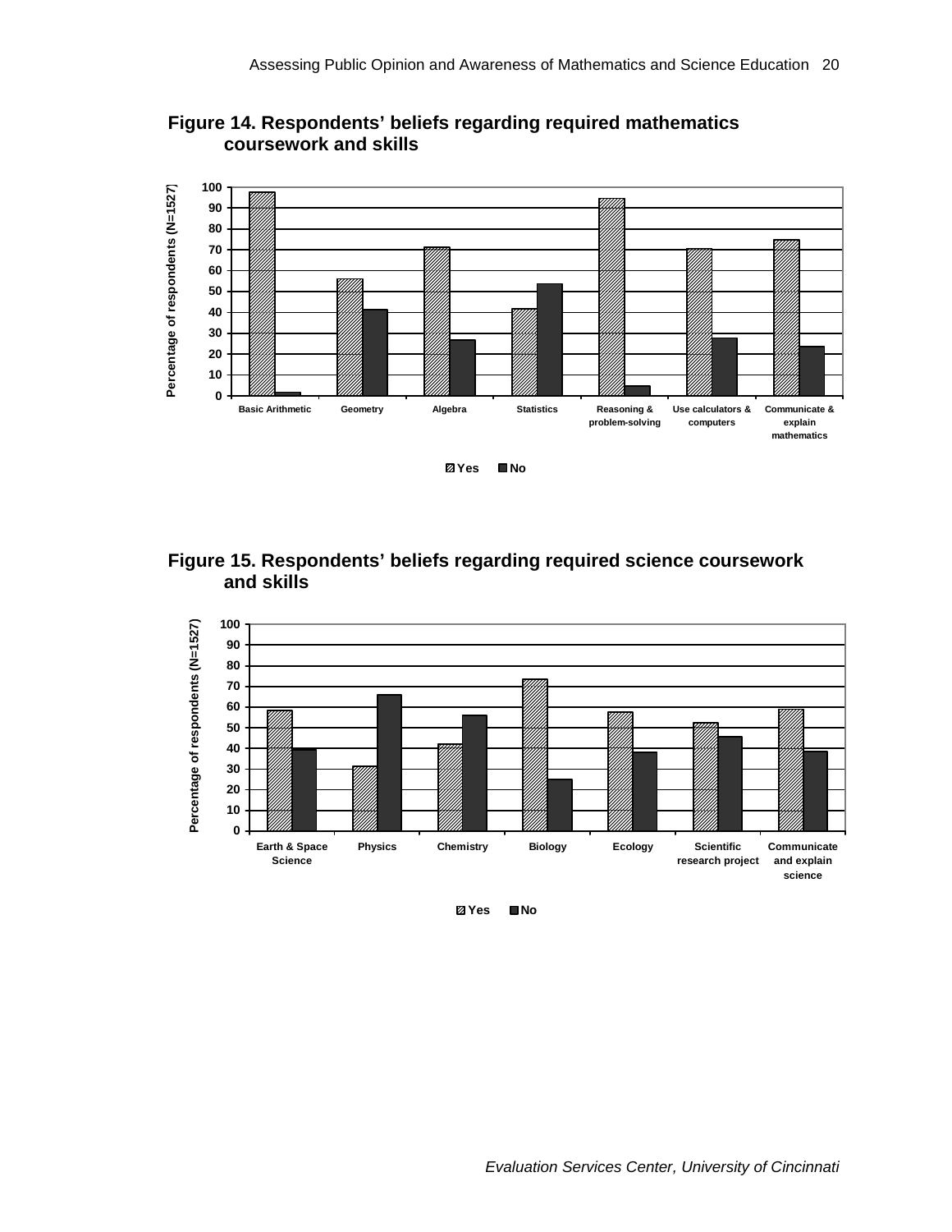**Figure 14. Respondents' beliefs regarding required mathematics coursework and skills**

**Figure 15. Respondents' beliefs regarding required science coursework and skills**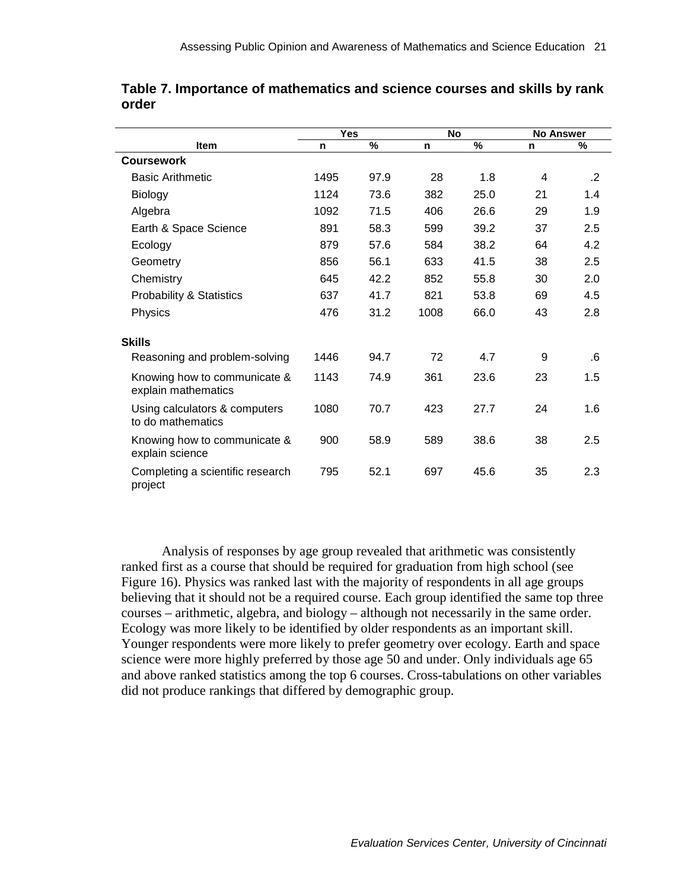**Table 7. Importance of mathematics and science courses and skills by rank order**

| Item | Yes | | No | | No Answer | |
|---|---|---|---|---|---|---|
| | n | % | n | % | n | % |
| **Coursework** | | | | | | |
| Basic Arithmetic | 1495 | 97.9 | 28 | 1.8 | 4 | .2 |
| Biology | 1124 | 73.6 | 382 | 25.0 | 21 | 1.4 |
| Algebra | 1092 | 71.5 | 406 | 26.6 | 29 | 1.9 |
| Earth & Space Science | 891 | 58.3 | 599 | 39.2 | 37 | 2.5 |
| Ecology | 879 | 57.6 | 584 | 38.2 | 64 | 4.2 |
| Geometry | 856 | 56.1 | 633 | 41.5 | 38 | 2.5 |
| Chemistry | 645 | 42.2 | 852 | 55.8 | 30 | 2.0 |
| Probability & Statistics | 637 | 41.7 | 821 | 53.8 | 69 | 4.5 |
| Physics | 476 | 31.2 | 1008 | 66.0 | 43 | 2.8 |
| **Skills** | | | | | | |
| Reasoning and problem-solving | 1446 | 94.7 | 72 | 4.7 | 9 | .6 |
| Knowing how to communicate & explain mathematics | 1143 | 74.9 | 361 | 23.6 | 23 | 1.5 |
| Using calculators & computers to do mathematics | 1080 | 70.7 | 423 | 27.7 | 24 | 1.6 |
| Knowing how to communicate & explain science | 900 | 58.9 | 589 | 38.6 | 38 | 2.5 |
| Completing a scientific research project | 795 | 52.1 | 697 | 45.6 | 35 | 2.3 |

Analysis of responses by age group revealed that arithmetic was consistently ranked first as a course that should be required for graduation from high school (see Figure 16). Physics was ranked last with the majority of respondents in all age groups believing that it should not be a required course. Each group identified the same top three courses – arithmetic, algebra, and biology – although not necessarily in the same order. Ecology was more likely to be identified by older respondents as an important skill. Younger respondents were more likely to prefer geometry over ecology. Earth and space science were more highly preferred by those age 50 and under. Only individuals age 65 and above ranked statistics among the top 6 courses. Cross-tabulations on other variables did not produce rankings that differed by demographic group.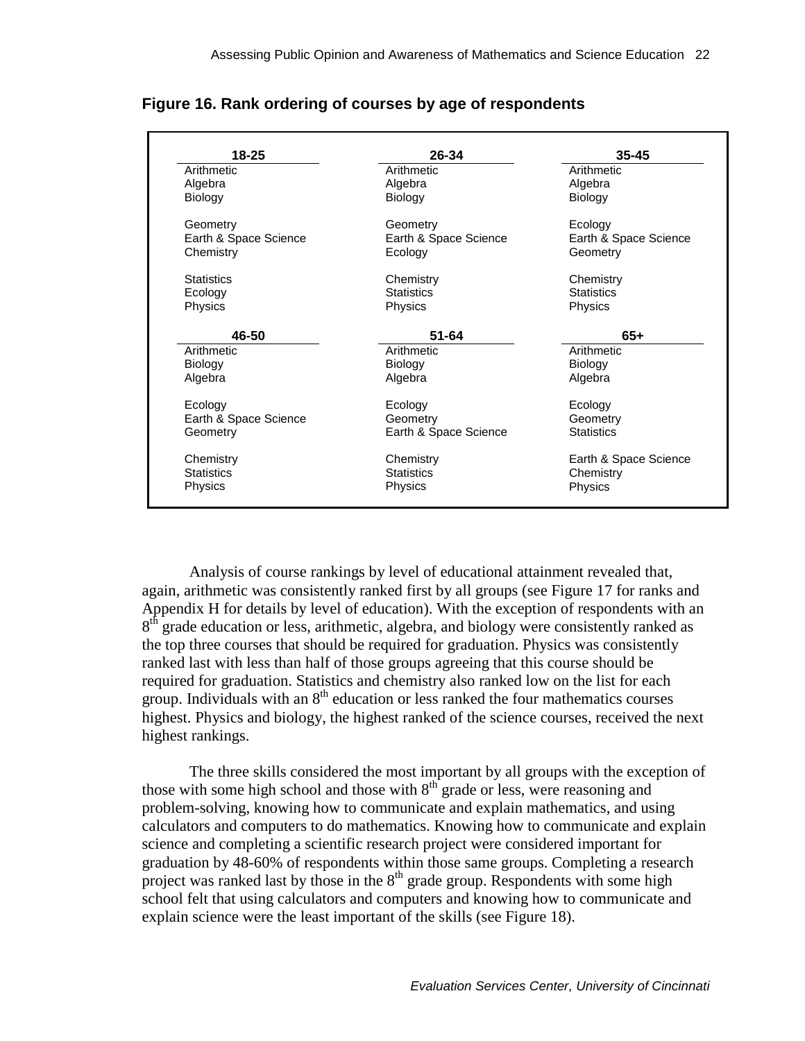**Figure 16. Rank ordering of courses by age of respondents**

| 18-25 | 26-34 | 35-45 |
|---|---|---|
| Arithmetic | Arithmetic | Arithmetic |
| Algebra | Algebra | Algebra |
| Biology | Biology | Biology |
| Geometry | Geometry | Ecology |
| Earth & Space Science | Earth & Space Science | Earth & Space Science |
| Chemistry | Ecology | Geometry |
| Statistics | Chemistry | Chemistry |
| Ecology | Statistics | Statistics |
| Physics | Physics | Physics |

| 46-50 | 51-64 | 65+ |
|---|---|---|
| Arithmetic | Arithmetic | Arithmetic |
| Biology | Biology | Biology |
| Algebra | Algebra | Algebra |
| Ecology | Ecology | Ecology |
| Earth & Space Science | Geometry | Geometry |
| Geometry | Earth & Space Science | Statistics |
| Chemistry | Chemistry | Earth & Space Science |
| Statistics | Statistics | Chemistry |
| Physics | Physics | Physics |

Analysis of course rankings by level of educational attainment revealed that, again, arithmetic was consistently ranked first by all groups (see Figure 17 for ranks and Appendix H for details by level of education). With the exception of respondents with an 8th grade education or less, arithmetic, algebra, and biology were consistently ranked as the top three courses that should be required for graduation. Physics was consistently ranked last with less than half of those groups agreeing that this course should be required for graduation. Statistics and chemistry also ranked low on the list for each group. Individuals with an 8th education or less ranked the four mathematics courses highest. Physics and biology, the highest ranked of the science courses, received the next highest rankings.

The three skills considered the most important by all groups with the exception of those with some high school and those with 8th grade or less, were reasoning and problem-solving, knowing how to communicate and explain mathematics, and using calculators and computers to do mathematics. Knowing how to communicate and explain science and completing a scientific research project were considered important for graduation by 48-60% of respondents within those same groups. Completing a research project was ranked last by those in the 8th grade group. Respondents with some high school felt that using calculators and computers and knowing how to communicate and explain science were the least important of the skills (see Figure 18).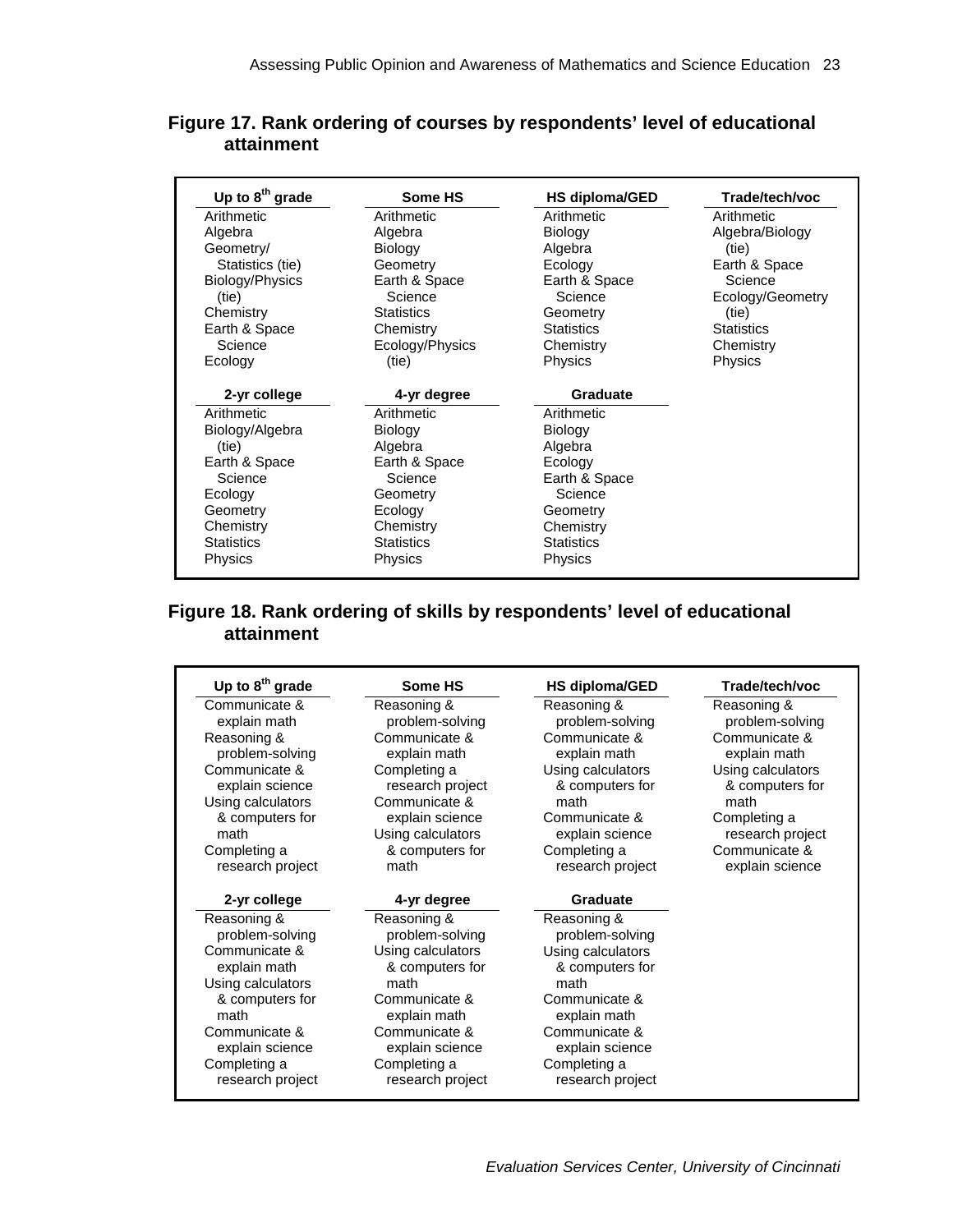**Figure 17. Rank ordering of courses by respondents' level of educational attainment**

| Up to 8th grade | Some HS | HS diploma/GED | Trade/tech/voc |
|---|---|---|---|
| Arithmetic | Arithmetic | Arithmetic | Arithmetic |
| Algebra | Algebra | Biology | Algebra/Biology (tie) |
| Geometry/ Statistics (tie) | Biology | Algebra | Earth & Space Science |
| Biology/Physics (tie) | Geometry | Ecology | Ecology/Geometry (tie) |
| Chemistry | Earth & Space Science | Earth & Space Science | Statistics |
| Earth & Space Science | Statistics | Geometry | Chemistry |
| Ecology | Chemistry | Statistics | Physics |
| | Ecology/Physics (tie) | Chemistry | |
| | | Physics | |

| 2-yr college | 4-yr degree | Graduate |
|---|---|---|
| Arithmetic | Arithmetic | Arithmetic |
| Biology/Algebra (tie) | Biology | Biology |
| Earth & Space Science | Algebra | Algebra |
| Ecology | Earth & Space Science | Ecology |
| Geometry | Geometry | Earth & Space Science |
| Chemistry | Ecology | Geometry |
| Statistics | Chemistry | Chemistry |
| Physics | Statistics | Statistics |
| | Physics | Physics |

**Figure 18. Rank ordering of skills by respondents' level of educational attainment**

| Up to 8th grade | Some HS | HS diploma/GED | Trade/tech/voc |
|---|---|---|---|
| Communicate & explain math | Reasoning & problem-solving | Reasoning & problem-solving | Reasoning & problem-solving |
| Reasoning & problem-solving | Communicate & explain math | Communicate & explain math | Communicate & explain math |
| Communicate & explain science | Completing a research project | Using calculators & computers for math | Using calculators & computers for math |
| Using calculators & computers for math | Communicate & explain science | Communicate & explain science | Completing a research project |
| Completing a research project | Using calculators & computers for math | Completing a research project | Communicate & explain science |

| 2-yr college | 4-yr degree | Graduate |
|---|---|---|
| Reasoning & problem-solving | Reasoning & problem-solving | Reasoning & problem-solving |
| Communicate & explain math | Using calculators & computers for math | Using calculators & computers for math |
| Using calculators & computers for math | Communicate & explain math | Communicate & explain math |
| Communicate & explain science | Communicate & explain science | Communicate & explain science |
| Completing a research project | Completing a research project | Completing a research project |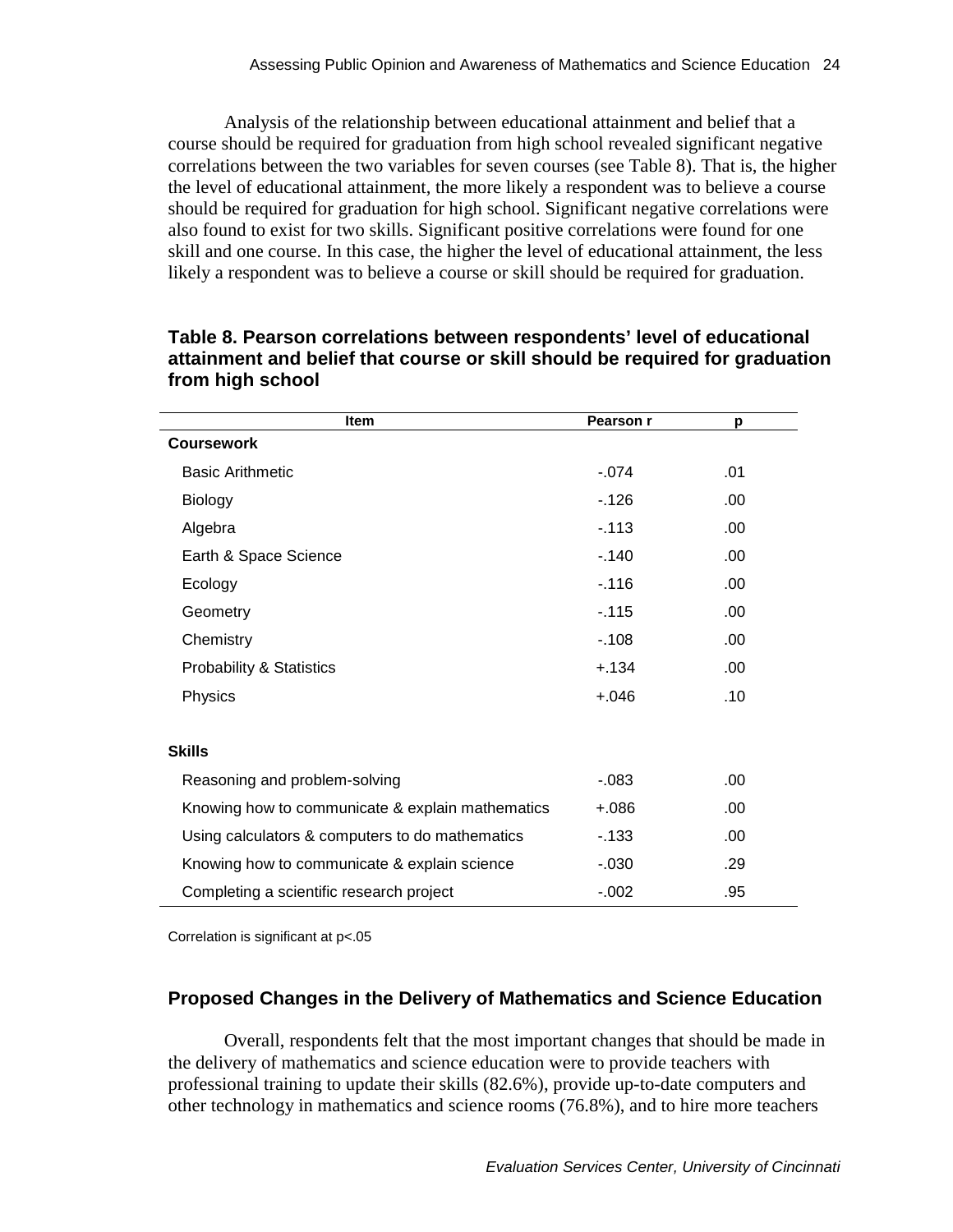Analysis of the relationship between educational attainment and belief that a course should be required for graduation from high school revealed significant negative correlations between the two variables for seven courses (see Table 8). That is, the higher the level of educational attainment, the more likely a respondent was to believe a course should be required for graduation for high school. Significant negative correlations were also found to exist for two skills. Significant positive correlations were found for one skill and one course. In this case, the higher the level of educational attainment, the less likely a respondent was to believe a course or skill should be required for graduation.

**Table 8. Pearson correlations between respondents' level of educational attainment and belief that course or skill should be required for graduation from high school**

| Item | Pearson r | p |
|---|---|---|
| **Coursework** | | |
| Basic Arithmetic | -.074 | .01 |
| Biology | -.126 | .00 |
| Algebra | -.113 | .00 |
| Earth & Space Science | -.140 | .00 |
| Ecology | -.116 | .00 |
| Geometry | -.115 | .00 |
| Chemistry | -.108 | .00 |
| Probability & Statistics | +.134 | .00 |
| Physics | +.046 | .10 |
| **Skills** | | |
| Reasoning and problem-solving | -.083 | .00 |
| Knowing how to communicate & explain mathematics | +.086 | .00 |
| Using calculators & computers to do mathematics | -.133 | .00 |
| Knowing how to communicate & explain science | -.030 | .29 |
| Completing a scientific research project | -.002 | .95 |

Correlation is significant at $p<.05$

## Proposed Changes in the Delivery of Mathematics and Science Education

Overall, respondents felt that the most important changes that should be made in the delivery of mathematics and science education were to provide teachers with professional training to update their skills (82.6%), provide up-to-date computers and other technology in mathematics and science rooms (76.8%), and to hire more teachers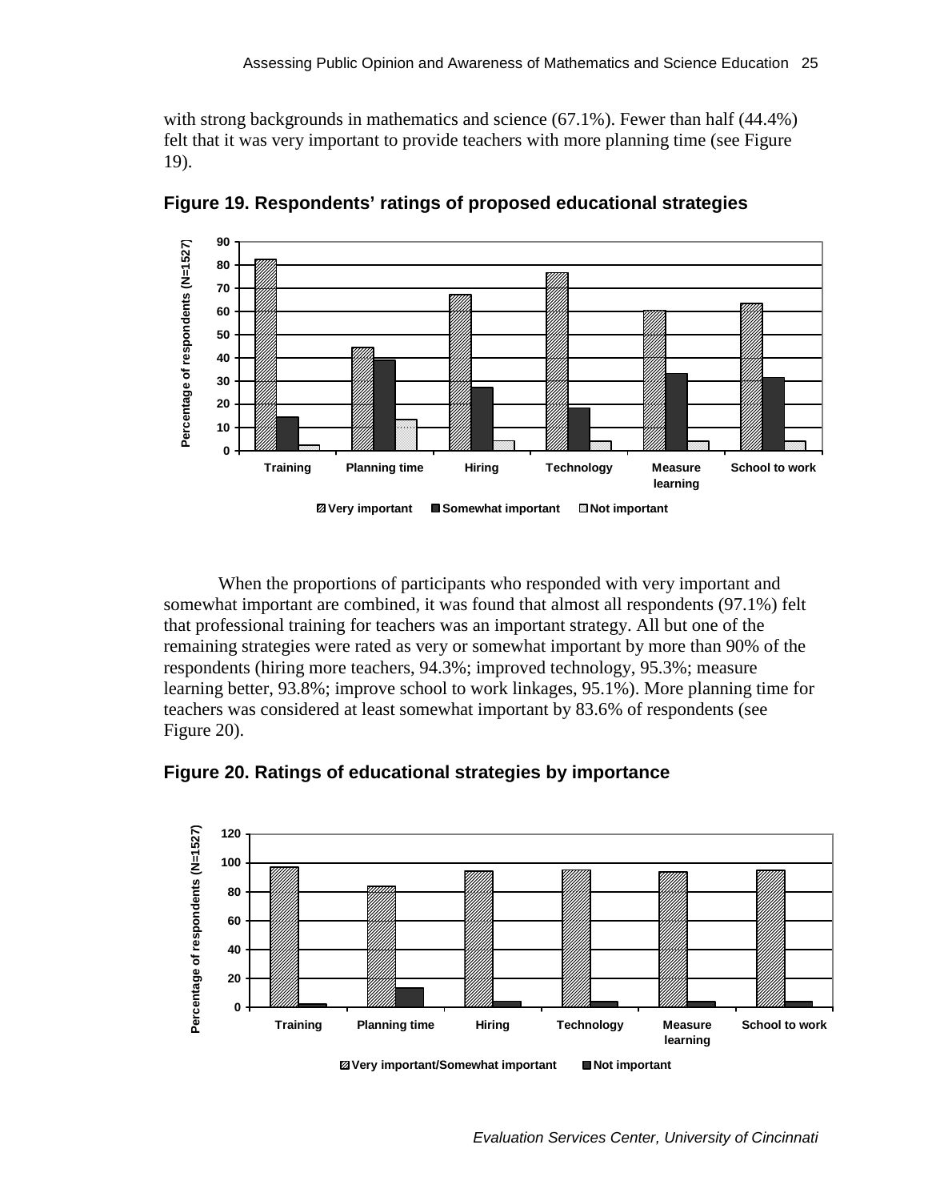with strong backgrounds in mathematics and science (67.1%). Fewer than half (44.4%) felt that it was very important to provide teachers with more planning time (see Figure 19).

**Figure 19. Respondents' ratings of proposed educational strategies**

When the proportions of participants who responded with very important and somewhat important are combined, it was found that almost all respondents (97.1%) felt that professional training for teachers was an important strategy. All but one of the remaining strategies were rated as very or somewhat important by more than 90% of the respondents (hiring more teachers, 94.3%; improved technology, 95.3%; measure learning better, 93.8%; improve school to work linkages, 95.1%). More planning time for teachers was considered at least somewhat important by 83.6% of respondents (see Figure 20).

**Figure 20. Ratings of educational strategies by importance**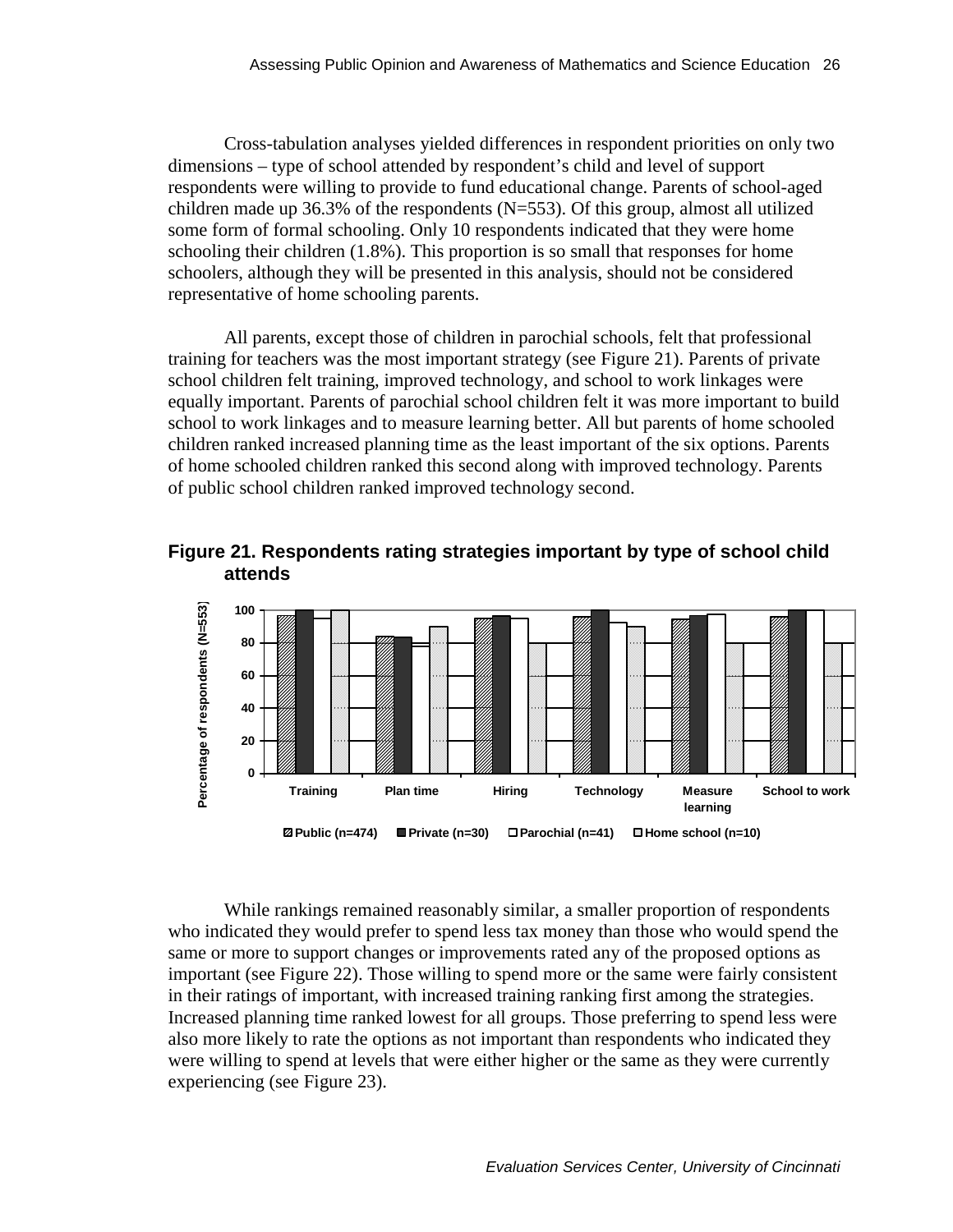Cross-tabulation analyses yielded differences in respondent priorities on only two dimensions – type of school attended by respondent's child and level of support respondents were willing to provide to fund educational change. Parents of school-aged children made up 36.3% of the respondents (N=553). Of this group, almost all utilized some form of formal schooling. Only 10 respondents indicated that they were home schooling their children (1.8%). This proportion is so small that responses for home schoolers, although they will be presented in this analysis, should not be considered representative of home schooling parents.

All parents, except those of children in parochial schools, felt that professional training for teachers was the most important strategy (see Figure 21). Parents of private school children felt training, improved technology, and school to work linkages were equally important. Parents of parochial school children felt it was more important to build school to work linkages and to measure learning better. All but parents of home schooled children ranked increased planning time as the least important of the six options. Parents of home schooled children ranked this second along with improved technology. Parents of public school children ranked improved technology second.

**Figure 21. Respondents rating strategies important by type of school child attends**

While rankings remained reasonably similar, a smaller proportion of respondents who indicated they would prefer to spend less tax money than those who would spend the same or more to support changes or improvements rated any of the proposed options as important (see Figure 22). Those willing to spend more or the same were fairly consistent in their ratings of important, with increased training ranking first among the strategies. Increased planning time ranked lowest for all groups. Those preferring to spend less were also more likely to rate the options as not important than respondents who indicated they were willing to spend at levels that were either higher or the same as they were currently experiencing (see Figure 23).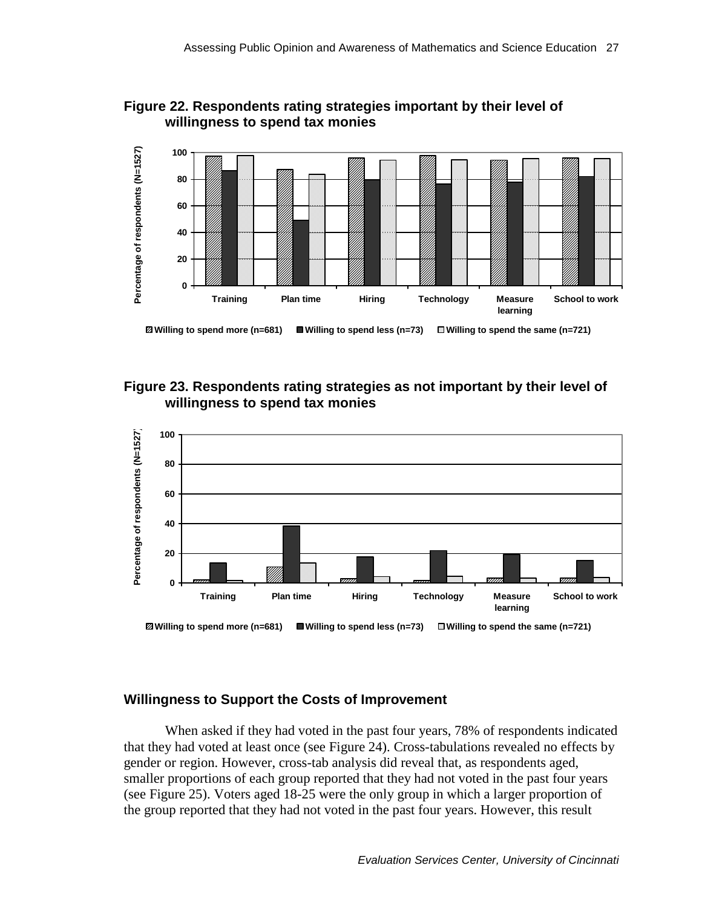**Figure 22. Respondents rating strategies important by their level of willingness to spend tax monies**

**Figure 23. Respondents rating strategies as not important by their level of willingness to spend tax monies**

### Willingness to Support the Costs of Improvement

When asked if they had voted in the past four years, 78% of respondents indicated that they had voted at least once (see Figure 24). Cross-tabulations revealed no effects by gender or region. However, cross-tab analysis did reveal that, as respondents aged, smaller proportions of each group reported that they had not voted in the past four years (see Figure 25). Voters aged 18-25 were the only group in which a larger proportion of the group reported that they had not voted in the past four years. However, this result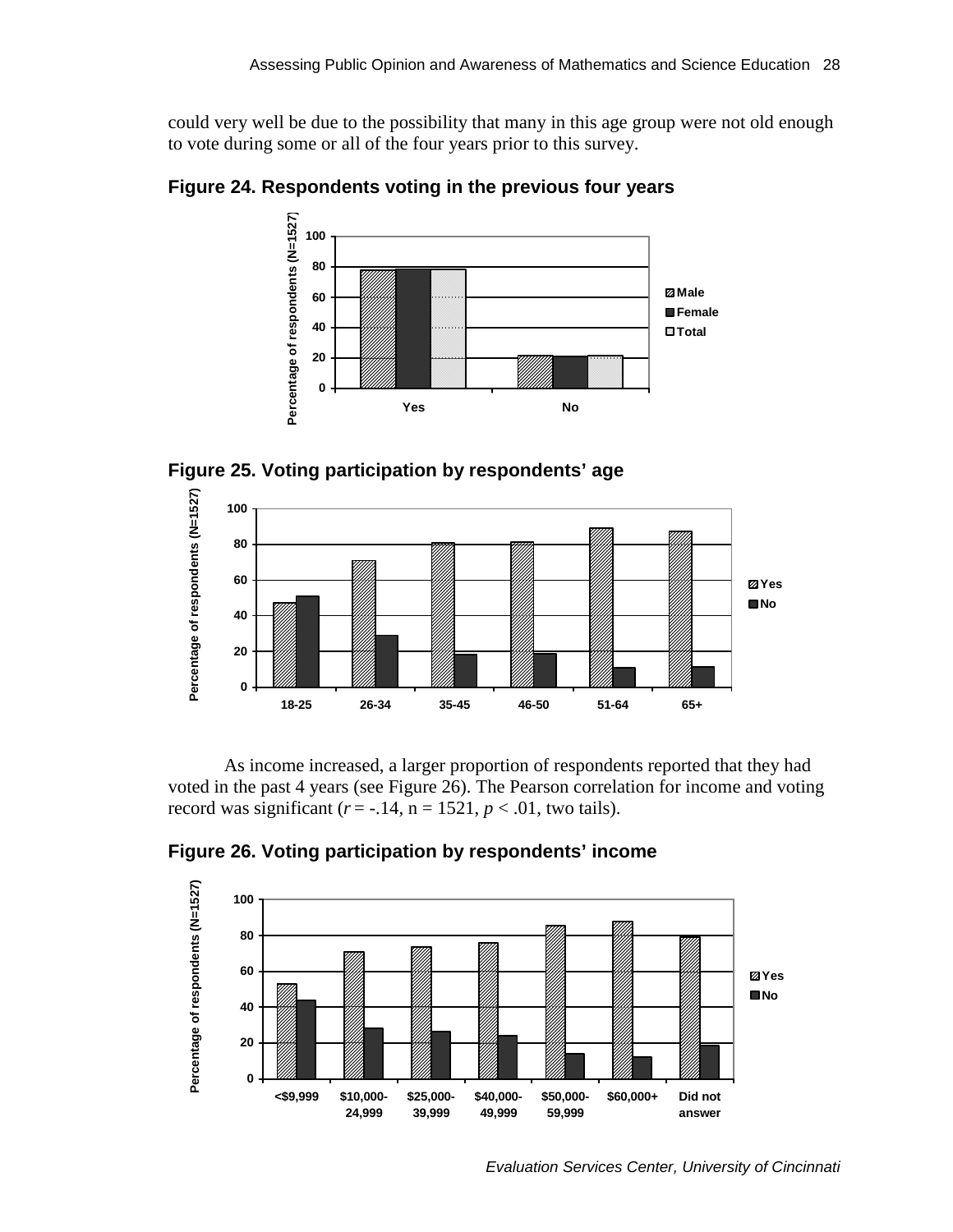could very well be due to the possibility that many in this age group were not old enough to vote during some or all of the four years prior to this survey.

**Figure 24. Respondents voting in the previous four years**

**Figure 25. Voting participation by respondents' age**

As income increased, a larger proportion of respondents reported that they had voted in the past 4 years (see Figure 26). The Pearson correlation for income and voting record was significant ($r$ = -.14, n = 1521, $p$ < .01, two tails).

**Figure 26. Voting participation by respondents' income**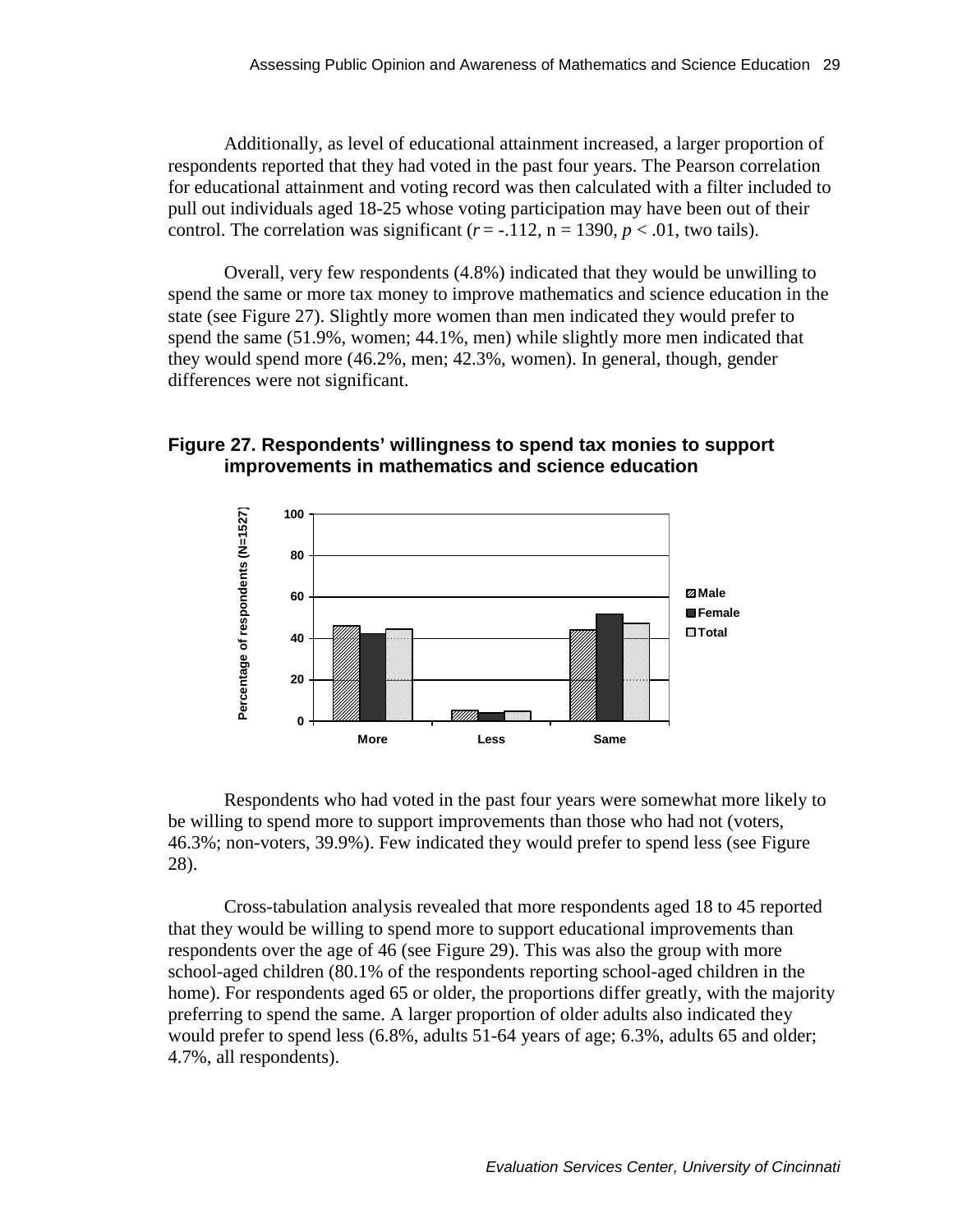Additionally, as level of educational attainment increased, a larger proportion of respondents reported that they had voted in the past four years. The Pearson correlation for educational attainment and voting record was then calculated with a filter included to pull out individuals aged 18-25 whose voting participation may have been out of their control. The correlation was significant ($r = -.112$, $n = 1390$, $p < .01$, two tails).

Overall, very few respondents (4.8%) indicated that they would be unwilling to spend the same or more tax money to improve mathematics and science education in the state (see Figure 27). Slightly more women than men indicated they would prefer to spend the same (51.9%, women; 44.1%, men) while slightly more men indicated that they would spend more (46.2%, men; 42.3%, women). In general, though, gender differences were not significant.

**Figure 27. Respondents' willingness to spend tax monies to support improvements in mathematics and science education**

Respondents who had voted in the past four years were somewhat more likely to be willing to spend more to support improvements than those who had not (voters, 46.3%; non-voters, 39.9%). Few indicated they would prefer to spend less (see Figure 28).

Cross-tabulation analysis revealed that more respondents aged 18 to 45 reported that they would be willing to spend more to support educational improvements than respondents over the age of 46 (see Figure 29). This was also the group with more school-aged children (80.1% of the respondents reporting school-aged children in the home). For respondents aged 65 or older, the proportions differ greatly, with the majority preferring to spend the same. A larger proportion of older adults also indicated they would prefer to spend less (6.8%, adults 51-64 years of age; 6.3%, adults 65 and older; 4.7%, all respondents).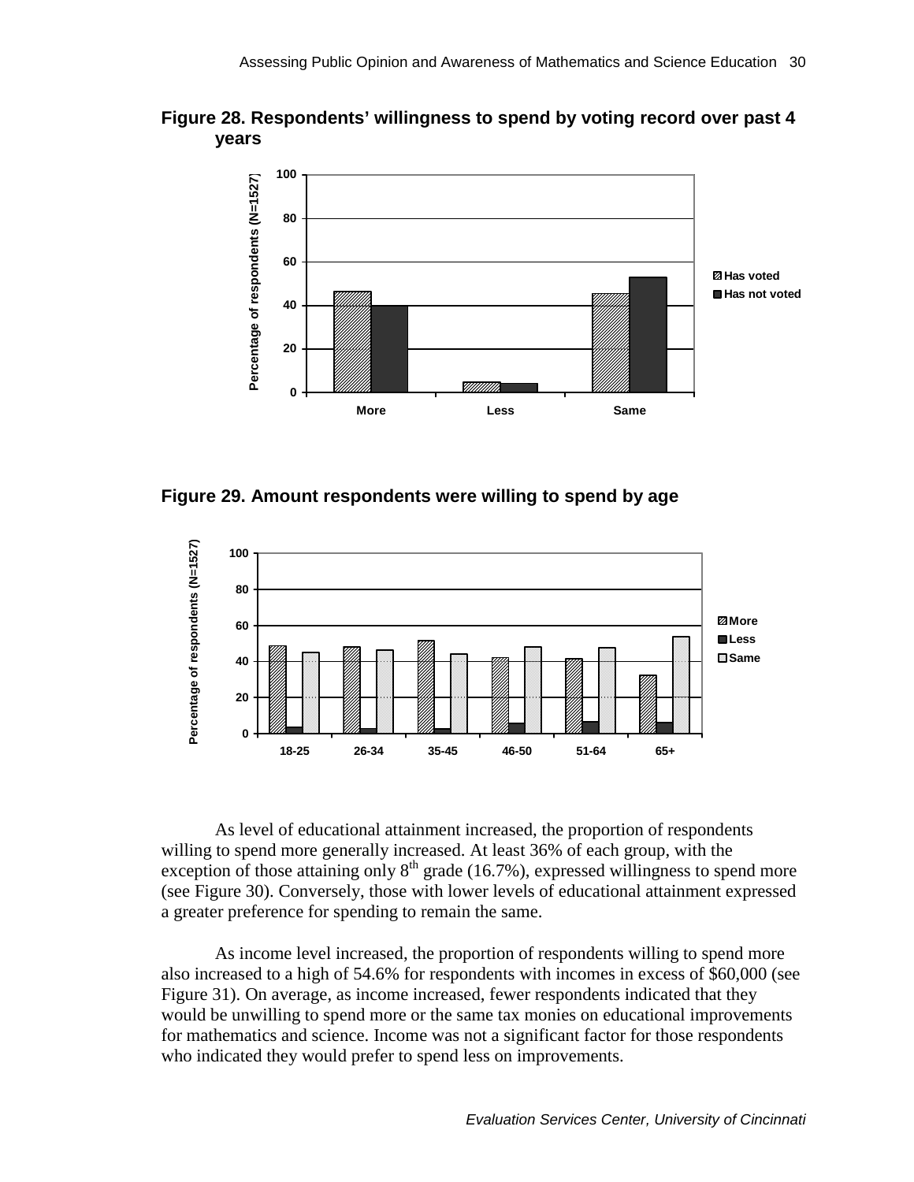**Figure 28. Respondents' willingness to spend by voting record over past 4 years**

**Figure 29. Amount respondents were willing to spend by age**

As level of educational attainment increased, the proportion of respondents willing to spend more generally increased. At least 36% of each group, with the exception of those attaining only 8th grade (16.7%), expressed willingness to spend more (see Figure 30). Conversely, those with lower levels of educational attainment expressed a greater preference for spending to remain the same.

As income level increased, the proportion of respondents willing to spend more also increased to a high of 54.6% for respondents with incomes in excess of $60,000 (see Figure 31). On average, as income increased, fewer respondents indicated that they would be unwilling to spend more or the same tax monies on educational improvements for mathematics and science. Income was not a significant factor for those respondents who indicated they would prefer to spend less on improvements.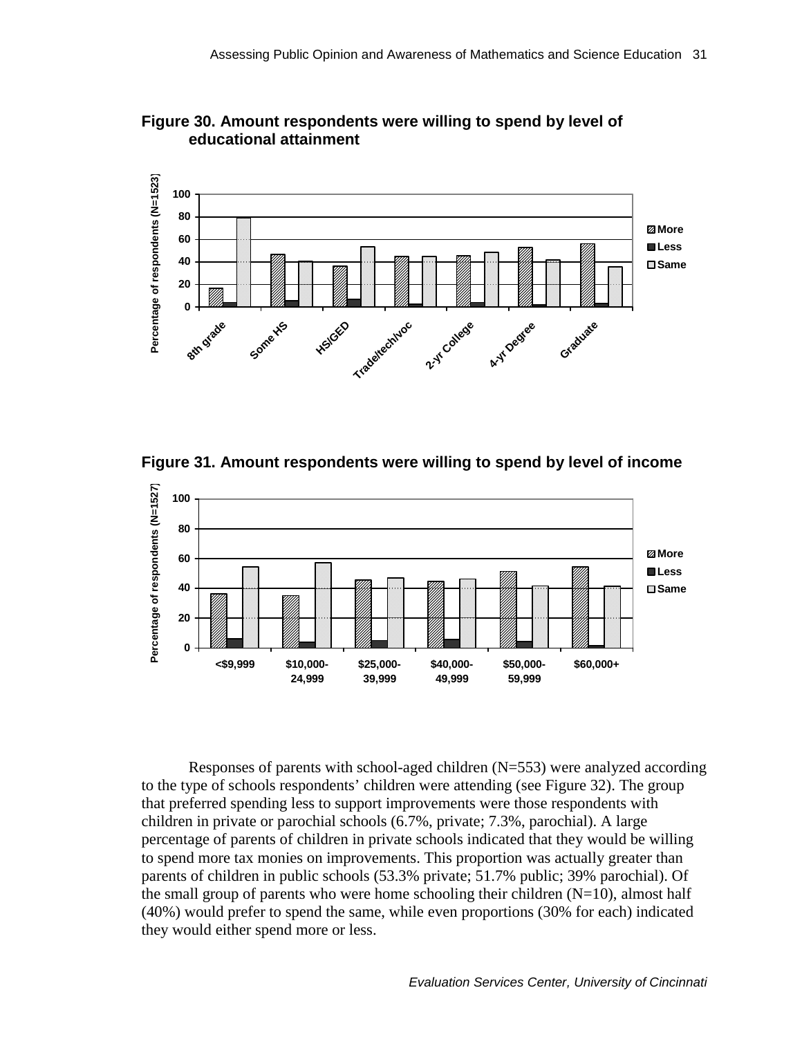**Figure 30. Amount respondents were willing to spend by level of educational attainment**

**Figure 31. Amount respondents were willing to spend by level of income**

Responses of parents with school-aged children (N=553) were analyzed according to the type of schools respondents' children were attending (see Figure 32). The group that preferred spending less to support improvements were those respondents with children in private or parochial schools (6.7%, private; 7.3%, parochial). A large percentage of parents of children in private schools indicated that they would be willing to spend more tax monies on improvements. This proportion was actually greater than parents of children in public schools (53.3% private; 51.7% public; 39% parochial). Of the small group of parents who were home schooling their children (N=10), almost half (40%) would prefer to spend the same, while even proportions (30% for each) indicated they would either spend more or less.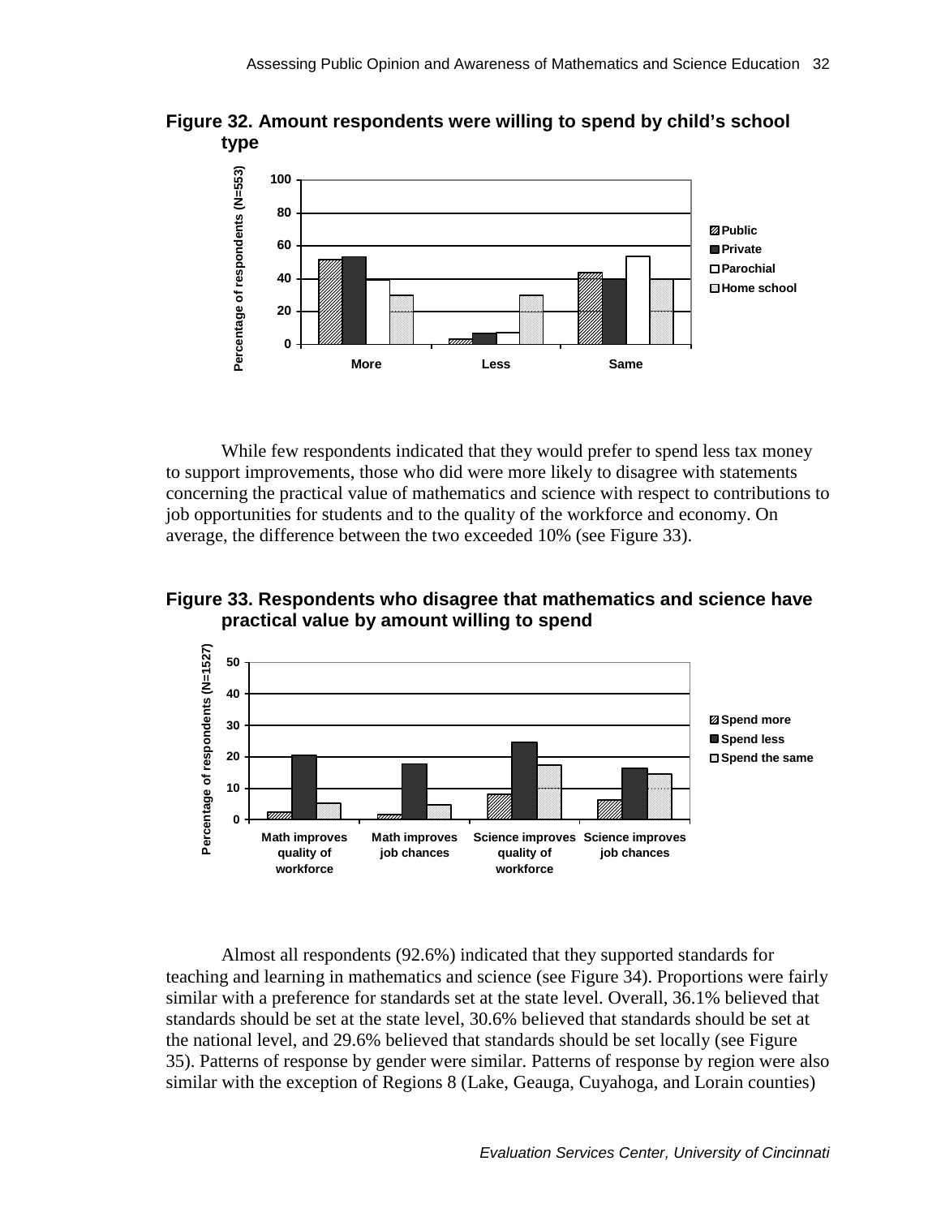**Figure 32. Amount respondents were willing to spend by child's school type**

While few respondents indicated that they would prefer to spend less tax money to support improvements, those who did were more likely to disagree with statements concerning the practical value of mathematics and science with respect to contributions to job opportunities for students and to the quality of the workforce and economy. On average, the difference between the two exceeded 10% (see Figure 33).

**Figure 33. Respondents who disagree that mathematics and science have practical value by amount willing to spend**

Almost all respondents (92.6%) indicated that they supported standards for teaching and learning in mathematics and science (see Figure 34). Proportions were fairly similar with a preference for standards set at the state level. Overall, 36.1% believed that standards should be set at the state level, 30.6% believed that standards should be set at the national level, and 29.6% believed that standards should be set locally (see Figure 35). Patterns of response by gender were similar. Patterns of response by region were also similar with the exception of Regions 8 (Lake, Geauga, Cuyahoga, and Lorain counties)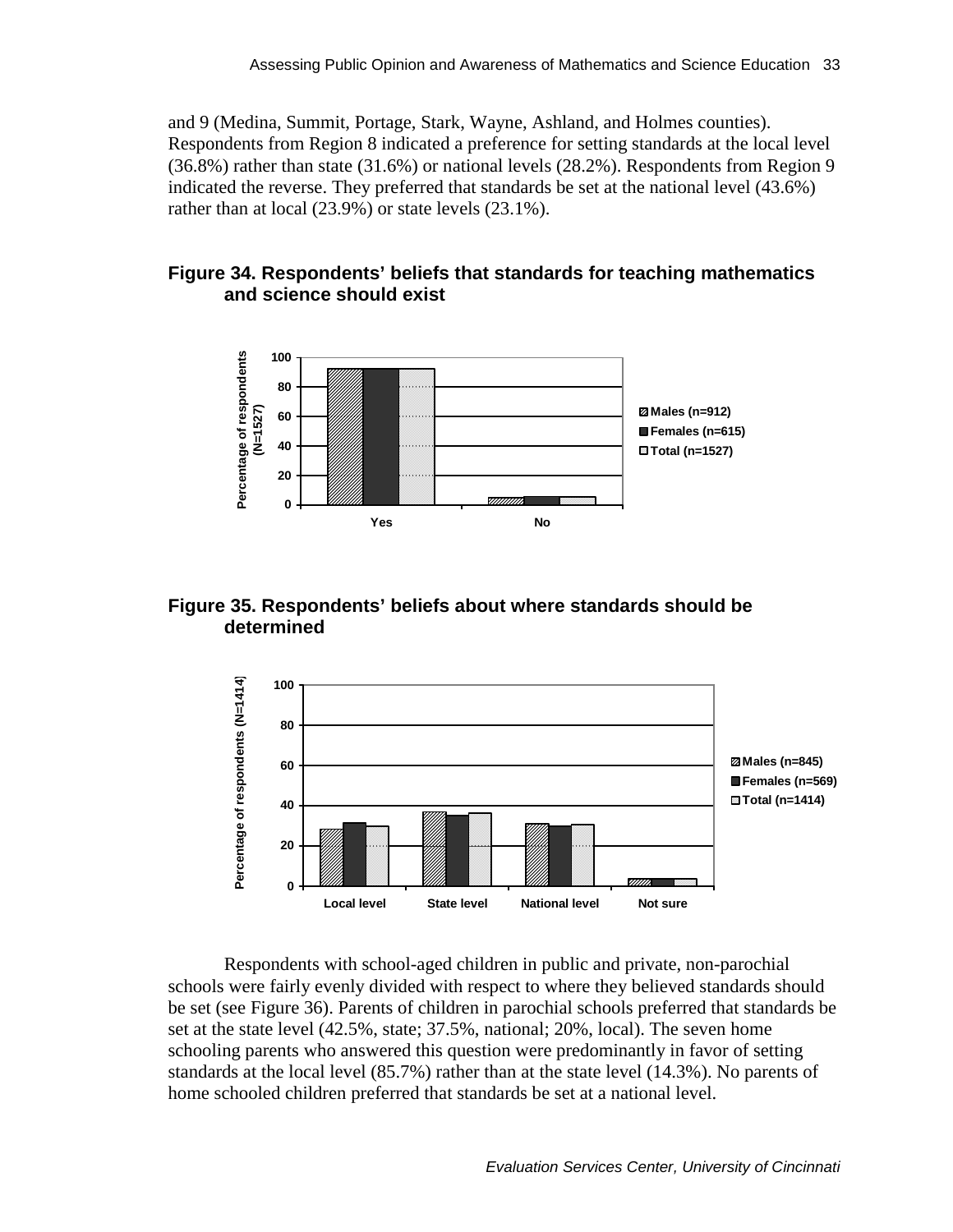and 9 (Medina, Summit, Portage, Stark, Wayne, Ashland, and Holmes counties). Respondents from Region 8 indicated a preference for setting standards at the local level (36.8%) rather than state (31.6%) or national levels (28.2%). Respondents from Region 9 indicated the reverse. They preferred that standards be set at the national level (43.6%) rather than at local (23.9%) or state levels (23.1%).

**Figure 34. Respondents' beliefs that standards for teaching mathematics and science should exist**

**Figure 35. Respondents' beliefs about where standards should be determined**

Respondents with school-aged children in public and private, non-parochial schools were fairly evenly divided with respect to where they believed standards should be set (see Figure 36). Parents of children in parochial schools preferred that standards be set at the state level (42.5%, state; 37.5%, national; 20%, local). The seven home schooling parents who answered this question were predominantly in favor of setting standards at the local level (85.7%) rather than at the state level (14.3%). No parents of home schooled children preferred that standards be set at a national level.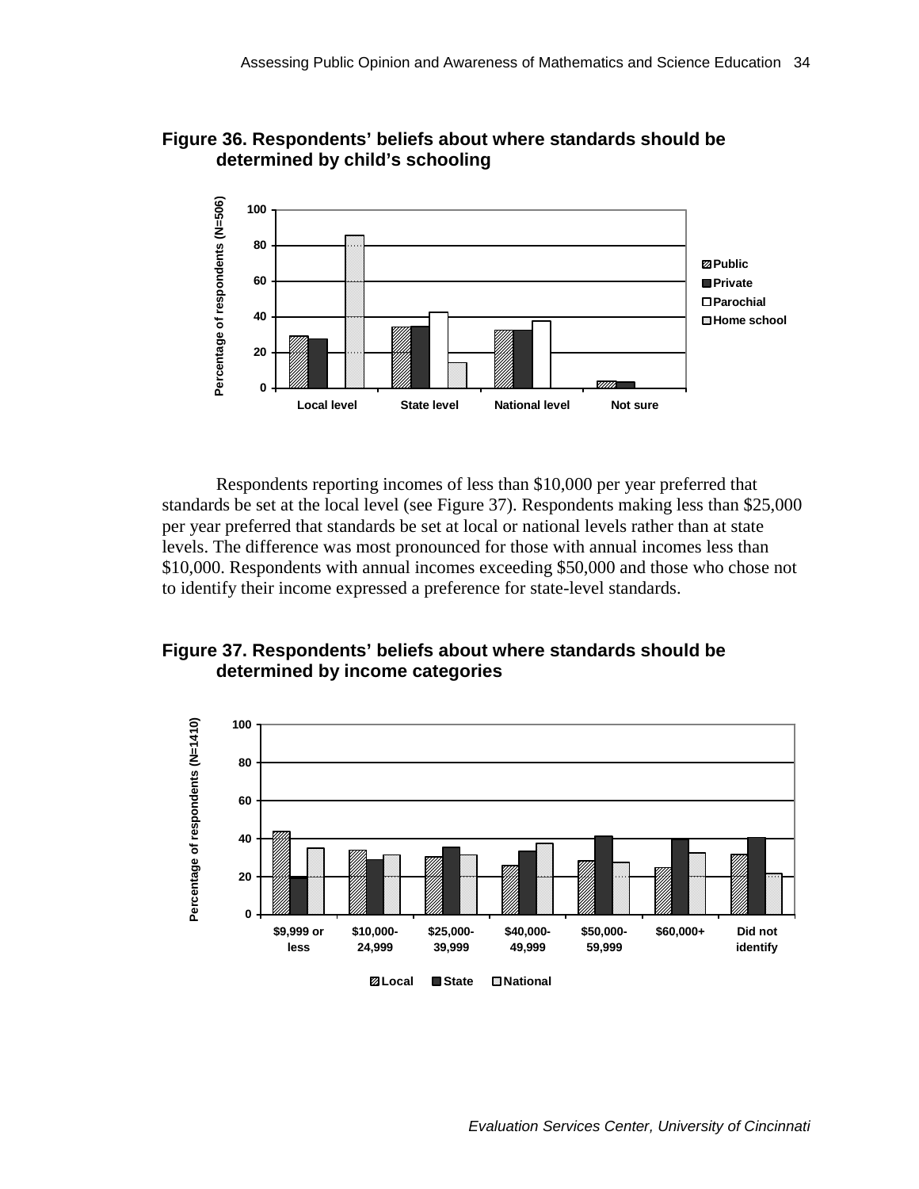**Figure 36. Respondents' beliefs about where standards should be determined by child's schooling**

Respondents reporting incomes of less than $10,000 per year preferred that standards be set at the local level (see Figure 37). Respondents making less than $25,000 per year preferred that standards be set at local or national levels rather than at state levels. The difference was most pronounced for those with annual incomes less than $10,000. Respondents with annual incomes exceeding $50,000 and those who chose not to identify their income expressed a preference for state-level standards.

**Figure 37. Respondents' beliefs about where standards should be determined by income categories**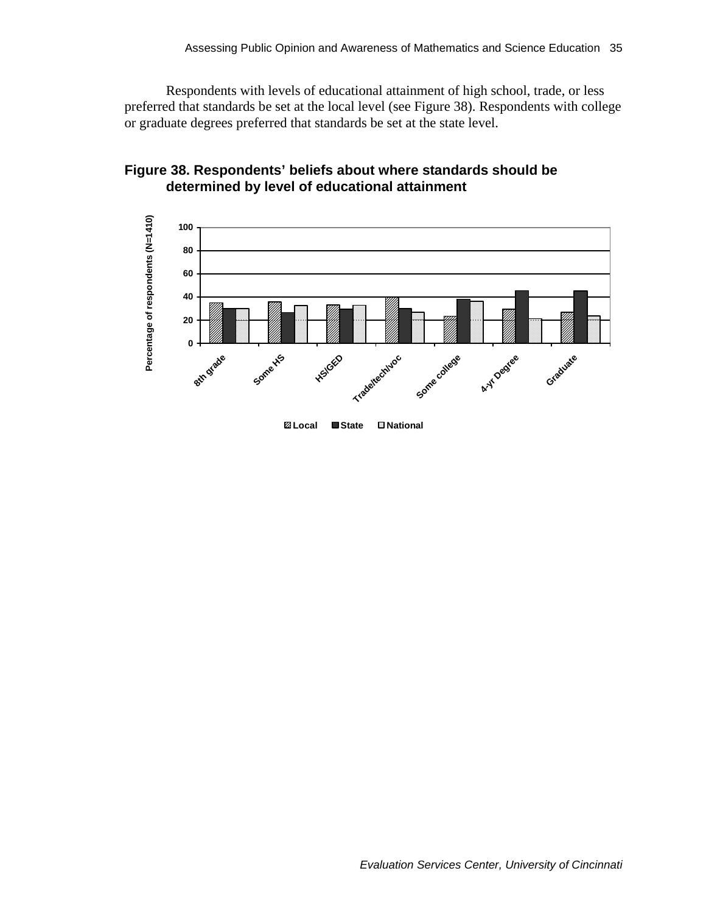Respondents with levels of educational attainment of high school, trade, or less preferred that standards be set at the local level (see Figure 38). Respondents with college or graduate degrees preferred that standards be set at the state level.

**Figure 38. Respondents' beliefs about where standards should be determined by level of educational attainment**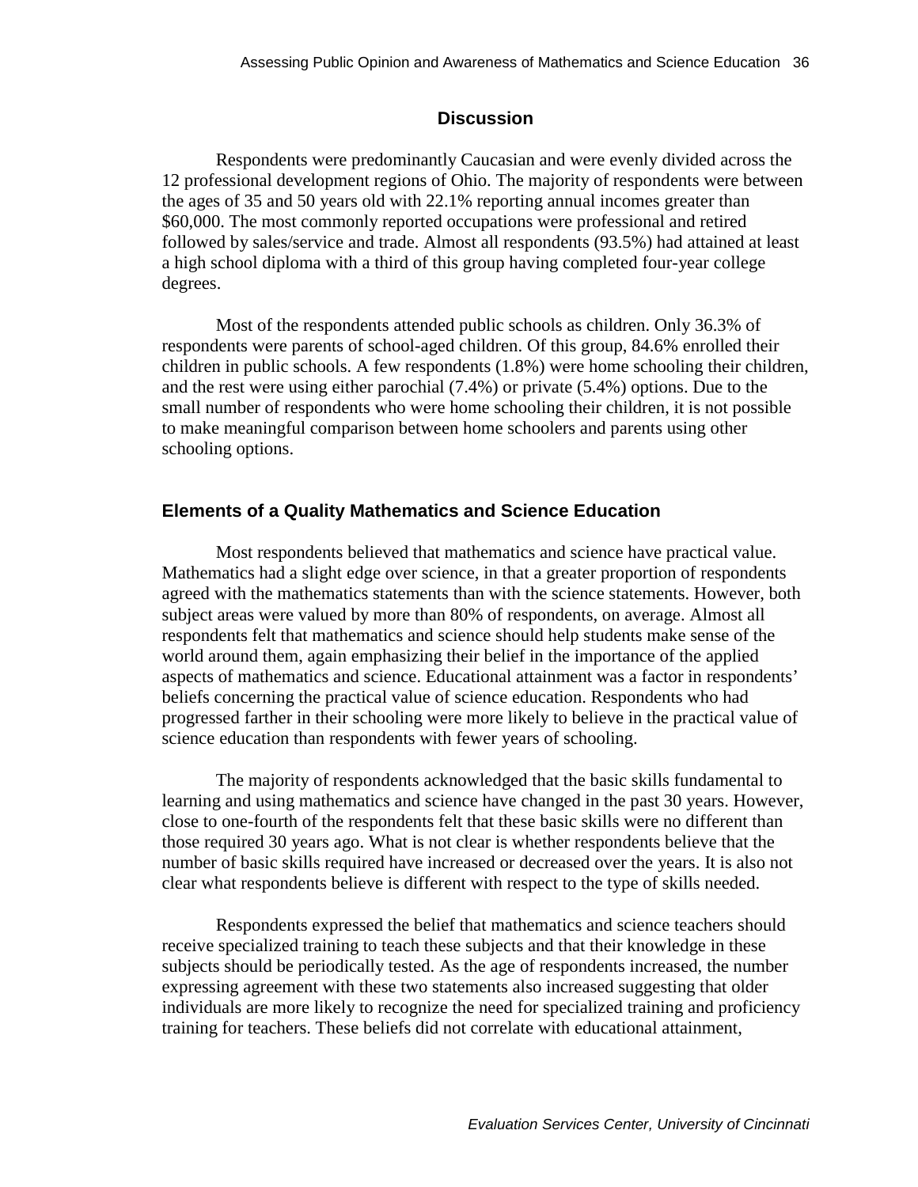## Discussion

Respondents were predominantly Caucasian and were evenly divided across the 12 professional development regions of Ohio. The majority of respondents were between the ages of 35 and 50 years old with 22.1% reporting annual incomes greater than $60,000. The most commonly reported occupations were professional and retired followed by sales/service and trade. Almost all respondents (93.5%) had attained at least a high school diploma with a third of this group having completed four-year college degrees.

Most of the respondents attended public schools as children. Only 36.3% of respondents were parents of school-aged children. Of this group, 84.6% enrolled their children in public schools. A few respondents (1.8%) were home schooling their children, and the rest were using either parochial (7.4%) or private (5.4%) options. Due to the small number of respondents who were home schooling their children, it is not possible to make meaningful comparison between home schoolers and parents using other schooling options.

### Elements of a Quality Mathematics and Science Education

Most respondents believed that mathematics and science have practical value. Mathematics had a slight edge over science, in that a greater proportion of respondents agreed with the mathematics statements than with the science statements. However, both subject areas were valued by more than 80% of respondents, on average. Almost all respondents felt that mathematics and science should help students make sense of the world around them, again emphasizing their belief in the importance of the applied aspects of mathematics and science. Educational attainment was a factor in respondents' beliefs concerning the practical value of science education. Respondents who had progressed farther in their schooling were more likely to believe in the practical value of science education than respondents with fewer years of schooling.

The majority of respondents acknowledged that the basic skills fundamental to learning and using mathematics and science have changed in the past 30 years. However, close to one-fourth of the respondents felt that these basic skills were no different than those required 30 years ago. What is not clear is whether respondents believe that the number of basic skills required have increased or decreased over the years. It is also not clear what respondents believe is different with respect to the type of skills needed.

Respondents expressed the belief that mathematics and science teachers should receive specialized training to teach these subjects and that their knowledge in these subjects should be periodically tested. As the age of respondents increased, the number expressing agreement with these two statements also increased suggesting that older individuals are more likely to recognize the need for specialized training and proficiency training for teachers. These beliefs did not correlate with educational attainment,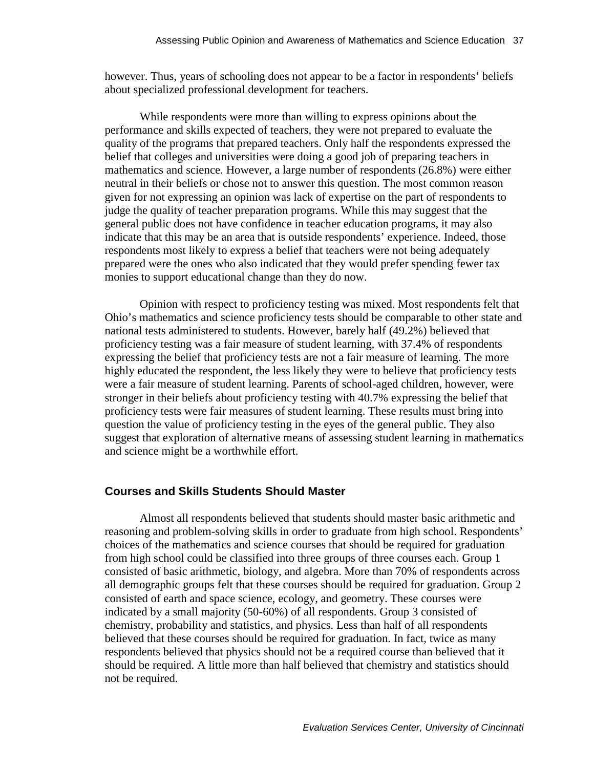however. Thus, years of schooling does not appear to be a factor in respondents' beliefs about specialized professional development for teachers.

While respondents were more than willing to express opinions about the performance and skills expected of teachers, they were not prepared to evaluate the quality of the programs that prepared teachers. Only half the respondents expressed the belief that colleges and universities were doing a good job of preparing teachers in mathematics and science. However, a large number of respondents (26.8%) were either neutral in their beliefs or chose not to answer this question. The most common reason given for not expressing an opinion was lack of expertise on the part of respondents to judge the quality of teacher preparation programs. While this may suggest that the general public does not have confidence in teacher education programs, it may also indicate that this may be an area that is outside respondents' experience. Indeed, those respondents most likely to express a belief that teachers were not being adequately prepared were the ones who also indicated that they would prefer spending fewer tax monies to support educational change than they do now.

Opinion with respect to proficiency testing was mixed. Most respondents felt that Ohio's mathematics and science proficiency tests should be comparable to other state and national tests administered to students. However, barely half (49.2%) believed that proficiency testing was a fair measure of student learning, with 37.4% of respondents expressing the belief that proficiency tests are not a fair measure of learning. The more highly educated the respondent, the less likely they were to believe that proficiency tests were a fair measure of student learning. Parents of school-aged children, however, were stronger in their beliefs about proficiency testing with 40.7% expressing the belief that proficiency tests were fair measures of student learning. These results must bring into question the value of proficiency testing in the eyes of the general public. They also suggest that exploration of alternative means of assessing student learning in mathematics and science might be a worthwhile effort.

## Courses and Skills Students Should Master

Almost all respondents believed that students should master basic arithmetic and reasoning and problem-solving skills in order to graduate from high school. Respondents' choices of the mathematics and science courses that should be required for graduation from high school could be classified into three groups of three courses each. Group 1 consisted of basic arithmetic, biology, and algebra. More than 70% of respondents across all demographic groups felt that these courses should be required for graduation. Group 2 consisted of earth and space science, ecology, and geometry. These courses were indicated by a small majority (50-60%) of all respondents. Group 3 consisted of chemistry, probability and statistics, and physics. Less than half of all respondents believed that these courses should be required for graduation. In fact, twice as many respondents believed that physics should not be a required course than believed that it should be required. A little more than half believed that chemistry and statistics should not be required.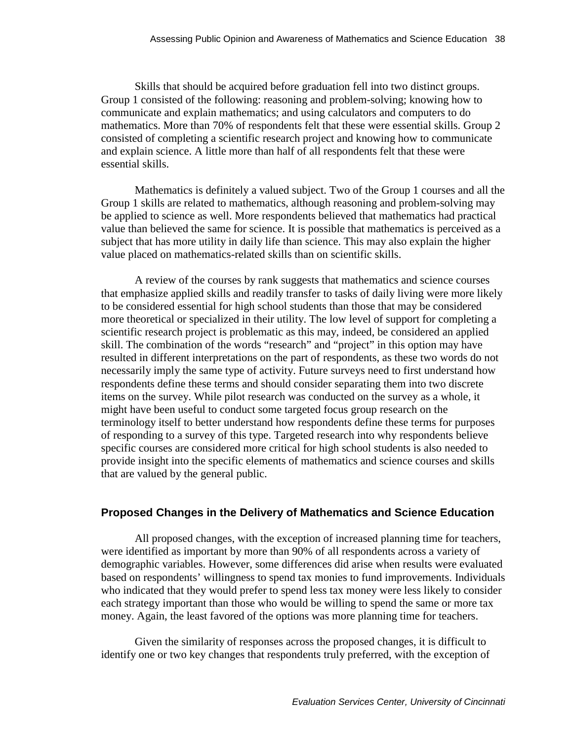Skills that should be acquired before graduation fell into two distinct groups. Group 1 consisted of the following: reasoning and problem-solving; knowing how to communicate and explain mathematics; and using calculators and computers to do mathematics. More than 70% of respondents felt that these were essential skills. Group 2 consisted of completing a scientific research project and knowing how to communicate and explain science. A little more than half of all respondents felt that these were essential skills.

Mathematics is definitely a valued subject. Two of the Group 1 courses and all the Group 1 skills are related to mathematics, although reasoning and problem-solving may be applied to science as well. More respondents believed that mathematics had practical value than believed the same for science. It is possible that mathematics is perceived as a subject that has more utility in daily life than science. This may also explain the higher value placed on mathematics-related skills than on scientific skills.

A review of the courses by rank suggests that mathematics and science courses that emphasize applied skills and readily transfer to tasks of daily living were more likely to be considered essential for high school students than those that may be considered more theoretical or specialized in their utility. The low level of support for completing a scientific research project is problematic as this may, indeed, be considered an applied skill. The combination of the words "research" and "project" in this option may have resulted in different interpretations on the part of respondents, as these two words do not necessarily imply the same type of activity. Future surveys need to first understand how respondents define these terms and should consider separating them into two discrete items on the survey. While pilot research was conducted on the survey as a whole, it might have been useful to conduct some targeted focus group research on the terminology itself to better understand how respondents define these terms for purposes of responding to a survey of this type. Targeted research into why respondents believe specific courses are considered more critical for high school students is also needed to provide insight into the specific elements of mathematics and science courses and skills that are valued by the general public.

## Proposed Changes in the Delivery of Mathematics and Science Education

All proposed changes, with the exception of increased planning time for teachers, were identified as important by more than 90% of all respondents across a variety of demographic variables. However, some differences did arise when results were evaluated based on respondents' willingness to spend tax monies to fund improvements. Individuals who indicated that they would prefer to spend less tax money were less likely to consider each strategy important than those who would be willing to spend the same or more tax money. Again, the least favored of the options was more planning time for teachers.

Given the similarity of responses across the proposed changes, it is difficult to identify one or two key changes that respondents truly preferred, with the exception of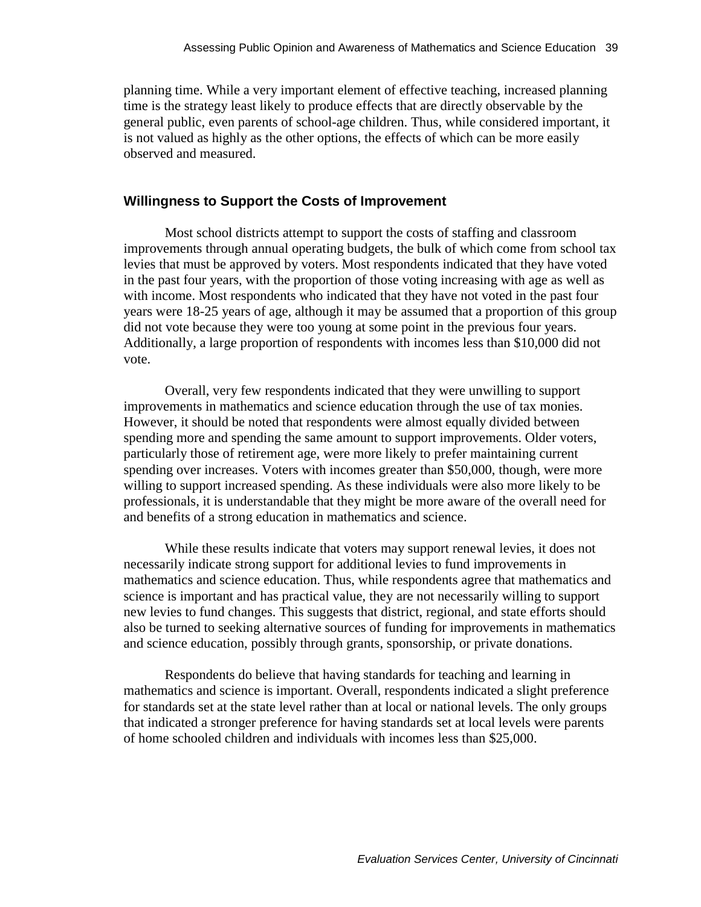planning time. While a very important element of effective teaching, increased planning time is the strategy least likely to produce effects that are directly observable by the general public, even parents of school-age children. Thus, while considered important, it is not valued as highly as the other options, the effects of which can be more easily observed and measured.

### Willingness to Support the Costs of Improvement

Most school districts attempt to support the costs of staffing and classroom improvements through annual operating budgets, the bulk of which come from school tax levies that must be approved by voters. Most respondents indicated that they have voted in the past four years, with the proportion of those voting increasing with age as well as with income. Most respondents who indicated that they have not voted in the past four years were 18-25 years of age, although it may be assumed that a proportion of this group did not vote because they were too young at some point in the previous four years. Additionally, a large proportion of respondents with incomes less than $10,000 did not vote.

Overall, very few respondents indicated that they were unwilling to support improvements in mathematics and science education through the use of tax monies. However, it should be noted that respondents were almost equally divided between spending more and spending the same amount to support improvements. Older voters, particularly those of retirement age, were more likely to prefer maintaining current spending over increases. Voters with incomes greater than $50,000, though, were more willing to support increased spending. As these individuals were also more likely to be professionals, it is understandable that they might be more aware of the overall need for and benefits of a strong education in mathematics and science.

While these results indicate that voters may support renewal levies, it does not necessarily indicate strong support for additional levies to fund improvements in mathematics and science education. Thus, while respondents agree that mathematics and science is important and has practical value, they are not necessarily willing to support new levies to fund changes. This suggests that district, regional, and state efforts should also be turned to seeking alternative sources of funding for improvements in mathematics and science education, possibly through grants, sponsorship, or private donations.

Respondents do believe that having standards for teaching and learning in mathematics and science is important. Overall, respondents indicated a slight preference for standards set at the state level rather than at local or national levels. The only groups that indicated a stronger preference for having standards set at local levels were parents of home schooled children and individuals with incomes less than $25,000.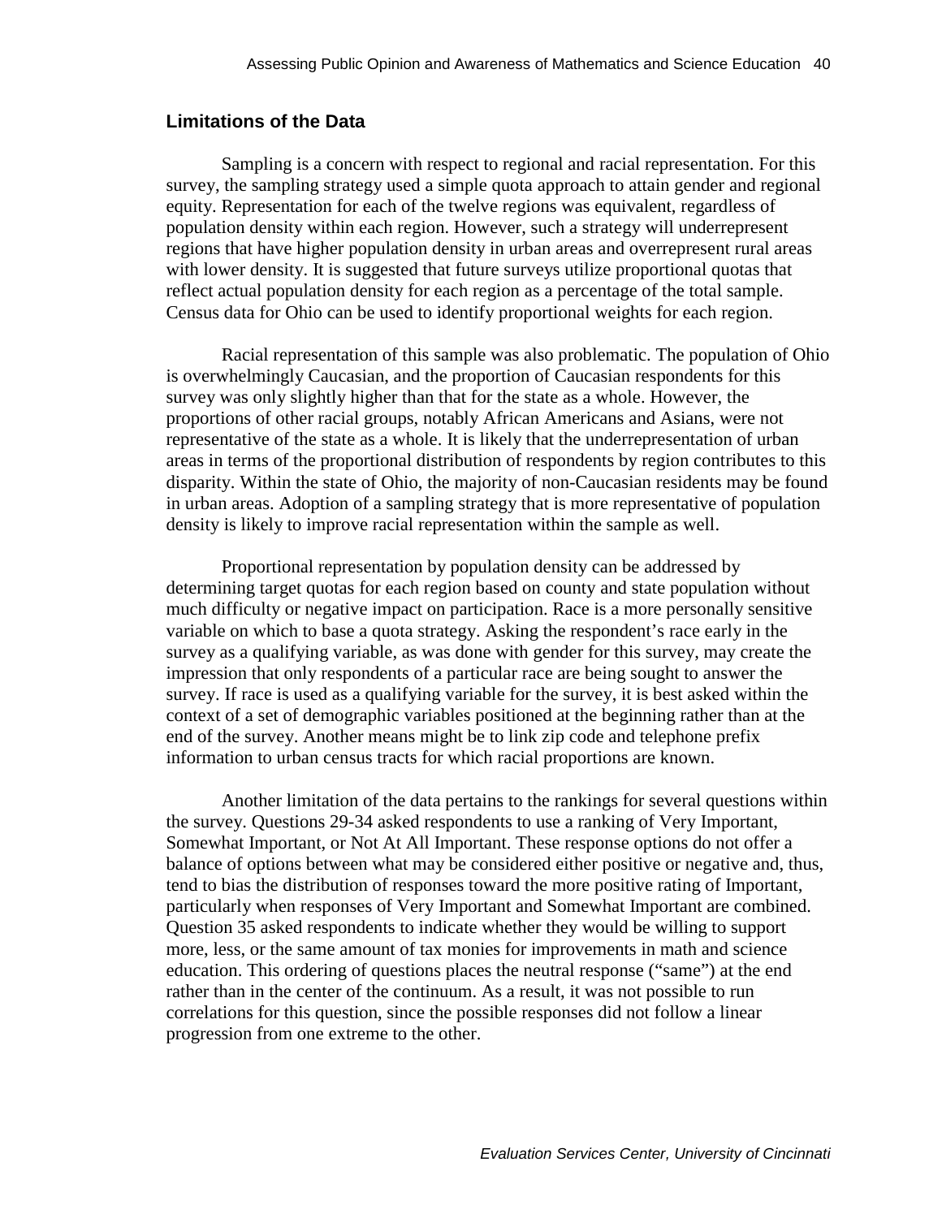## Limitations of the Data

Sampling is a concern with respect to regional and racial representation. For this survey, the sampling strategy used a simple quota approach to attain gender and regional equity. Representation for each of the twelve regions was equivalent, regardless of population density within each region. However, such a strategy will underrepresent regions that have higher population density in urban areas and overrepresent rural areas with lower density. It is suggested that future surveys utilize proportional quotas that reflect actual population density for each region as a percentage of the total sample. Census data for Ohio can be used to identify proportional weights for each region.

Racial representation of this sample was also problematic. The population of Ohio is overwhelmingly Caucasian, and the proportion of Caucasian respondents for this survey was only slightly higher than that for the state as a whole. However, the proportions of other racial groups, notably African Americans and Asians, were not representative of the state as a whole. It is likely that the underrepresentation of urban areas in terms of the proportional distribution of respondents by region contributes to this disparity. Within the state of Ohio, the majority of non-Caucasian residents may be found in urban areas. Adoption of a sampling strategy that is more representative of population density is likely to improve racial representation within the sample as well.

Proportional representation by population density can be addressed by determining target quotas for each region based on county and state population without much difficulty or negative impact on participation. Race is a more personally sensitive variable on which to base a quota strategy. Asking the respondent's race early in the survey as a qualifying variable, as was done with gender for this survey, may create the impression that only respondents of a particular race are being sought to answer the survey. If race is used as a qualifying variable for the survey, it is best asked within the context of a set of demographic variables positioned at the beginning rather than at the end of the survey. Another means might be to link zip code and telephone prefix information to urban census tracts for which racial proportions are known.

Another limitation of the data pertains to the rankings for several questions within the survey. Questions 29-34 asked respondents to use a ranking of Very Important, Somewhat Important, or Not At All Important. These response options do not offer a balance of options between what may be considered either positive or negative and, thus, tend to bias the distribution of responses toward the more positive rating of Important, particularly when responses of Very Important and Somewhat Important are combined. Question 35 asked respondents to indicate whether they would be willing to support more, less, or the same amount of tax monies for improvements in math and science education. This ordering of questions places the neutral response ("same") at the end rather than in the center of the continuum. As a result, it was not possible to run correlations for this question, since the possible responses did not follow a linear progression from one extreme to the other.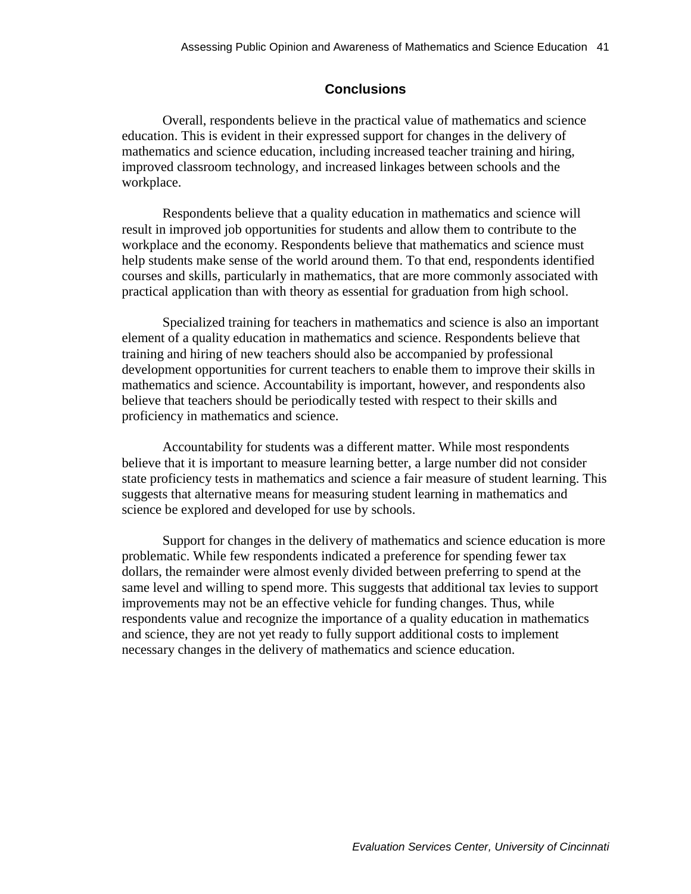## Conclusions

Overall, respondents believe in the practical value of mathematics and science education. This is evident in their expressed support for changes in the delivery of mathematics and science education, including increased teacher training and hiring, improved classroom technology, and increased linkages between schools and the workplace.

Respondents believe that a quality education in mathematics and science will result in improved job opportunities for students and allow them to contribute to the workplace and the economy. Respondents believe that mathematics and science must help students make sense of the world around them. To that end, respondents identified courses and skills, particularly in mathematics, that are more commonly associated with practical application than with theory as essential for graduation from high school.

Specialized training for teachers in mathematics and science is also an important element of a quality education in mathematics and science. Respondents believe that training and hiring of new teachers should also be accompanied by professional development opportunities for current teachers to enable them to improve their skills in mathematics and science. Accountability is important, however, and respondents also believe that teachers should be periodically tested with respect to their skills and proficiency in mathematics and science.

Accountability for students was a different matter. While most respondents believe that it is important to measure learning better, a large number did not consider state proficiency tests in mathematics and science a fair measure of student learning. This suggests that alternative means for measuring student learning in mathematics and science be explored and developed for use by schools.

Support for changes in the delivery of mathematics and science education is more problematic. While few respondents indicated a preference for spending fewer tax dollars, the remainder were almost evenly divided between preferring to spend at the same level and willing to spend more. This suggests that additional tax levies to support improvements may not be an effective vehicle for funding changes. Thus, while respondents value and recognize the importance of a quality education in mathematics and science, they are not yet ready to fully support additional costs to implement necessary changes in the delivery of mathematics and science education.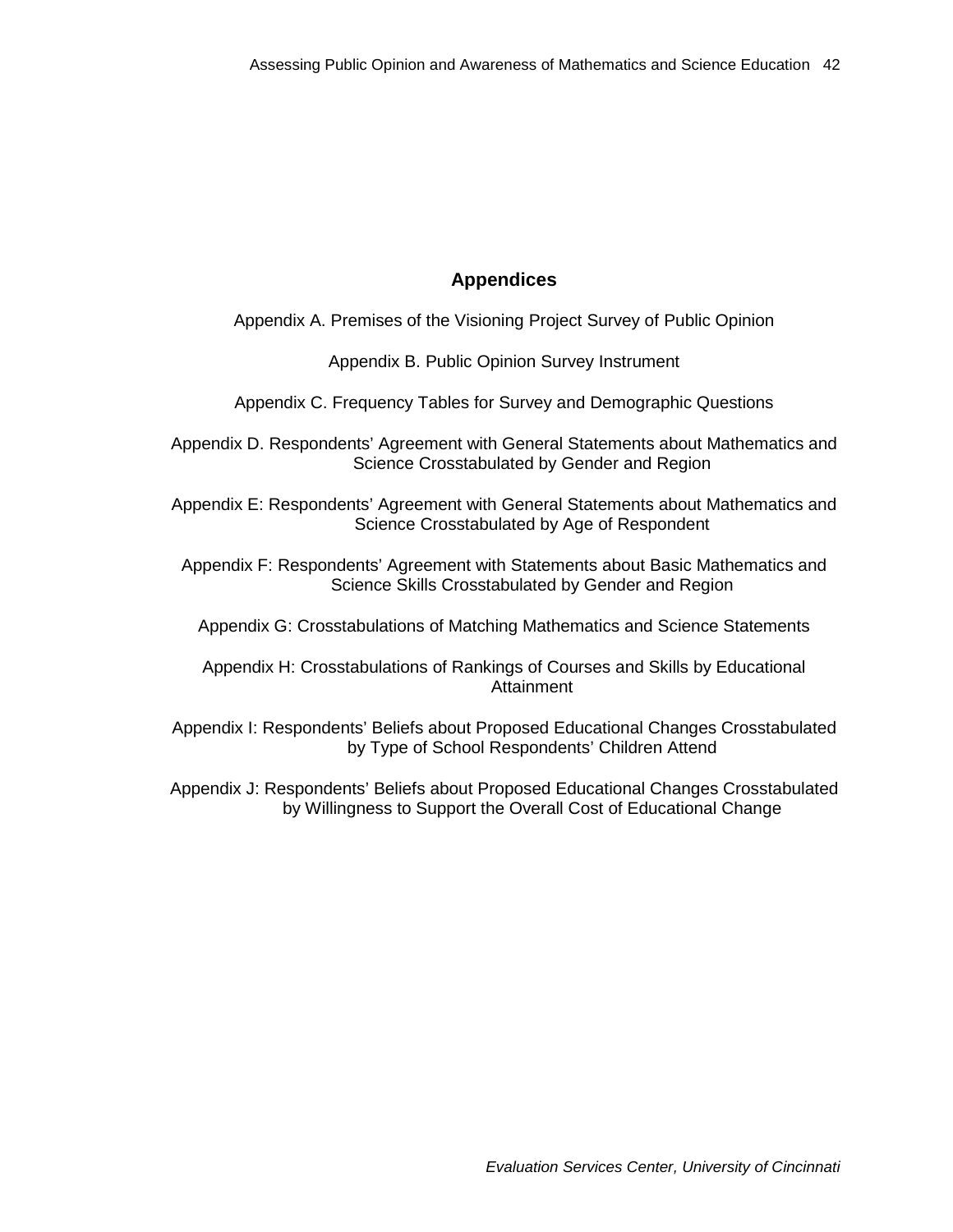## Appendices

Appendix A. Premises of the Visioning Project Survey of Public Opinion

Appendix B. Public Opinion Survey Instrument

Appendix C. Frequency Tables for Survey and Demographic Questions

Appendix D. Respondents' Agreement with General Statements about Mathematics and Science Crosstabulated by Gender and Region

Appendix E: Respondents' Agreement with General Statements about Mathematics and Science Crosstabulated by Age of Respondent

Appendix F: Respondents' Agreement with Statements about Basic Mathematics and Science Skills Crosstabulated by Gender and Region

Appendix G: Crosstabulations of Matching Mathematics and Science Statements

Appendix H: Crosstabulations of Rankings of Courses and Skills by Educational Attainment

Appendix I: Respondents' Beliefs about Proposed Educational Changes Crosstabulated by Type of School Respondents' Children Attend

Appendix J: Respondents' Beliefs about Proposed Educational Changes Crosstabulated by Willingness to Support the Overall Cost of Educational Change